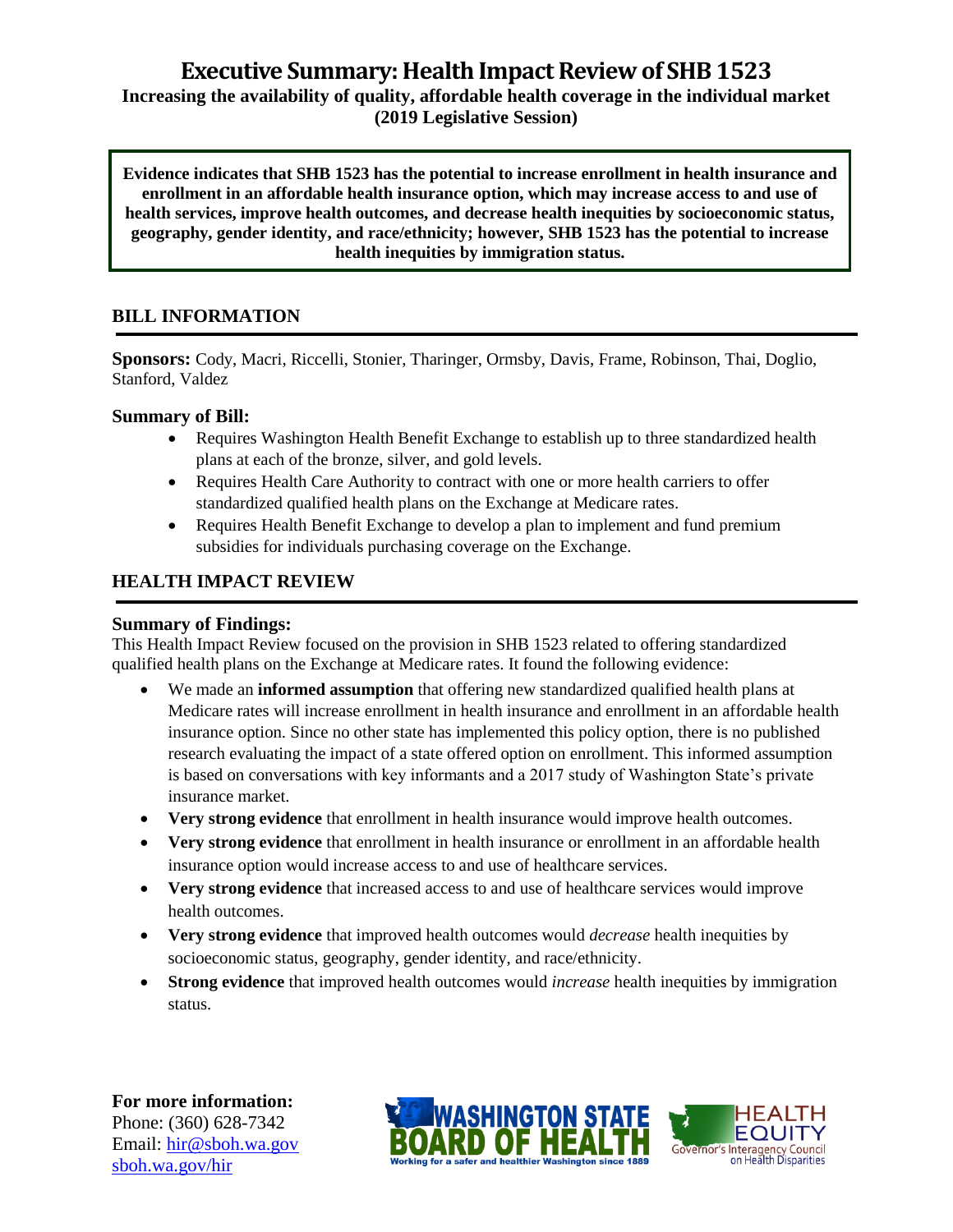# Executive Summary: Health Impact Review of SHB 1523

**Increasing the availability of quality, affordable health coverage in the individual market (2019 Legislative Session)**

**Evidence indicates that SHB 1523 has the potential to increase enrollment in health insurance and enrollment in an affordable health insurance option, which may increase access to and use of health services, improve health outcomes, and decrease health inequities by socioeconomic status, geography, gender identity, and race/ethnicity; however, SHB 1523 has the potential to increase health inequities by immigration status.**

## BILL INFORMATION

**Sponsors:** Cody, Macri, Riccelli, Stonier, Tharinger, Ormsby, Davis, Frame, Robinson, Thai, Doglio, Stanford, Valdez

### Summary of Bill:

- Requires Washington Health Benefit Exchange to establish up to three standardized health plans at each of the bronze, silver, and gold levels.
- Requires Health Care Authority to contract with one or more health carriers to offer standardized qualified health plans on the Exchange at Medicare rates.
- Requires Health Benefit Exchange to develop a plan to implement and fund premium subsidies for individuals purchasing coverage on the Exchange.

## HEALTH IMPACT REVIEW

### Summary of Findings:

This Health Impact Review focused on the provision in SHB 1523 related to offering standardized qualified health plans on the Exchange at Medicare rates. It found the following evidence:

- We made an **informed assumption** that offering new standardized qualified health plans at Medicare rates will increase enrollment in health insurance and enrollment in an affordable health insurance option. Since no other state has implemented this policy option, there is no published research evaluating the impact of a state offered option on enrollment. This informed assumption is based on conversations with key informants and a 2017 study of Washington State's private insurance market.
- **Very strong evidence** that enrollment in health insurance would improve health outcomes.
- **Very strong evidence** that enrollment in health insurance or enrollment in an affordable health insurance option would increase access to and use of healthcare services.
- **Very strong evidence** that increased access to and use of healthcare services would improve health outcomes.
- **Very strong evidence** that improved health outcomes would *decrease* health inequities by socioeconomic status, geography, gender identity, and race/ethnicity.
- **Strong evidence** that improved health outcomes would *increase* health inequities by immigration status.

**For more information:**
Phone: (360) 628-7342
Email: hir@sboh.wa.gov
sboh.wa.gov/hir

WASHINGTON STATE BOARD OF HEALTH — Working for a safer and healthier Washington since 1889

HEALTH EQUITY — Governor's Interagency Council on Health Disparities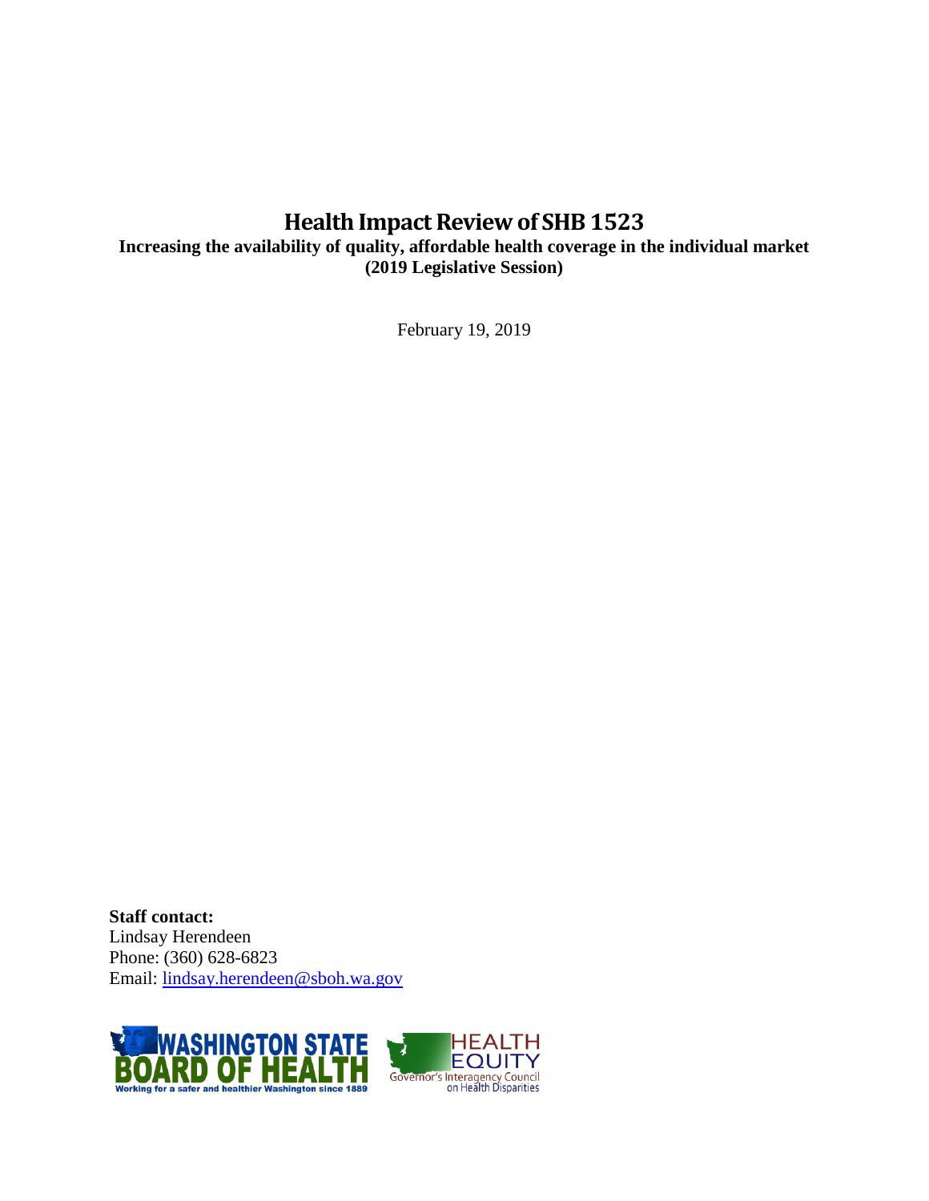# Health Impact Review of SHB 1523

**Increasing the availability of quality, affordable health coverage in the individual market (2019 Legislative Session)**

February 19, 2019

**Staff contact:**
Lindsay Herendeen
Phone: (360) 628-6823
Email: [lindsay.herendeen@sboh.wa.gov](mailto:lindsay.herendeen@sboh.wa.gov)

WASHINGTON STATE BOARD OF HEALTH
Working for a safer and healthier Washington since 1889

HEALTH EQUITY
Governor's Interagency Council on Health Disparities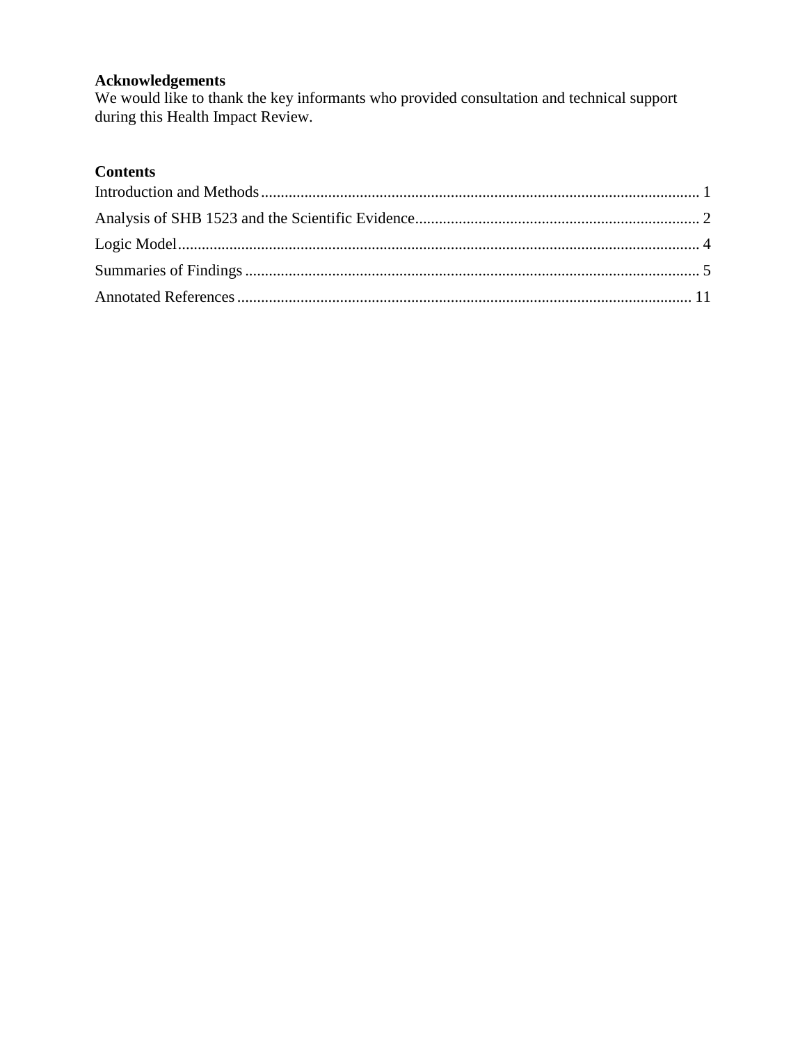**Acknowledgements**

We would like to thank the key informants who provided consultation and technical support during this Health Impact Review.

**Contents**

Introduction and Methods .......... 1

Analysis of SHB 1523 and the Scientific Evidence .......... 2

Logic Model .......... 4

Summaries of Findings .......... 5

Annotated References .......... 11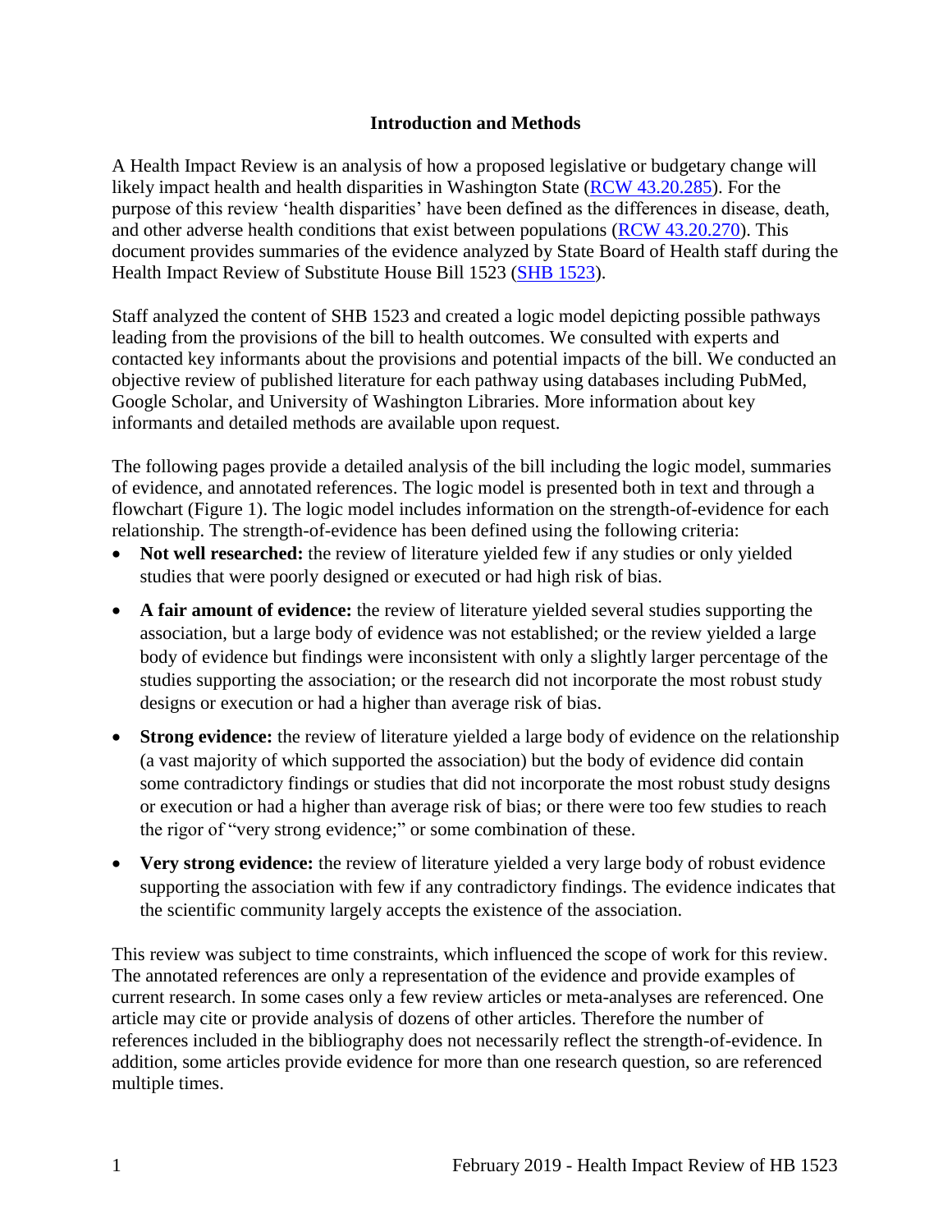## Introduction and Methods

A Health Impact Review is an analysis of how a proposed legislative or budgetary change will likely impact health and health disparities in Washington State ([RCW 43.20.285](#)). For the purpose of this review 'health disparities' have been defined as the differences in disease, death, and other adverse health conditions that exist between populations ([RCW 43.20.270](#)). This document provides summaries of the evidence analyzed by State Board of Health staff during the Health Impact Review of Substitute House Bill 1523 ([SHB 1523](#)).

Staff analyzed the content of SHB 1523 and created a logic model depicting possible pathways leading from the provisions of the bill to health outcomes. We consulted with experts and contacted key informants about the provisions and potential impacts of the bill. We conducted an objective review of published literature for each pathway using databases including PubMed, Google Scholar, and University of Washington Libraries. More information about key informants and detailed methods are available upon request.

The following pages provide a detailed analysis of the bill including the logic model, summaries of evidence, and annotated references. The logic model is presented both in text and through a flowchart (Figure 1). The logic model includes information on the strength-of-evidence for each relationship. The strength-of-evidence has been defined using the following criteria:

- **Not well researched:** the review of literature yielded few if any studies or only yielded studies that were poorly designed or executed or had high risk of bias.
- **A fair amount of evidence:** the review of literature yielded several studies supporting the association, but a large body of evidence was not established; or the review yielded a large body of evidence but findings were inconsistent with only a slightly larger percentage of the studies supporting the association; or the research did not incorporate the most robust study designs or execution or had a higher than average risk of bias.
- **Strong evidence:** the review of literature yielded a large body of evidence on the relationship (a vast majority of which supported the association) but the body of evidence did contain some contradictory findings or studies that did not incorporate the most robust study designs or execution or had a higher than average risk of bias; or there were too few studies to reach the rigor of "very strong evidence;" or some combination of these.
- **Very strong evidence:** the review of literature yielded a very large body of robust evidence supporting the association with few if any contradictory findings. The evidence indicates that the scientific community largely accepts the existence of the association.

This review was subject to time constraints, which influenced the scope of work for this review. The annotated references are only a representation of the evidence and provide examples of current research. In some cases only a few review articles or meta-analyses are referenced. One article may cite or provide analysis of dozens of other articles. Therefore the number of references included in the bibliography does not necessarily reflect the strength-of-evidence. In addition, some articles provide evidence for more than one research question, so are referenced multiple times.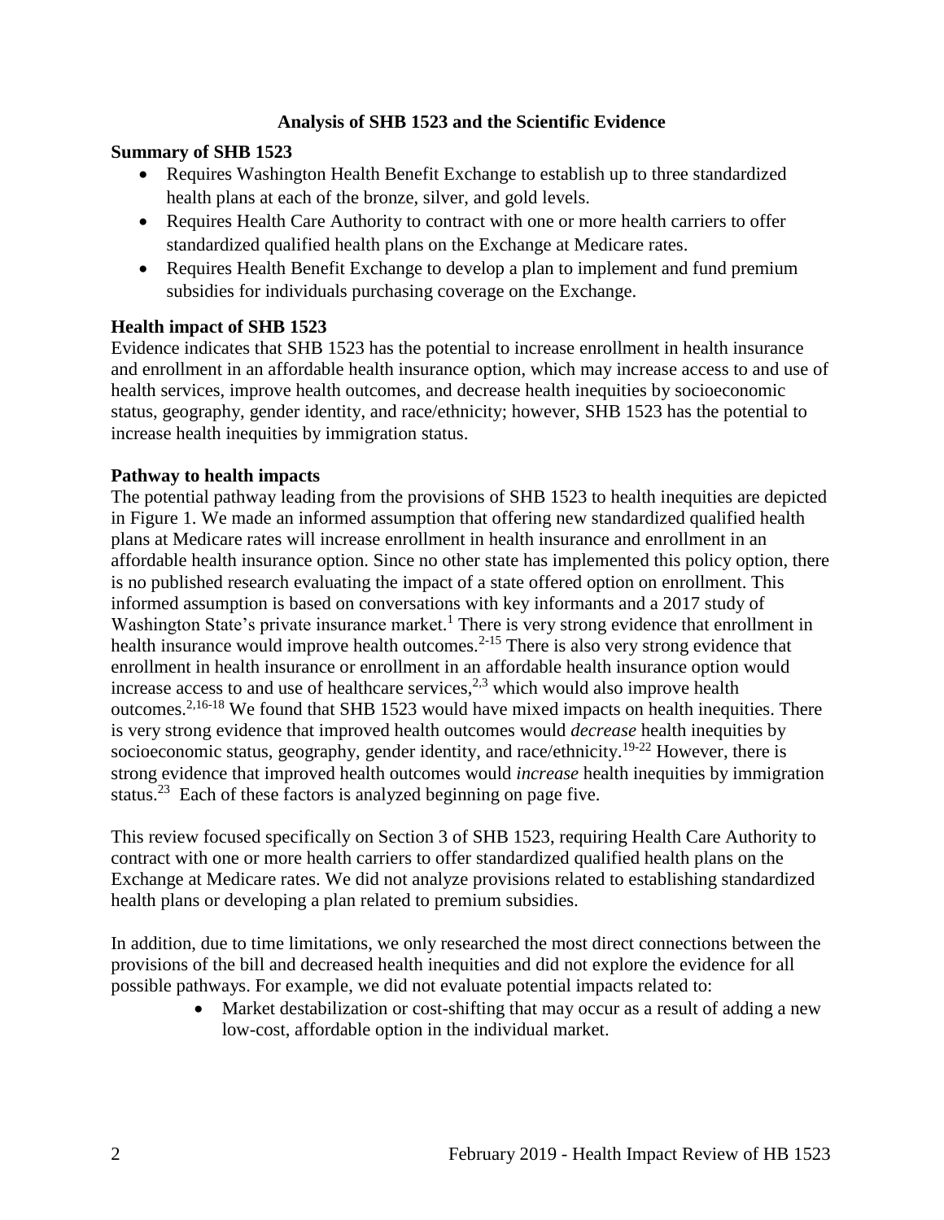## Analysis of SHB 1523 and the Scientific Evidence

### Summary of SHB 1523

- Requires Washington Health Benefit Exchange to establish up to three standardized health plans at each of the bronze, silver, and gold levels.
- Requires Health Care Authority to contract with one or more health carriers to offer standardized qualified health plans on the Exchange at Medicare rates.
- Requires Health Benefit Exchange to develop a plan to implement and fund premium subsidies for individuals purchasing coverage on the Exchange.

### Health impact of SHB 1523

Evidence indicates that SHB 1523 has the potential to increase enrollment in health insurance and enrollment in an affordable health insurance option, which may increase access to and use of health services, improve health outcomes, and decrease health inequities by socioeconomic status, geography, gender identity, and race/ethnicity; however, SHB 1523 has the potential to increase health inequities by immigration status.

### Pathway to health impacts

The potential pathway leading from the provisions of SHB 1523 to health inequities are depicted in Figure 1. We made an informed assumption that offering new standardized qualified health plans at Medicare rates will increase enrollment in health insurance and enrollment in an affordable health insurance option. Since no other state has implemented this policy option, there is no published research evaluating the impact of a state offered option on enrollment. This informed assumption is based on conversations with key informants and a 2017 study of Washington State's private insurance market.[1] There is very strong evidence that enrollment in health insurance would improve health outcomes.[2-15] There is also very strong evidence that enrollment in health insurance or enrollment in an affordable health insurance option would increase access to and use of healthcare services,[2,3] which would also improve health outcomes.[2,16-18] We found that SHB 1523 would have mixed impacts on health inequities. There is very strong evidence that improved health outcomes would *decrease* health inequities by socioeconomic status, geography, gender identity, and race/ethnicity.[19-22] However, there is strong evidence that improved health outcomes would *increase* health inequities by immigration status.[23] Each of these factors is analyzed beginning on page five.

This review focused specifically on Section 3 of SHB 1523, requiring Health Care Authority to contract with one or more health carriers to offer standardized qualified health plans on the Exchange at Medicare rates. We did not analyze provisions related to establishing standardized health plans or developing a plan related to premium subsidies.

In addition, due to time limitations, we only researched the most direct connections between the provisions of the bill and decreased health inequities and did not explore the evidence for all possible pathways. For example, we did not evaluate potential impacts related to:

- Market destabilization or cost-shifting that may occur as a result of adding a new low-cost, affordable option in the individual market.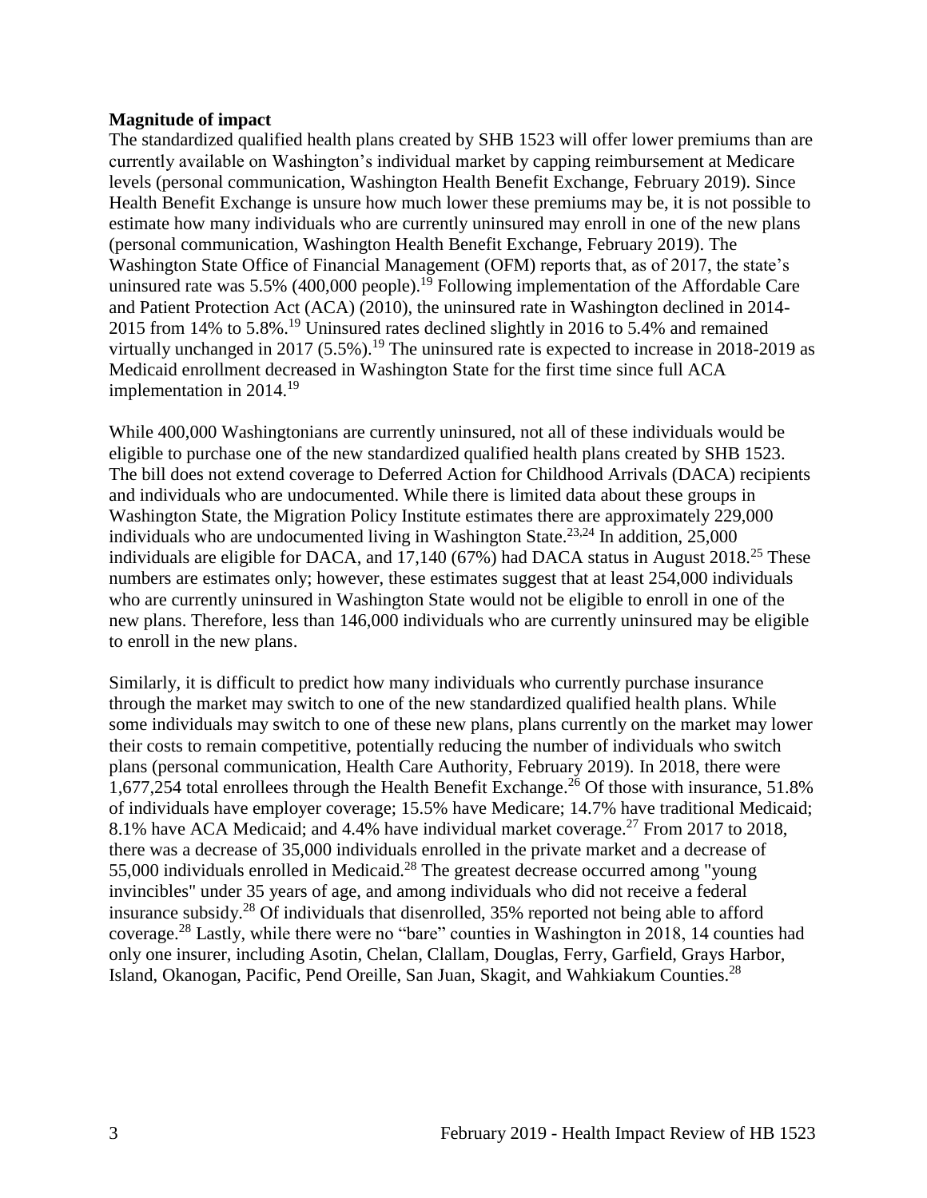**Magnitude of impact**

The standardized qualified health plans created by SHB 1523 will offer lower premiums than are currently available on Washington's individual market by capping reimbursement at Medicare levels (personal communication, Washington Health Benefit Exchange, February 2019). Since Health Benefit Exchange is unsure how much lower these premiums may be, it is not possible to estimate how many individuals who are currently uninsured may enroll in one of the new plans (personal communication, Washington Health Benefit Exchange, February 2019). The Washington State Office of Financial Management (OFM) reports that, as of 2017, the state's uninsured rate was 5.5% (400,000 people).[19] Following implementation of the Affordable Care and Patient Protection Act (ACA) (2010), the uninsured rate in Washington declined in 2014-2015 from 14% to 5.8%.[19] Uninsured rates declined slightly in 2016 to 5.4% and remained virtually unchanged in 2017 (5.5%).[19] The uninsured rate is expected to increase in 2018-2019 as Medicaid enrollment decreased in Washington State for the first time since full ACA implementation in 2014.[19]

While 400,000 Washingtonians are currently uninsured, not all of these individuals would be eligible to purchase one of the new standardized qualified health plans created by SHB 1523. The bill does not extend coverage to Deferred Action for Childhood Arrivals (DACA) recipients and individuals who are undocumented. While there is limited data about these groups in Washington State, the Migration Policy Institute estimates there are approximately 229,000 individuals who are undocumented living in Washington State.[23,24] In addition, 25,000 individuals are eligible for DACA, and 17,140 (67%) had DACA status in August 2018.[25] These numbers are estimates only; however, these estimates suggest that at least 254,000 individuals who are currently uninsured in Washington State would not be eligible to enroll in one of the new plans. Therefore, less than 146,000 individuals who are currently uninsured may be eligible to enroll in the new plans.

Similarly, it is difficult to predict how many individuals who currently purchase insurance through the market may switch to one of the new standardized qualified health plans. While some individuals may switch to one of these new plans, plans currently on the market may lower their costs to remain competitive, potentially reducing the number of individuals who switch plans (personal communication, Health Care Authority, February 2019). In 2018, there were 1,677,254 total enrollees through the Health Benefit Exchange.[26] Of those with insurance, 51.8% of individuals have employer coverage; 15.5% have Medicare; 14.7% have traditional Medicaid; 8.1% have ACA Medicaid; and 4.4% have individual market coverage.[27] From 2017 to 2018, there was a decrease of 35,000 individuals enrolled in the private market and a decrease of 55,000 individuals enrolled in Medicaid.[28] The greatest decrease occurred among "young invincibles" under 35 years of age, and among individuals who did not receive a federal insurance subsidy.[28] Of individuals that disenrolled, 35% reported not being able to afford coverage.[28] Lastly, while there were no "bare" counties in Washington in 2018, 14 counties had only one insurer, including Asotin, Chelan, Clallam, Douglas, Ferry, Garfield, Grays Harbor, Island, Okanogan, Pacific, Pend Oreille, San Juan, Skagit, and Wahkiakum Counties.[28]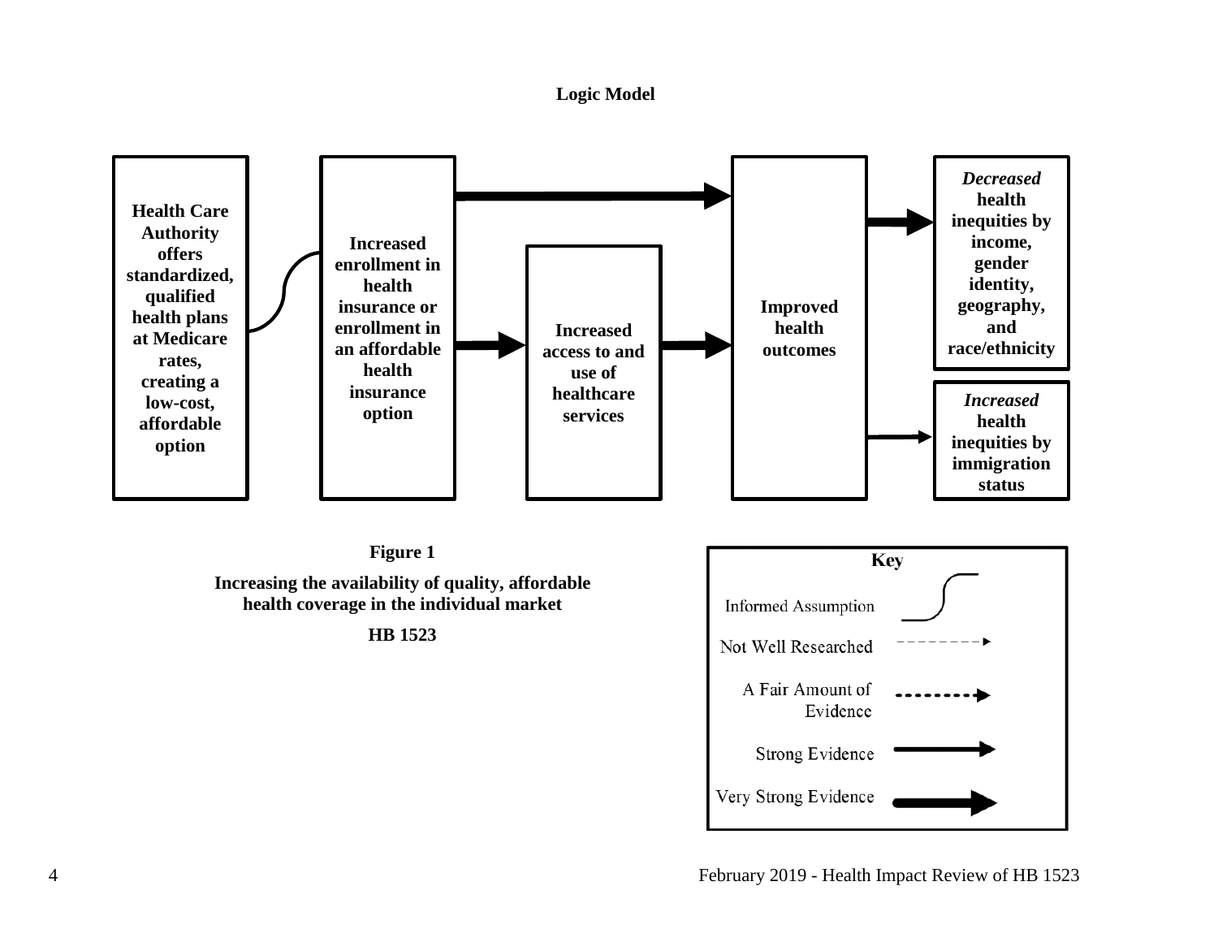**Logic Model**

Health Care Authority offers standardized, qualified health plans at Medicare rates, creating a low-cost, affordable option

Increased enrollment in health insurance or enrollment in an affordable health insurance option

Increased access to and use of healthcare services

Improved health outcomes

*Decreased* health inequities by income, gender identity, geography, and race/ethnicity

*Increased* health inequities by immigration status

**Figure 1**

**Increasing the availability of quality, affordable health coverage in the individual market**

**HB 1523**

**Key**

- Informed Assumption
- Not Well Researched
- A Fair Amount of Evidence
- Strong Evidence
- Very Strong Evidence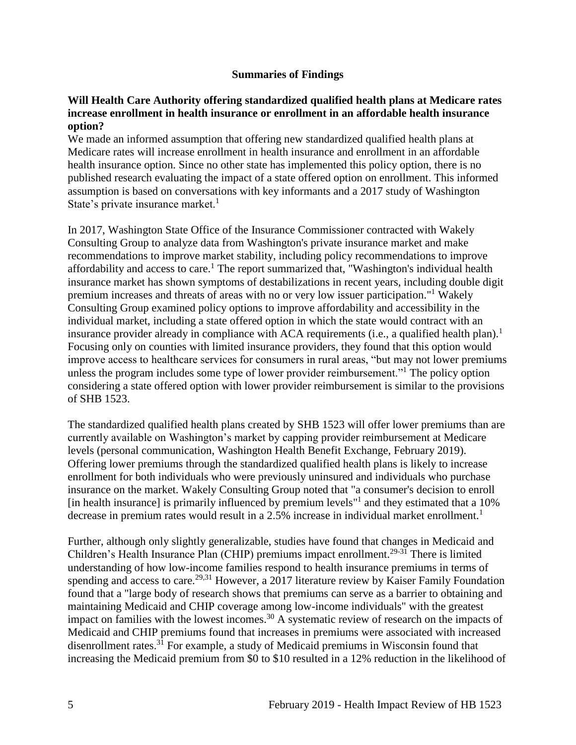## Summaries of Findings

### Will Health Care Authority offering standardized qualified health plans at Medicare rates increase enrollment in health insurance or enrollment in an affordable health insurance option?

We made an informed assumption that offering new standardized qualified health plans at Medicare rates will increase enrollment in health insurance and enrollment in an affordable health insurance option. Since no other state has implemented this policy option, there is no published research evaluating the impact of a state offered option on enrollment. This informed assumption is based on conversations with key informants and a 2017 study of Washington State's private insurance market.[1]

In 2017, Washington State Office of the Insurance Commissioner contracted with Wakely Consulting Group to analyze data from Washington's private insurance market and make recommendations to improve market stability, including policy recommendations to improve affordability and access to care.[1] The report summarized that, "Washington's individual health insurance market has shown symptoms of destabilizations in recent years, including double digit premium increases and threats of areas with no or very low issuer participation."[1] Wakely Consulting Group examined policy options to improve affordability and accessibility in the individual market, including a state offered option in which the state would contract with an insurance provider already in compliance with ACA requirements (i.e., a qualified health plan).[1] Focusing only on counties with limited insurance providers, they found that this option would improve access to healthcare services for consumers in rural areas, "but may not lower premiums unless the program includes some type of lower provider reimbursement."[1] The policy option considering a state offered option with lower provider reimbursement is similar to the provisions of SHB 1523.

The standardized qualified health plans created by SHB 1523 will offer lower premiums than are currently available on Washington's market by capping provider reimbursement at Medicare levels (personal communication, Washington Health Benefit Exchange, February 2019). Offering lower premiums through the standardized qualified health plans is likely to increase enrollment for both individuals who were previously uninsured and individuals who purchase insurance on the market. Wakely Consulting Group noted that "a consumer's decision to enroll [in health insurance] is primarily influenced by premium levels"[1] and they estimated that a 10% decrease in premium rates would result in a 2.5% increase in individual market enrollment.[1]

Further, although only slightly generalizable, studies have found that changes in Medicaid and Children's Health Insurance Plan (CHIP) premiums impact enrollment.[29-31] There is limited understanding of how low-income families respond to health insurance premiums in terms of spending and access to care.[29,31] However, a 2017 literature review by Kaiser Family Foundation found that a "large body of research shows that premiums can serve as a barrier to obtaining and maintaining Medicaid and CHIP coverage among low-income individuals" with the greatest impact on families with the lowest incomes.[30] A systematic review of research on the impacts of Medicaid and CHIP premiums found that increases in premiums were associated with increased disenrollment rates.[31] For example, a study of Medicaid premiums in Wisconsin found that increasing the Medicaid premium from $0 to $10 resulted in a 12% reduction in the likelihood of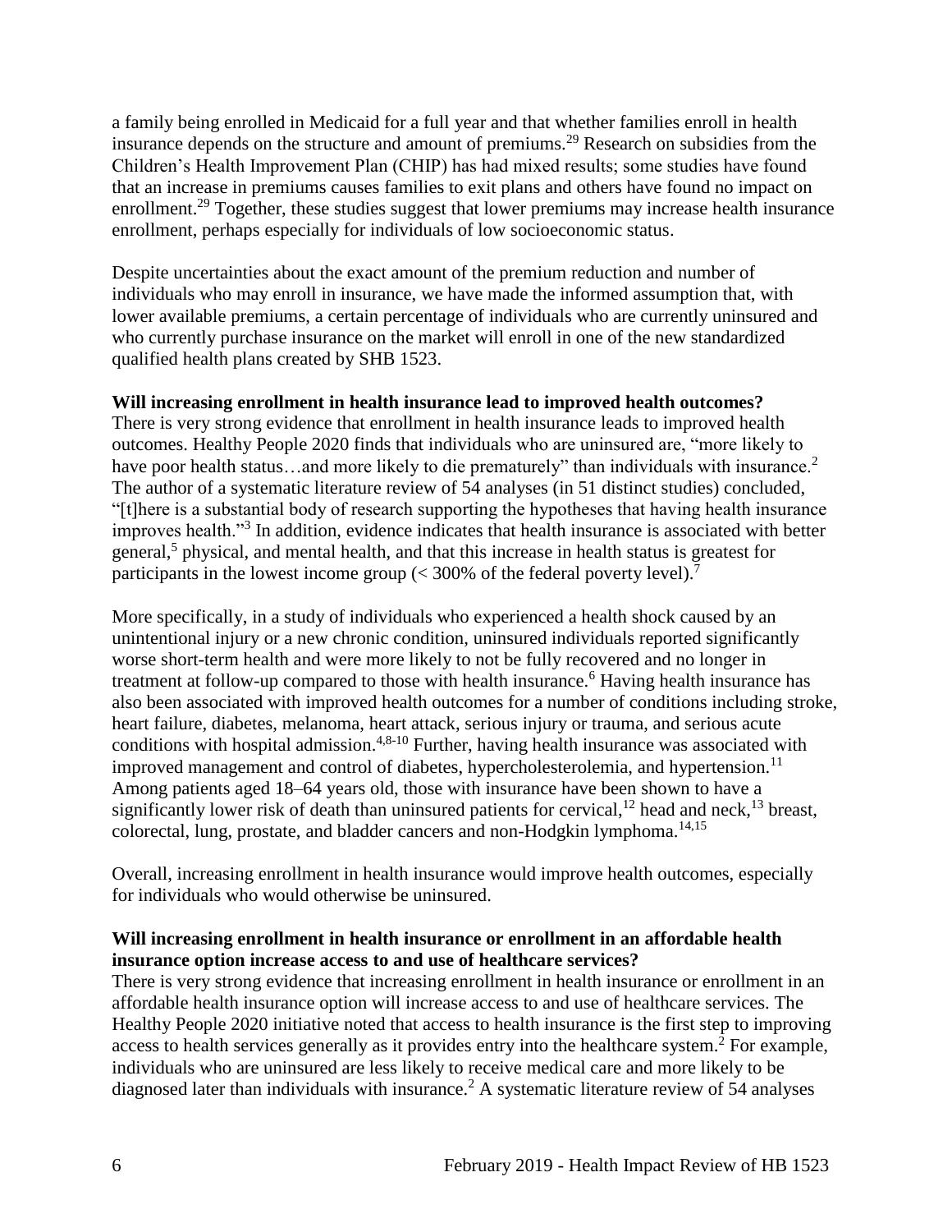a family being enrolled in Medicaid for a full year and that whether families enroll in health insurance depends on the structure and amount of premiums.[29] Research on subsidies from the Children's Health Improvement Plan (CHIP) has had mixed results; some studies have found that an increase in premiums causes families to exit plans and others have found no impact on enrollment.[29] Together, these studies suggest that lower premiums may increase health insurance enrollment, perhaps especially for individuals of low socioeconomic status.

Despite uncertainties about the exact amount of the premium reduction and number of individuals who may enroll in insurance, we have made the informed assumption that, with lower available premiums, a certain percentage of individuals who are currently uninsured and who currently purchase insurance on the market will enroll in one of the new standardized qualified health plans created by SHB 1523.

**Will increasing enrollment in health insurance lead to improved health outcomes?**

There is very strong evidence that enrollment in health insurance leads to improved health outcomes. Healthy People 2020 finds that individuals who are uninsured are, "more likely to have poor health status…and more likely to die prematurely" than individuals with insurance.[2] The author of a systematic literature review of 54 analyses (in 51 distinct studies) concluded, "[t]here is a substantial body of research supporting the hypotheses that having health insurance improves health."[3] In addition, evidence indicates that health insurance is associated with better general,[5] physical, and mental health, and that this increase in health status is greatest for participants in the lowest income group (< 300% of the federal poverty level).[7]

More specifically, in a study of individuals who experienced a health shock caused by an unintentional injury or a new chronic condition, uninsured individuals reported significantly worse short-term health and were more likely to not be fully recovered and no longer in treatment at follow-up compared to those with health insurance.[6] Having health insurance has also been associated with improved health outcomes for a number of conditions including stroke, heart failure, diabetes, melanoma, heart attack, serious injury or trauma, and serious acute conditions with hospital admission.[4,8-10] Further, having health insurance was associated with improved management and control of diabetes, hypercholesterolemia, and hypertension.[11] Among patients aged 18–64 years old, those with insurance have been shown to have a significantly lower risk of death than uninsured patients for cervical,[12] head and neck,[13] breast, colorectal, lung, prostate, and bladder cancers and non-Hodgkin lymphoma.[14,15]

Overall, increasing enrollment in health insurance would improve health outcomes, especially for individuals who would otherwise be uninsured.

**Will increasing enrollment in health insurance or enrollment in an affordable health insurance option increase access to and use of healthcare services?**

There is very strong evidence that increasing enrollment in health insurance or enrollment in an affordable health insurance option will increase access to and use of healthcare services. The Healthy People 2020 initiative noted that access to health insurance is the first step to improving access to health services generally as it provides entry into the healthcare system.[2] For example, individuals who are uninsured are less likely to receive medical care and more likely to be diagnosed later than individuals with insurance.[2] A systematic literature review of 54 analyses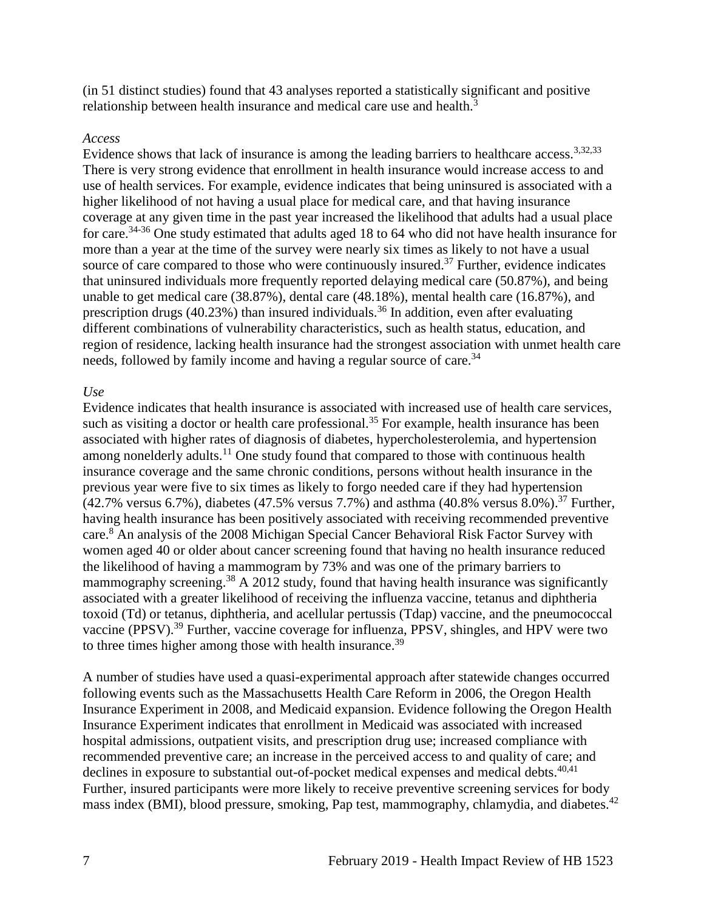(in 51 distinct studies) found that 43 analyses reported a statistically significant and positive relationship between health insurance and medical care use and health.[3]

*Access*

Evidence shows that lack of insurance is among the leading barriers to healthcare access.[3,32,33] There is very strong evidence that enrollment in health insurance would increase access to and use of health services. For example, evidence indicates that being uninsured is associated with a higher likelihood of not having a usual place for medical care, and that having insurance coverage at any given time in the past year increased the likelihood that adults had a usual place for care.[34-36] One study estimated that adults aged 18 to 64 who did not have health insurance for more than a year at the time of the survey were nearly six times as likely to not have a usual source of care compared to those who were continuously insured.[37] Further, evidence indicates that uninsured individuals more frequently reported delaying medical care (50.87%), and being unable to get medical care (38.87%), dental care (48.18%), mental health care (16.87%), and prescription drugs (40.23%) than insured individuals.[36] In addition, even after evaluating different combinations of vulnerability characteristics, such as health status, education, and region of residence, lacking health insurance had the strongest association with unmet health care needs, followed by family income and having a regular source of care.[34]

*Use*

Evidence indicates that health insurance is associated with increased use of health care services, such as visiting a doctor or health care professional.[35] For example, health insurance has been associated with higher rates of diagnosis of diabetes, hypercholesterolemia, and hypertension among nonelderly adults.[11] One study found that compared to those with continuous health insurance coverage and the same chronic conditions, persons without health insurance in the previous year were five to six times as likely to forgo needed care if they had hypertension (42.7% versus 6.7%), diabetes (47.5% versus 7.7%) and asthma (40.8% versus 8.0%).[37] Further, having health insurance has been positively associated with receiving recommended preventive care.[8] An analysis of the 2008 Michigan Special Cancer Behavioral Risk Factor Survey with women aged 40 or older about cancer screening found that having no health insurance reduced the likelihood of having a mammogram by 73% and was one of the primary barriers to mammography screening.[38] A 2012 study, found that having health insurance was significantly associated with a greater likelihood of receiving the influenza vaccine, tetanus and diphtheria toxoid (Td) or tetanus, diphtheria, and acellular pertussis (Tdap) vaccine, and the pneumococcal vaccine (PPSV).[39] Further, vaccine coverage for influenza, PPSV, shingles, and HPV were two to three times higher among those with health insurance.[39]

A number of studies have used a quasi-experimental approach after statewide changes occurred following events such as the Massachusetts Health Care Reform in 2006, the Oregon Health Insurance Experiment in 2008, and Medicaid expansion. Evidence following the Oregon Health Insurance Experiment indicates that enrollment in Medicaid was associated with increased hospital admissions, outpatient visits, and prescription drug use; increased compliance with recommended preventive care; an increase in the perceived access to and quality of care; and declines in exposure to substantial out-of-pocket medical expenses and medical debts.[40,41] Further, insured participants were more likely to receive preventive screening services for body mass index (BMI), blood pressure, smoking, Pap test, mammography, chlamydia, and diabetes.[42]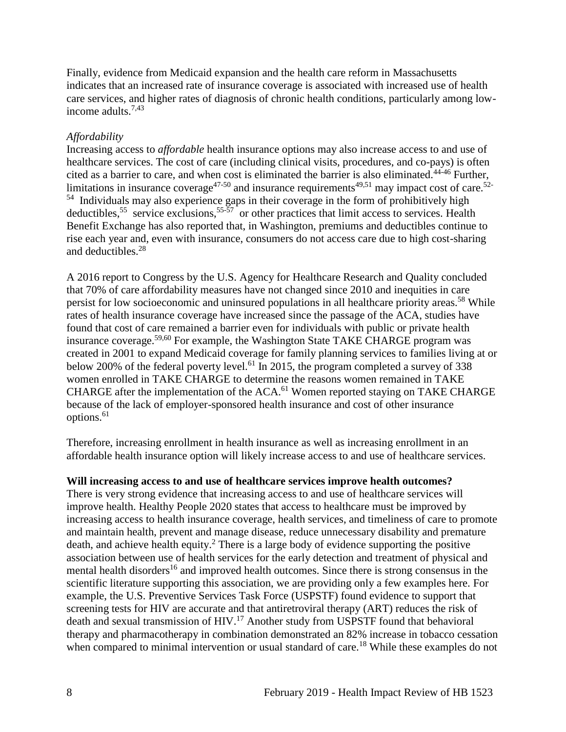Finally, evidence from Medicaid expansion and the health care reform in Massachusetts indicates that an increased rate of insurance coverage is associated with increased use of health care services, and higher rates of diagnosis of chronic health conditions, particularly among low-income adults.[7,43]

*Affordability*

Increasing access to *affordable* health insurance options may also increase access to and use of healthcare services. The cost of care (including clinical visits, procedures, and co-pays) is often cited as a barrier to care, and when cost is eliminated the barrier is also eliminated.[44-46] Further, limitations in insurance coverage[47-50] and insurance requirements[49,51] may impact cost of care.[52-54] Individuals may also experience gaps in their coverage in the form of prohibitively high deductibles,[55] service exclusions,[55-57] or other practices that limit access to services. Health Benefit Exchange has also reported that, in Washington, premiums and deductibles continue to rise each year and, even with insurance, consumers do not access care due to high cost-sharing and deductibles.[28]

A 2016 report to Congress by the U.S. Agency for Healthcare Research and Quality concluded that 70% of care affordability measures have not changed since 2010 and inequities in care persist for low socioeconomic and uninsured populations in all healthcare priority areas.[58] While rates of health insurance coverage have increased since the passage of the ACA, studies have found that cost of care remained a barrier even for individuals with public or private health insurance coverage.[59,60] For example, the Washington State TAKE CHARGE program was created in 2001 to expand Medicaid coverage for family planning services to families living at or below 200% of the federal poverty level.[61] In 2015, the program completed a survey of 338 women enrolled in TAKE CHARGE to determine the reasons women remained in TAKE CHARGE after the implementation of the ACA.[61] Women reported staying on TAKE CHARGE because of the lack of employer-sponsored health insurance and cost of other insurance options.[61]

Therefore, increasing enrollment in health insurance as well as increasing enrollment in an affordable health insurance option will likely increase access to and use of healthcare services.

**Will increasing access to and use of healthcare services improve health outcomes?**

There is very strong evidence that increasing access to and use of healthcare services will improve health. Healthy People 2020 states that access to healthcare must be improved by increasing access to health insurance coverage, health services, and timeliness of care to promote and maintain health, prevent and manage disease, reduce unnecessary disability and premature death, and achieve health equity.[2] There is a large body of evidence supporting the positive association between use of health services for the early detection and treatment of physical and mental health disorders[16] and improved health outcomes. Since there is strong consensus in the scientific literature supporting this association, we are providing only a few examples here. For example, the U.S. Preventive Services Task Force (USPSTF) found evidence to support that screening tests for HIV are accurate and that antiretroviral therapy (ART) reduces the risk of death and sexual transmission of HIV.[17] Another study from USPSTF found that behavioral therapy and pharmacotherapy in combination demonstrated an 82% increase in tobacco cessation when compared to minimal intervention or usual standard of care.[18] While these examples do not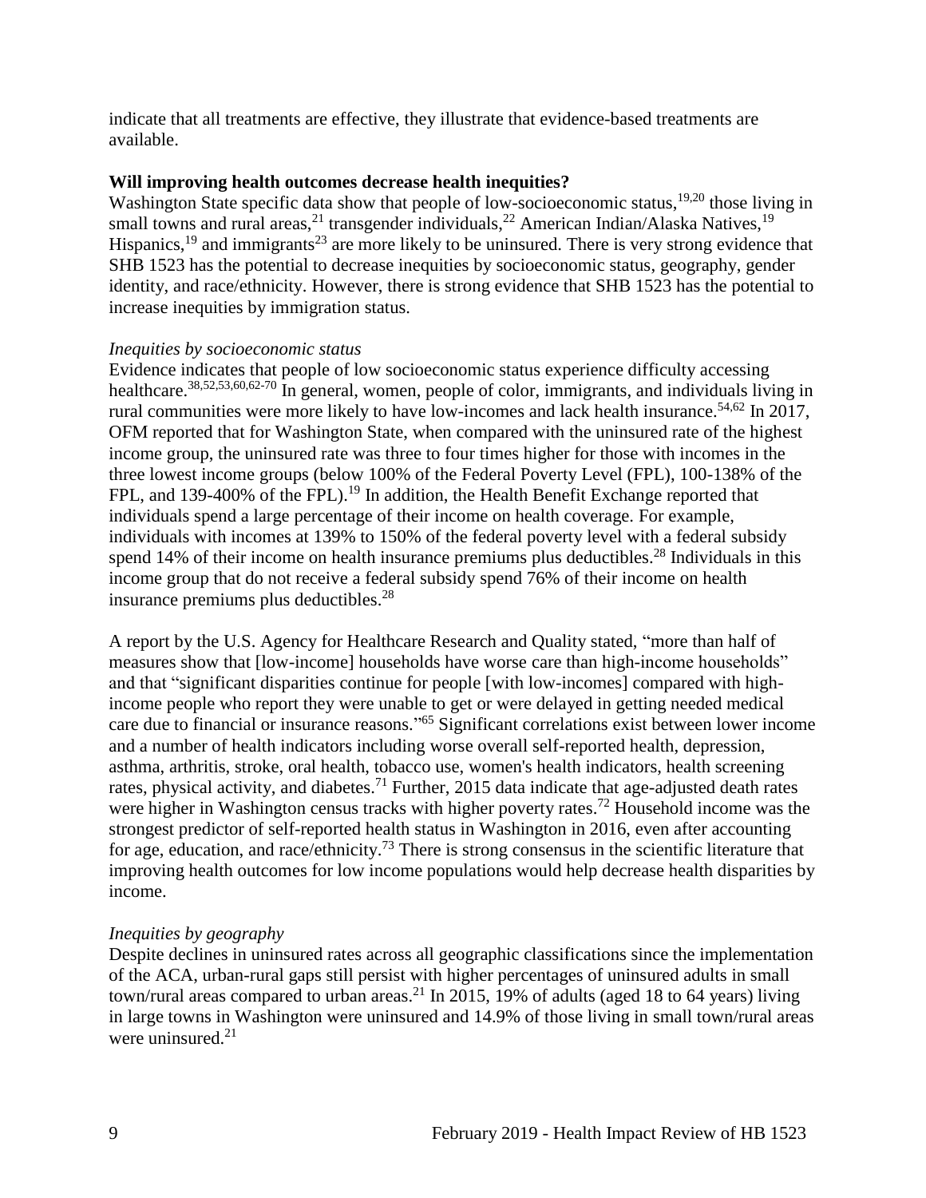indicate that all treatments are effective, they illustrate that evidence-based treatments are available.

**Will improving health outcomes decrease health inequities?**

Washington State specific data show that people of low-socioeconomic status,[19,20] those living in small towns and rural areas,[21] transgender individuals,[22] American Indian/Alaska Natives,[19] Hispanics,[19] and immigrants[23] are more likely to be uninsured. There is very strong evidence that SHB 1523 has the potential to decrease inequities by socioeconomic status, geography, gender identity, and race/ethnicity. However, there is strong evidence that SHB 1523 has the potential to increase inequities by immigration status.

*Inequities by socioeconomic status*

Evidence indicates that people of low socioeconomic status experience difficulty accessing healthcare.[38,52,53,60,62-70] In general, women, people of color, immigrants, and individuals living in rural communities were more likely to have low-incomes and lack health insurance.[54,62] In 2017, OFM reported that for Washington State, when compared with the uninsured rate of the highest income group, the uninsured rate was three to four times higher for those with incomes in the three lowest income groups (below 100% of the Federal Poverty Level (FPL), 100-138% of the FPL, and 139-400% of the FPL).[19] In addition, the Health Benefit Exchange reported that individuals spend a large percentage of their income on health coverage. For example, individuals with incomes at 139% to 150% of the federal poverty level with a federal subsidy spend 14% of their income on health insurance premiums plus deductibles.[28] Individuals in this income group that do not receive a federal subsidy spend 76% of their income on health insurance premiums plus deductibles.[28]

A report by the U.S. Agency for Healthcare Research and Quality stated, "more than half of measures show that [low-income] households have worse care than high-income households" and that "significant disparities continue for people [with low-incomes] compared with high-income people who report they were unable to get or were delayed in getting needed medical care due to financial or insurance reasons."[65] Significant correlations exist between lower income and a number of health indicators including worse overall self-reported health, depression, asthma, arthritis, stroke, oral health, tobacco use, women's health indicators, health screening rates, physical activity, and diabetes.[71] Further, 2015 data indicate that age-adjusted death rates were higher in Washington census tracks with higher poverty rates.[72] Household income was the strongest predictor of self-reported health status in Washington in 2016, even after accounting for age, education, and race/ethnicity.[73] There is strong consensus in the scientific literature that improving health outcomes for low income populations would help decrease health disparities by income.

*Inequities by geography*

Despite declines in uninsured rates across all geographic classifications since the implementation of the ACA, urban-rural gaps still persist with higher percentages of uninsured adults in small town/rural areas compared to urban areas.[21] In 2015, 19% of adults (aged 18 to 64 years) living in large towns in Washington were uninsured and 14.9% of those living in small town/rural areas were uninsured.[21]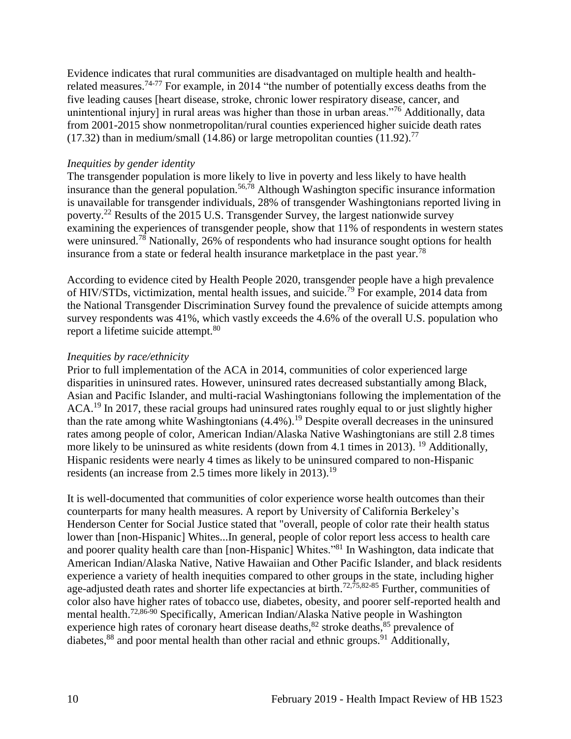Evidence indicates that rural communities are disadvantaged on multiple health and health-related measures.[74-77] For example, in 2014 "the number of potentially excess deaths from the five leading causes [heart disease, stroke, chronic lower respiratory disease, cancer, and unintentional injury] in rural areas was higher than those in urban areas."[76] Additionally, data from 2001-2015 show nonmetropolitan/rural counties experienced higher suicide death rates (17.32) than in medium/small (14.86) or large metropolitan counties (11.92).[77]

*Inequities by gender identity*

The transgender population is more likely to live in poverty and less likely to have health insurance than the general population.[56,78] Although Washington specific insurance information is unavailable for transgender individuals, 28% of transgender Washingtonians reported living in poverty.[22] Results of the 2015 U.S. Transgender Survey, the largest nationwide survey examining the experiences of transgender people, show that 11% of respondents in western states were uninsured.[78] Nationally, 26% of respondents who had insurance sought options for health insurance from a state or federal health insurance marketplace in the past year.[78]

According to evidence cited by Health People 2020, transgender people have a high prevalence of HIV/STDs, victimization, mental health issues, and suicide.[79] For example, 2014 data from the National Transgender Discrimination Survey found the prevalence of suicide attempts among survey respondents was 41%, which vastly exceeds the 4.6% of the overall U.S. population who report a lifetime suicide attempt.[80]

*Inequities by race/ethnicity*

Prior to full implementation of the ACA in 2014, communities of color experienced large disparities in uninsured rates. However, uninsured rates decreased substantially among Black, Asian and Pacific Islander, and multi-racial Washingtonians following the implementation of the ACA.[19] In 2017, these racial groups had uninsured rates roughly equal to or just slightly higher than the rate among white Washingtonians (4.4%).[19] Despite overall decreases in the uninsured rates among people of color, American Indian/Alaska Native Washingtonians are still 2.8 times more likely to be uninsured as white residents (down from 4.1 times in 2013). [19] Additionally, Hispanic residents were nearly 4 times as likely to be uninsured compared to non-Hispanic residents (an increase from 2.5 times more likely in 2013).[19]

It is well-documented that communities of color experience worse health outcomes than their counterparts for many health measures. A report by University of California Berkeley's Henderson Center for Social Justice stated that "overall, people of color rate their health status lower than [non-Hispanic] Whites...In general, people of color report less access to health care and poorer quality health care than [non-Hispanic] Whites."[81] In Washington, data indicate that American Indian/Alaska Native, Native Hawaiian and Other Pacific Islander, and black residents experience a variety of health inequities compared to other groups in the state, including higher age-adjusted death rates and shorter life expectancies at birth.[72,75,82-85] Further, communities of color also have higher rates of tobacco use, diabetes, obesity, and poorer self-reported health and mental health.[72,86-90] Specifically, American Indian/Alaska Native people in Washington experience high rates of coronary heart disease deaths,[82] stroke deaths,[85] prevalence of diabetes,[88] and poor mental health than other racial and ethnic groups.[91] Additionally,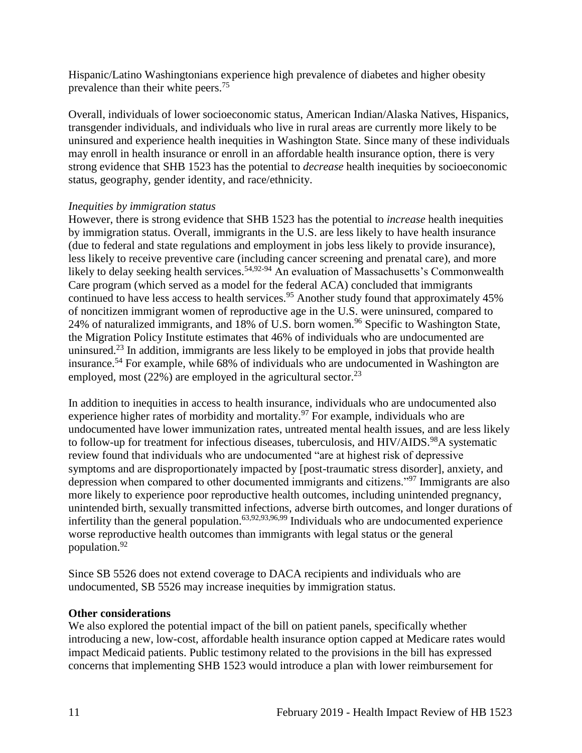Hispanic/Latino Washingtonians experience high prevalence of diabetes and higher obesity prevalence than their white peers.[75]

Overall, individuals of lower socioeconomic status, American Indian/Alaska Natives, Hispanics, transgender individuals, and individuals who live in rural areas are currently more likely to be uninsured and experience health inequities in Washington State. Since many of these individuals may enroll in health insurance or enroll in an affordable health insurance option, there is very strong evidence that SHB 1523 has the potential to *decrease* health inequities by socioeconomic status, geography, gender identity, and race/ethnicity.

*Inequities by immigration status*

However, there is strong evidence that SHB 1523 has the potential to *increase* health inequities by immigration status. Overall, immigrants in the U.S. are less likely to have health insurance (due to federal and state regulations and employment in jobs less likely to provide insurance), less likely to receive preventive care (including cancer screening and prenatal care), and more likely to delay seeking health services.[54,92-94] An evaluation of Massachusetts's Commonwealth Care program (which served as a model for the federal ACA) concluded that immigrants continued to have less access to health services.[95] Another study found that approximately 45% of noncitizen immigrant women of reproductive age in the U.S. were uninsured, compared to 24% of naturalized immigrants, and 18% of U.S. born women.[96] Specific to Washington State, the Migration Policy Institute estimates that 46% of individuals who are undocumented are uninsured.[23] In addition, immigrants are less likely to be employed in jobs that provide health insurance.[54] For example, while 68% of individuals who are undocumented in Washington are employed, most (22%) are employed in the agricultural sector.[23]

In addition to inequities in access to health insurance, individuals who are undocumented also experience higher rates of morbidity and mortality.[97] For example, individuals who are undocumented have lower immunization rates, untreated mental health issues, and are less likely to follow-up for treatment for infectious diseases, tuberculosis, and HIV/AIDS.[98] A systematic review found that individuals who are undocumented "are at highest risk of depressive symptoms and are disproportionately impacted by [post-traumatic stress disorder], anxiety, and depression when compared to other documented immigrants and citizens."[97] Immigrants are also more likely to experience poor reproductive health outcomes, including unintended pregnancy, unintended birth, sexually transmitted infections, adverse birth outcomes, and longer durations of infertility than the general population.[63,92,93,96,99] Individuals who are undocumented experience worse reproductive health outcomes than immigrants with legal status or the general population.[92]

Since SB 5526 does not extend coverage to DACA recipients and individuals who are undocumented, SB 5526 may increase inequities by immigration status.

**Other considerations**

We also explored the potential impact of the bill on patient panels, specifically whether introducing a new, low-cost, affordable health insurance option capped at Medicare rates would impact Medicaid patients. Public testimony related to the provisions in the bill has expressed concerns that implementing SHB 1523 would introduce a plan with lower reimbursement for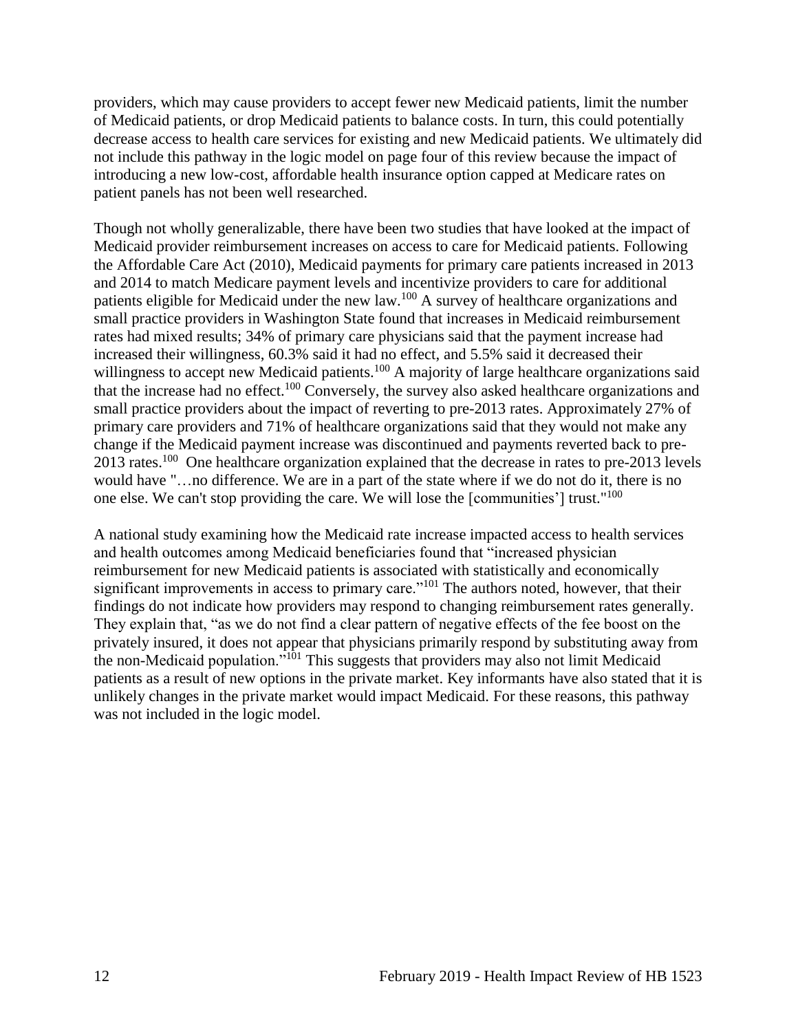providers, which may cause providers to accept fewer new Medicaid patients, limit the number of Medicaid patients, or drop Medicaid patients to balance costs. In turn, this could potentially decrease access to health care services for existing and new Medicaid patients. We ultimately did not include this pathway in the logic model on page four of this review because the impact of introducing a new low-cost, affordable health insurance option capped at Medicare rates on patient panels has not been well researched.

Though not wholly generalizable, there have been two studies that have looked at the impact of Medicaid provider reimbursement increases on access to care for Medicaid patients. Following the Affordable Care Act (2010), Medicaid payments for primary care patients increased in 2013 and 2014 to match Medicare payment levels and incentivize providers to care for additional patients eligible for Medicaid under the new law.[100] A survey of healthcare organizations and small practice providers in Washington State found that increases in Medicaid reimbursement rates had mixed results; 34% of primary care physicians said that the payment increase had increased their willingness, 60.3% said it had no effect, and 5.5% said it decreased their willingness to accept new Medicaid patients.[100] A majority of large healthcare organizations said that the increase had no effect.[100] Conversely, the survey also asked healthcare organizations and small practice providers about the impact of reverting to pre-2013 rates. Approximately 27% of primary care providers and 71% of healthcare organizations said that they would not make any change if the Medicaid payment increase was discontinued and payments reverted back to pre-2013 rates.[100] One healthcare organization explained that the decrease in rates to pre-2013 levels would have "…no difference. We are in a part of the state where if we do not do it, there is no one else. We can't stop providing the care. We will lose the [communities'] trust."[100]

A national study examining how the Medicaid rate increase impacted access to health services and health outcomes among Medicaid beneficiaries found that "increased physician reimbursement for new Medicaid patients is associated with statistically and economically significant improvements in access to primary care."[101] The authors noted, however, that their findings do not indicate how providers may respond to changing reimbursement rates generally. They explain that, "as we do not find a clear pattern of negative effects of the fee boost on the privately insured, it does not appear that physicians primarily respond by substituting away from the non-Medicaid population."[101] This suggests that providers may also not limit Medicaid patients as a result of new options in the private market. Key informants have also stated that it is unlikely changes in the private market would impact Medicaid. For these reasons, this pathway was not included in the logic model.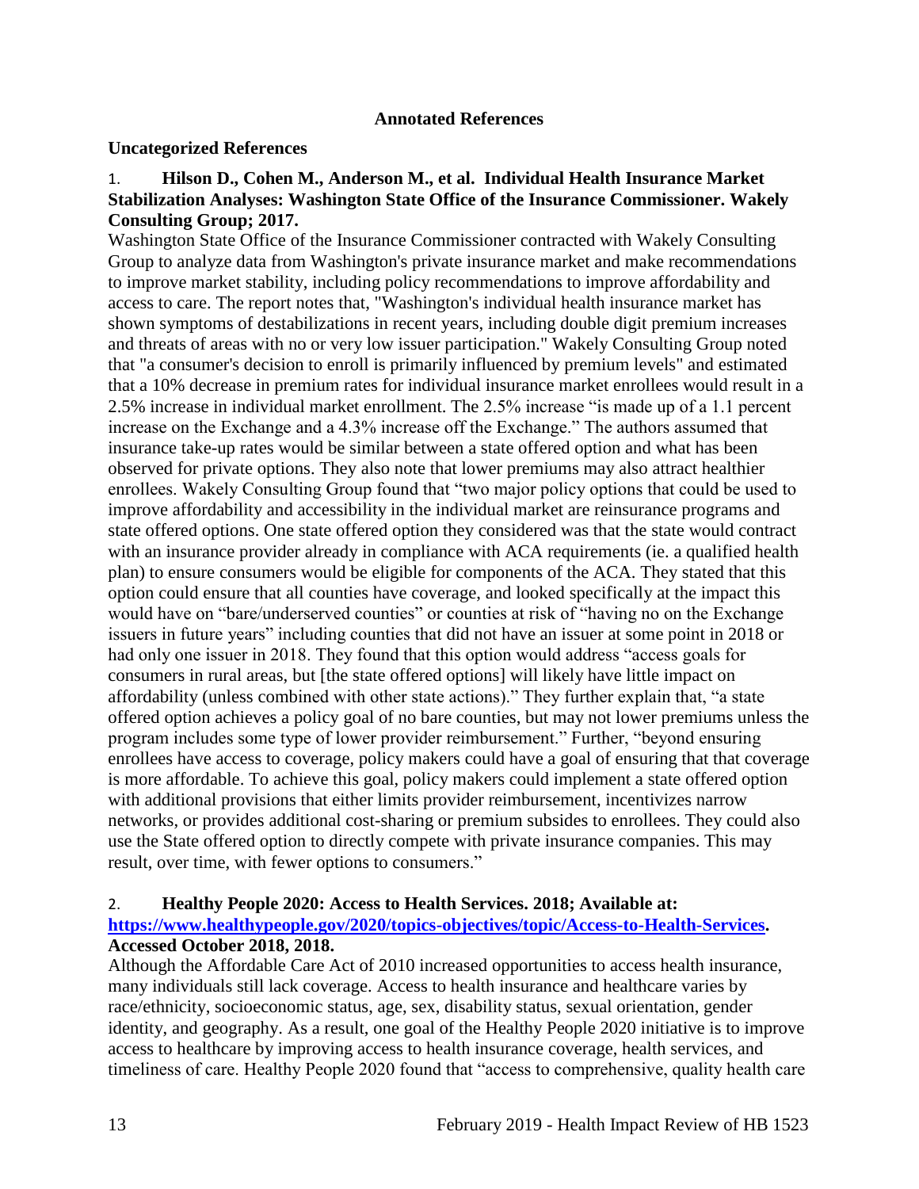**Annotated References**

**Uncategorized References**

1. **Hilson D., Cohen M., Anderson M., et al. Individual Health Insurance Market Stabilization Analyses: Washington State Office of the Insurance Commissioner. Wakely Consulting Group; 2017.**

Washington State Office of the Insurance Commissioner contracted with Wakely Consulting Group to analyze data from Washington's private insurance market and make recommendations to improve market stability, including policy recommendations to improve affordability and access to care. The report notes that, "Washington's individual health insurance market has shown symptoms of destabilizations in recent years, including double digit premium increases and threats of areas with no or very low issuer participation." Wakely Consulting Group noted that "a consumer's decision to enroll is primarily influenced by premium levels" and estimated that a 10% decrease in premium rates for individual insurance market enrollees would result in a 2.5% increase in individual market enrollment. The 2.5% increase "is made up of a 1.1 percent increase on the Exchange and a 4.3% increase off the Exchange." The authors assumed that insurance take-up rates would be similar between a state offered option and what has been observed for private options. They also note that lower premiums may also attract healthier enrollees. Wakely Consulting Group found that "two major policy options that could be used to improve affordability and accessibility in the individual market are reinsurance programs and state offered options. One state offered option they considered was that the state would contract with an insurance provider already in compliance with ACA requirements (ie. a qualified health plan) to ensure consumers would be eligible for components of the ACA. They stated that this option could ensure that all counties have coverage, and looked specifically at the impact this would have on "bare/underserved counties" or counties at risk of "having no on the Exchange issuers in future years" including counties that did not have an issuer at some point in 2018 or had only one issuer in 2018. They found that this option would address "access goals for consumers in rural areas, but [the state offered options] will likely have little impact on affordability (unless combined with other state actions)." They further explain that, "a state offered option achieves a policy goal of no bare counties, but may not lower premiums unless the program includes some type of lower provider reimbursement." Further, "beyond ensuring enrollees have access to coverage, policy makers could have a goal of ensuring that that coverage is more affordable. To achieve this goal, policy makers could implement a state offered option with additional provisions that either limits provider reimbursement, incentivizes narrow networks, or provides additional cost-sharing or premium subsides to enrollees. They could also use the State offered option to directly compete with private insurance companies. This may result, over time, with fewer options to consumers."

2. **Healthy People 2020: Access to Health Services. 2018; Available at: [https://www.healthypeople.gov/2020/topics-objectives/topic/Access-to-Health-Services](https://www.healthypeople.gov/2020/topics-objectives/topic/Access-to-Health-Services). Accessed October 2018, 2018.**

Although the Affordable Care Act of 2010 increased opportunities to access health insurance, many individuals still lack coverage. Access to health insurance and healthcare varies by race/ethnicity, socioeconomic status, age, sex, disability status, sexual orientation, gender identity, and geography. As a result, one goal of the Healthy People 2020 initiative is to improve access to healthcare by improving access to health insurance coverage, health services, and timeliness of care. Healthy People 2020 found that "access to comprehensive, quality health care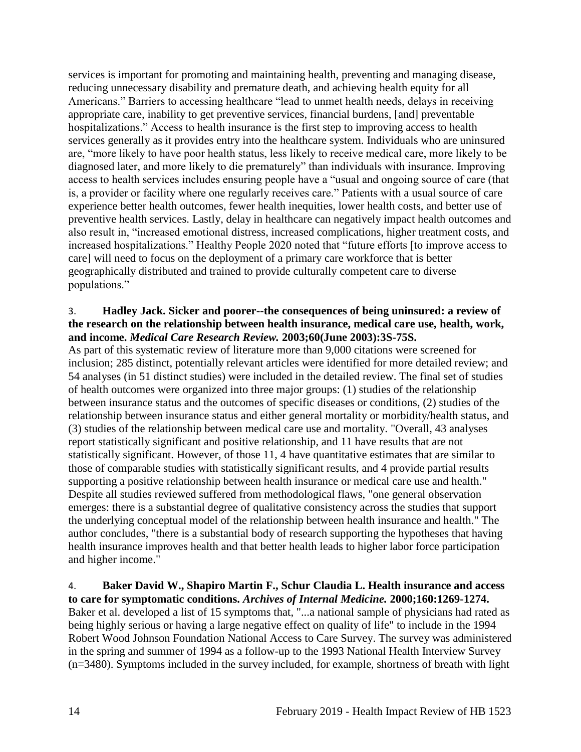services is important for promoting and maintaining health, preventing and managing disease, reducing unnecessary disability and premature death, and achieving health equity for all Americans." Barriers to accessing healthcare "lead to unmet health needs, delays in receiving appropriate care, inability to get preventive services, financial burdens, [and] preventable hospitalizations." Access to health insurance is the first step to improving access to health services generally as it provides entry into the healthcare system. Individuals who are uninsured are, "more likely to have poor health status, less likely to receive medical care, more likely to be diagnosed later, and more likely to die prematurely" than individuals with insurance. Improving access to health services includes ensuring people have a "usual and ongoing source of care (that is, a provider or facility where one regularly receives care." Patients with a usual source of care experience better health outcomes, fewer health inequities, lower health costs, and better use of preventive health services. Lastly, delay in healthcare can negatively impact health outcomes and also result in, "increased emotional distress, increased complications, higher treatment costs, and increased hospitalizations." Healthy People 2020 noted that "future efforts [to improve access to care] will need to focus on the deployment of a primary care workforce that is better geographically distributed and trained to provide culturally competent care to diverse populations."

3. **Hadley Jack. Sicker and poorer--the consequences of being uninsured: a review of the research on the relationship between health insurance, medical care use, health, work, and income.** ***Medical Care Research Review.*** **2003;60(June 2003):3S-75S.**
As part of this systematic review of literature more than 9,000 citations were screened for inclusion; 285 distinct, potentially relevant articles were identified for more detailed review; and 54 analyses (in 51 distinct studies) were included in the detailed review. The final set of studies of health outcomes were organized into three major groups: (1) studies of the relationship between insurance status and the outcomes of specific diseases or conditions, (2) studies of the relationship between insurance status and either general mortality or morbidity/health status, and (3) studies of the relationship between medical care use and mortality. "Overall, 43 analyses report statistically significant and positive relationship, and 11 have results that are not statistically significant. However, of those 11, 4 have quantitative estimates that are similar to those of comparable studies with statistically significant results, and 4 provide partial results supporting a positive relationship between health insurance or medical care use and health." Despite all studies reviewed suffered from methodological flaws, "one general observation emerges: there is a substantial degree of qualitative consistency across the studies that support the underlying conceptual model of the relationship between health insurance and health." The author concludes, "there is a substantial body of research supporting the hypotheses that having health insurance improves health and that better health leads to higher labor force participation and higher income."

4. **Baker David W., Shapiro Martin F., Schur Claudia L. Health insurance and access to care for symptomatic conditions.** ***Archives of Internal Medicine.*** **2000;160:1269-1274.**
Baker et al. developed a list of 15 symptoms that, "...a national sample of physicians had rated as being highly serious or having a large negative effect on quality of life" to include in the 1994 Robert Wood Johnson Foundation National Access to Care Survey. The survey was administered in the spring and summer of 1994 as a follow-up to the 1993 National Health Interview Survey (n=3480). Symptoms included in the survey included, for example, shortness of breath with light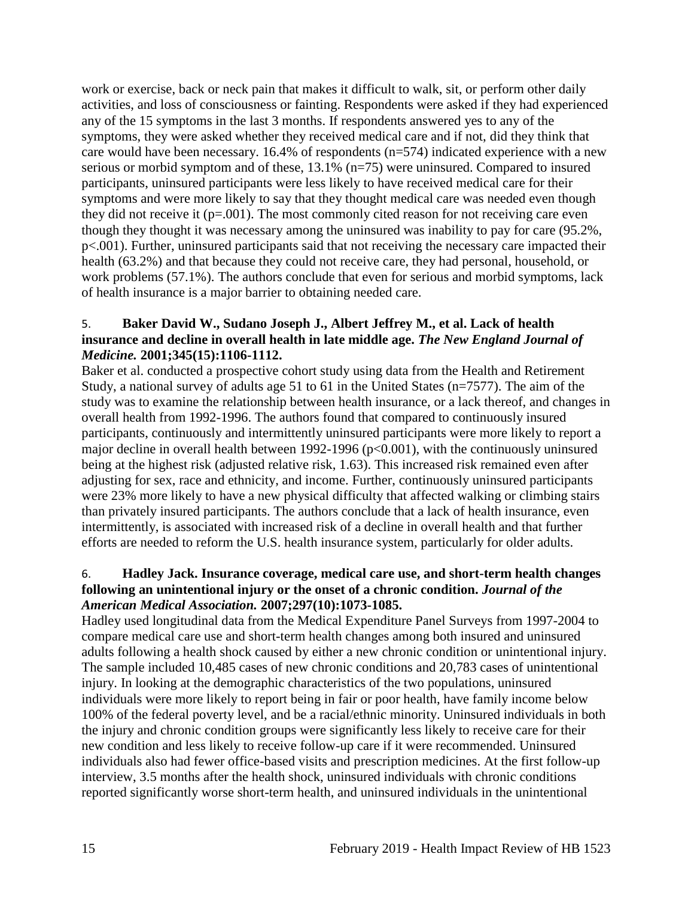work or exercise, back or neck pain that makes it difficult to walk, sit, or perform other daily activities, and loss of consciousness or fainting. Respondents were asked if they had experienced any of the 15 symptoms in the last 3 months. If respondents answered yes to any of the symptoms, they were asked whether they received medical care and if not, did they think that care would have been necessary. 16.4% of respondents (n=574) indicated experience with a new serious or morbid symptom and of these, 13.1% (n=75) were uninsured. Compared to insured participants, uninsured participants were less likely to have received medical care for their symptoms and were more likely to say that they thought medical care was needed even though they did not receive it (p=.001). The most commonly cited reason for not receiving care even though they thought it was necessary among the uninsured was inability to pay for care (95.2%, p<.001). Further, uninsured participants said that not receiving the necessary care impacted their health (63.2%) and that because they could not receive care, they had personal, household, or work problems (57.1%). The authors conclude that even for serious and morbid symptoms, lack of health insurance is a major barrier to obtaining needed care.

5. **Baker David W., Sudano Joseph J., Albert Jeffrey M., et al. Lack of health insurance and decline in overall health in late middle age.** ***The New England Journal of Medicine.*** **2001;345(15):1106-1112.**

Baker et al. conducted a prospective cohort study using data from the Health and Retirement Study, a national survey of adults age 51 to 61 in the United States (n=7577). The aim of the study was to examine the relationship between health insurance, or a lack thereof, and changes in overall health from 1992-1996. The authors found that compared to continuously insured participants, continuously and intermittently uninsured participants were more likely to report a major decline in overall health between 1992-1996 (p<0.001), with the continuously uninsured being at the highest risk (adjusted relative risk, 1.63). This increased risk remained even after adjusting for sex, race and ethnicity, and income. Further, continuously uninsured participants were 23% more likely to have a new physical difficulty that affected walking or climbing stairs than privately insured participants. The authors conclude that a lack of health insurance, even intermittently, is associated with increased risk of a decline in overall health and that further efforts are needed to reform the U.S. health insurance system, particularly for older adults.

6. **Hadley Jack. Insurance coverage, medical care use, and short-term health changes following an unintentional injury or the onset of a chronic condition.** ***Journal of the American Medical Association.*** **2007;297(10):1073-1085.**

Hadley used longitudinal data from the Medical Expenditure Panel Surveys from 1997-2004 to compare medical care use and short-term health changes among both insured and uninsured adults following a health shock caused by either a new chronic condition or unintentional injury. The sample included 10,485 cases of new chronic conditions and 20,783 cases of unintentional injury. In looking at the demographic characteristics of the two populations, uninsured individuals were more likely to report being in fair or poor health, have family income below 100% of the federal poverty level, and be a racial/ethnic minority. Uninsured individuals in both the injury and chronic condition groups were significantly less likely to receive care for their new condition and less likely to receive follow-up care if it were recommended. Uninsured individuals also had fewer office-based visits and prescription medicines. At the first follow-up interview, 3.5 months after the health shock, uninsured individuals with chronic conditions reported significantly worse short-term health, and uninsured individuals in the unintentional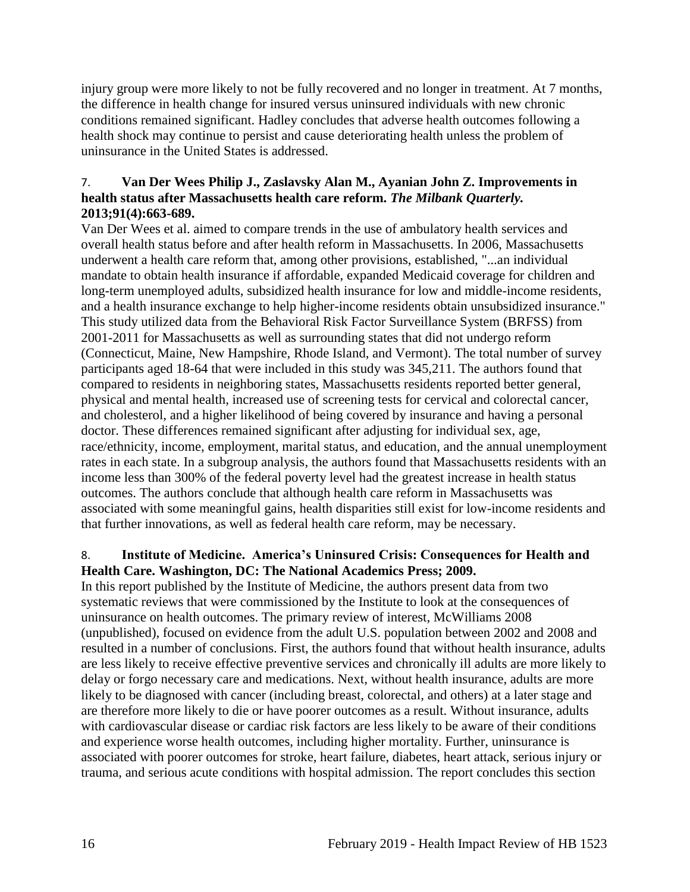injury group were more likely to not be fully recovered and no longer in treatment. At 7 months, the difference in health change for insured versus uninsured individuals with new chronic conditions remained significant. Hadley concludes that adverse health outcomes following a health shock may continue to persist and cause deteriorating health unless the problem of uninsurance in the United States is addressed.

7. **Van Der Wees Philip J., Zaslavsky Alan M., Ayanian John Z. Improvements in health status after Massachusetts health care reform. *The Milbank Quarterly.* 2013;91(4):663-689.**

Van Der Wees et al. aimed to compare trends in the use of ambulatory health services and overall health status before and after health reform in Massachusetts. In 2006, Massachusetts underwent a health care reform that, among other provisions, established, "...an individual mandate to obtain health insurance if affordable, expanded Medicaid coverage for children and long-term unemployed adults, subsidized health insurance for low and middle-income residents, and a health insurance exchange to help higher-income residents obtain unsubsidized insurance." This study utilized data from the Behavioral Risk Factor Surveillance System (BRFSS) from 2001-2011 for Massachusetts as well as surrounding states that did not undergo reform (Connecticut, Maine, New Hampshire, Rhode Island, and Vermont). The total number of survey participants aged 18-64 that were included in this study was 345,211. The authors found that compared to residents in neighboring states, Massachusetts residents reported better general, physical and mental health, increased use of screening tests for cervical and colorectal cancer, and cholesterol, and a higher likelihood of being covered by insurance and having a personal doctor. These differences remained significant after adjusting for individual sex, age, race/ethnicity, income, employment, marital status, and education, and the annual unemployment rates in each state. In a subgroup analysis, the authors found that Massachusetts residents with an income less than 300% of the federal poverty level had the greatest increase in health status outcomes. The authors conclude that although health care reform in Massachusetts was associated with some meaningful gains, health disparities still exist for low-income residents and that further innovations, as well as federal health care reform, may be necessary.

8. **Institute of Medicine. America's Uninsured Crisis: Consequences for Health and Health Care. Washington, DC: The National Academics Press; 2009.**

In this report published by the Institute of Medicine, the authors present data from two systematic reviews that were commissioned by the Institute to look at the consequences of uninsurance on health outcomes. The primary review of interest, McWilliams 2008 (unpublished), focused on evidence from the adult U.S. population between 2002 and 2008 and resulted in a number of conclusions. First, the authors found that without health insurance, adults are less likely to receive effective preventive services and chronically ill adults are more likely to delay or forgo necessary care and medications. Next, without health insurance, adults are more likely to be diagnosed with cancer (including breast, colorectal, and others) at a later stage and are therefore more likely to die or have poorer outcomes as a result. Without insurance, adults with cardiovascular disease or cardiac risk factors are less likely to be aware of their conditions and experience worse health outcomes, including higher mortality. Further, uninsurance is associated with poorer outcomes for stroke, heart failure, diabetes, heart attack, serious injury or trauma, and serious acute conditions with hospital admission. The report concludes this section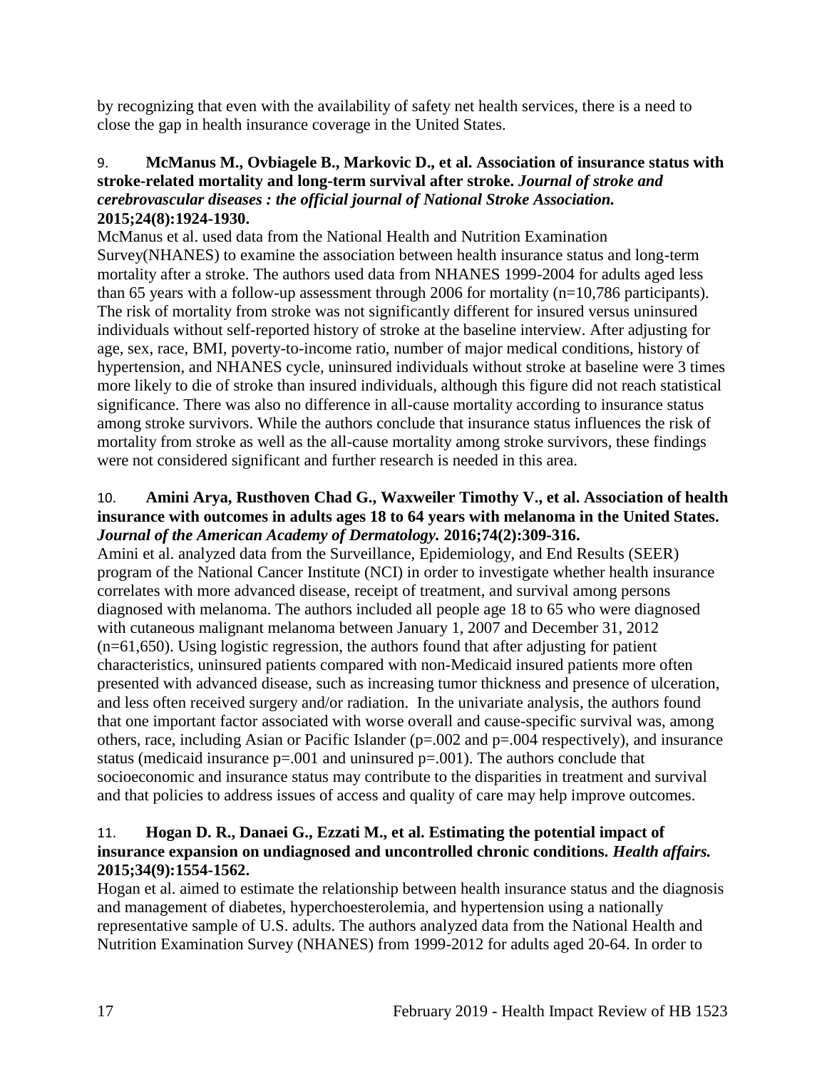by recognizing that even with the availability of safety net health services, there is a need to close the gap in health insurance coverage in the United States.

9. **McManus M., Ovbiagele B., Markovic D., et al. Association of insurance status with stroke-related mortality and long-term survival after stroke. *Journal of stroke and cerebrovascular diseases : the official journal of National Stroke Association.* 2015;24(8):1924-1930.**

McManus et al. used data from the National Health and Nutrition Examination Survey(NHANES) to examine the association between health insurance status and long-term mortality after a stroke. The authors used data from NHANES 1999-2004 for adults aged less than 65 years with a follow-up assessment through 2006 for mortality (n=10,786 participants). The risk of mortality from stroke was not significantly different for insured versus uninsured individuals without self-reported history of stroke at the baseline interview. After adjusting for age, sex, race, BMI, poverty-to-income ratio, number of major medical conditions, history of hypertension, and NHANES cycle, uninsured individuals without stroke at baseline were 3 times more likely to die of stroke than insured individuals, although this figure did not reach statistical significance. There was also no difference in all-cause mortality according to insurance status among stroke survivors. While the authors conclude that insurance status influences the risk of mortality from stroke as well as the all-cause mortality among stroke survivors, these findings were not considered significant and further research is needed in this area.

10. **Amini Arya, Rusthoven Chad G., Waxweiler Timothy V., et al. Association of health insurance with outcomes in adults ages 18 to 64 years with melanoma in the United States. *Journal of the American Academy of Dermatology.* 2016;74(2):309-316.**

Amini et al. analyzed data from the Surveillance, Epidemiology, and End Results (SEER) program of the National Cancer Institute (NCI) in order to investigate whether health insurance correlates with more advanced disease, receipt of treatment, and survival among persons diagnosed with melanoma. The authors included all people age 18 to 65 who were diagnosed with cutaneous malignant melanoma between January 1, 2007 and December 31, 2012 (n=61,650). Using logistic regression, the authors found that after adjusting for patient characteristics, uninsured patients compared with non-Medicaid insured patients more often presented with advanced disease, such as increasing tumor thickness and presence of ulceration, and less often received surgery and/or radiation. In the univariate analysis, the authors found that one important factor associated with worse overall and cause-specific survival was, among others, race, including Asian or Pacific Islander (p=.002 and p=.004 respectively), and insurance status (medicaid insurance p=.001 and uninsured p=.001). The authors conclude that socioeconomic and insurance status may contribute to the disparities in treatment and survival and that policies to address issues of access and quality of care may help improve outcomes.

11. **Hogan D. R., Danaei G., Ezzati M., et al. Estimating the potential impact of insurance expansion on undiagnosed and uncontrolled chronic conditions. *Health affairs.* 2015;34(9):1554-1562.**

Hogan et al. aimed to estimate the relationship between health insurance status and the diagnosis and management of diabetes, hyperchoesterolemia, and hypertension using a nationally representative sample of U.S. adults. The authors analyzed data from the National Health and Nutrition Examination Survey (NHANES) from 1999-2012 for adults aged 20-64. In order to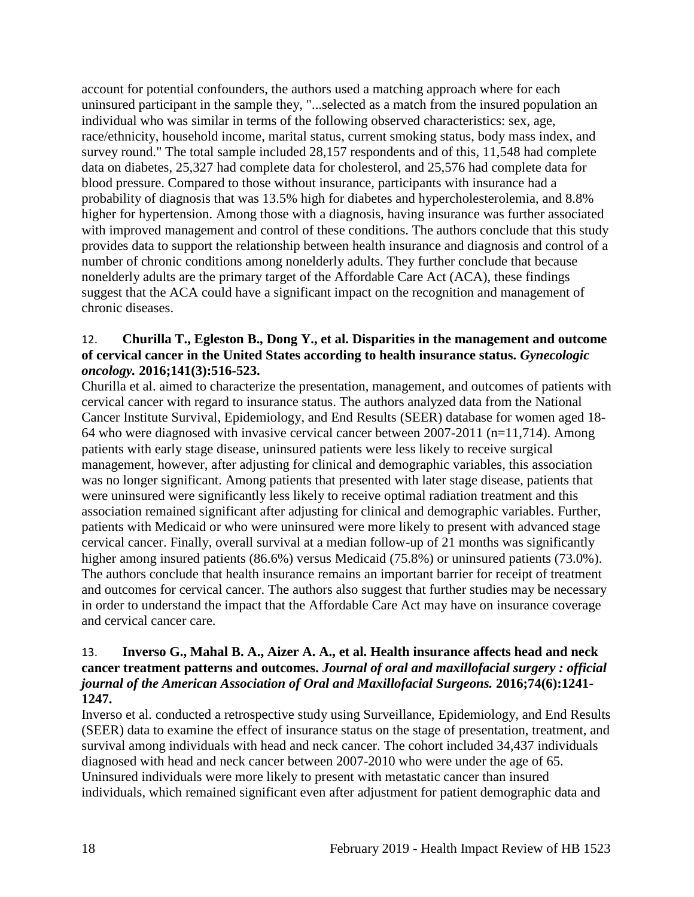account for potential confounders, the authors used a matching approach where for each uninsured participant in the sample they, "...selected as a match from the insured population an individual who was similar in terms of the following observed characteristics: sex, age, race/ethnicity, household income, marital status, current smoking status, body mass index, and survey round." The total sample included 28,157 respondents and of this, 11,548 had complete data on diabetes, 25,327 had complete data for cholesterol, and 25,576 had complete data for blood pressure. Compared to those without insurance, participants with insurance had a probability of diagnosis that was 13.5% high for diabetes and hypercholesterolemia, and 8.8% higher for hypertension. Among those with a diagnosis, having insurance was further associated with improved management and control of these conditions. The authors conclude that this study provides data to support the relationship between health insurance and diagnosis and control of a number of chronic conditions among nonelderly adults. They further conclude that because nonelderly adults are the primary target of the Affordable Care Act (ACA), these findings suggest that the ACA could have a significant impact on the recognition and management of chronic diseases.

12. **Churilla T., Egleston B., Dong Y., et al. Disparities in the management and outcome of cervical cancer in the United States according to health insurance status.** ***Gynecologic oncology.*** **2016;141(3):516-523.**

Churilla et al. aimed to characterize the presentation, management, and outcomes of patients with cervical cancer with regard to insurance status. The authors analyzed data from the National Cancer Institute Survival, Epidemiology, and End Results (SEER) database for women aged 18-64 who were diagnosed with invasive cervical cancer between 2007-2011 (n=11,714). Among patients with early stage disease, uninsured patients were less likely to receive surgical management, however, after adjusting for clinical and demographic variables, this association was no longer significant. Among patients that presented with later stage disease, patients that were uninsured were significantly less likely to receive optimal radiation treatment and this association remained significant after adjusting for clinical and demographic variables. Further, patients with Medicaid or who were uninsured were more likely to present with advanced stage cervical cancer. Finally, overall survival at a median follow-up of 21 months was significantly higher among insured patients (86.6%) versus Medicaid (75.8%) or uninsured patients (73.0%). The authors conclude that health insurance remains an important barrier for receipt of treatment and outcomes for cervical cancer. The authors also suggest that further studies may be necessary in order to understand the impact that the Affordable Care Act may have on insurance coverage and cervical cancer care.

13. **Inverso G., Mahal B. A., Aizer A. A., et al. Health insurance affects head and neck cancer treatment patterns and outcomes.** ***Journal of oral and maxillofacial surgery : official journal of the American Association of Oral and Maxillofacial Surgeons.*** **2016;74(6):1241-1247.**

Inverso et al. conducted a retrospective study using Surveillance, Epidemiology, and End Results (SEER) data to examine the effect of insurance status on the stage of presentation, treatment, and survival among individuals with head and neck cancer. The cohort included 34,437 individuals diagnosed with head and neck cancer between 2007-2010 who were under the age of 65. Uninsured individuals were more likely to present with metastatic cancer than insured individuals, which remained significant even after adjustment for patient demographic data and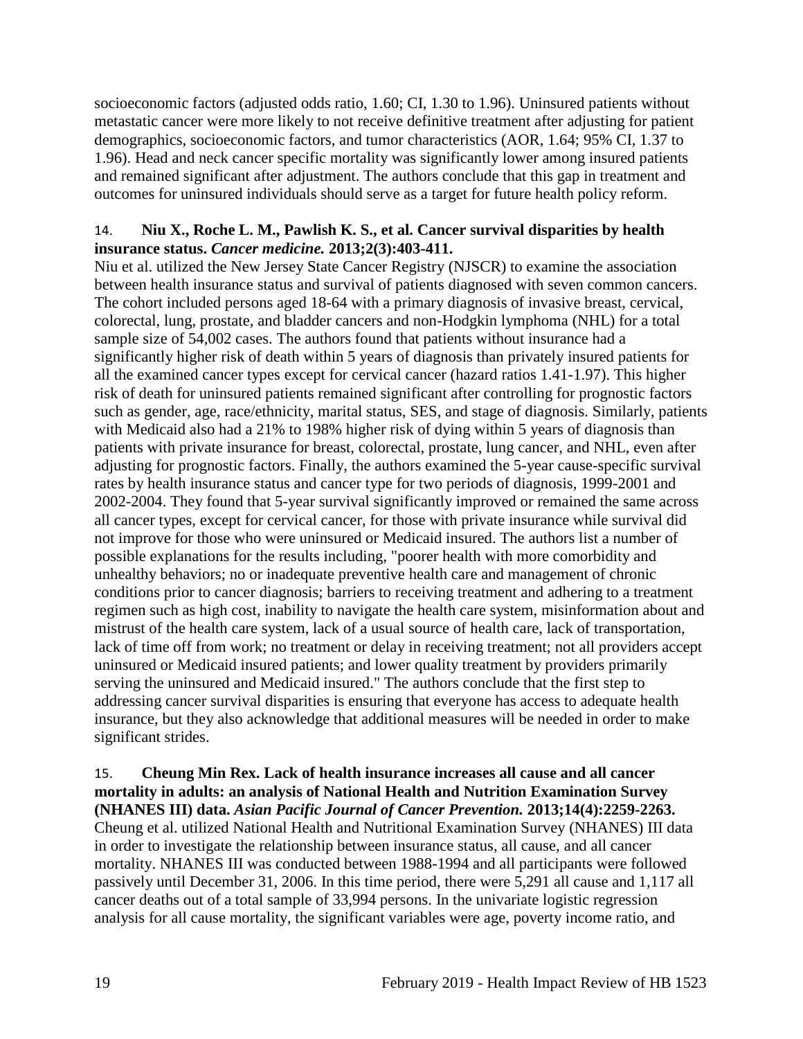socioeconomic factors (adjusted odds ratio, 1.60; CI, 1.30 to 1.96). Uninsured patients without metastatic cancer were more likely to not receive definitive treatment after adjusting for patient demographics, socioeconomic factors, and tumor characteristics (AOR, 1.64; 95% CI, 1.37 to 1.96). Head and neck cancer specific mortality was significantly lower among insured patients and remained significant after adjustment. The authors conclude that this gap in treatment and outcomes for uninsured individuals should serve as a target for future health policy reform.

14. **Niu X., Roche L. M., Pawlish K. S., et al. Cancer survival disparities by health insurance status. *Cancer medicine.* 2013;2(3):403-411.**

Niu et al. utilized the New Jersey State Cancer Registry (NJSCR) to examine the association between health insurance status and survival of patients diagnosed with seven common cancers. The cohort included persons aged 18-64 with a primary diagnosis of invasive breast, cervical, colorectal, lung, prostate, and bladder cancers and non-Hodgkin lymphoma (NHL) for a total sample size of 54,002 cases. The authors found that patients without insurance had a significantly higher risk of death within 5 years of diagnosis than privately insured patients for all the examined cancer types except for cervical cancer (hazard ratios 1.41-1.97). This higher risk of death for uninsured patients remained significant after controlling for prognostic factors such as gender, age, race/ethnicity, marital status, SES, and stage of diagnosis. Similarly, patients with Medicaid also had a 21% to 198% higher risk of dying within 5 years of diagnosis than patients with private insurance for breast, colorectal, prostate, lung cancer, and NHL, even after adjusting for prognostic factors. Finally, the authors examined the 5-year cause-specific survival rates by health insurance status and cancer type for two periods of diagnosis, 1999-2001 and 2002-2004. They found that 5-year survival significantly improved or remained the same across all cancer types, except for cervical cancer, for those with private insurance while survival did not improve for those who were uninsured or Medicaid insured. The authors list a number of possible explanations for the results including, "poorer health with more comorbidity and unhealthy behaviors; no or inadequate preventive health care and management of chronic conditions prior to cancer diagnosis; barriers to receiving treatment and adhering to a treatment regimen such as high cost, inability to navigate the health care system, misinformation about and mistrust of the health care system, lack of a usual source of health care, lack of transportation, lack of time off from work; no treatment or delay in receiving treatment; not all providers accept uninsured or Medicaid insured patients; and lower quality treatment by providers primarily serving the uninsured and Medicaid insured." The authors conclude that the first step to addressing cancer survival disparities is ensuring that everyone has access to adequate health insurance, but they also acknowledge that additional measures will be needed in order to make significant strides.

15. **Cheung Min Rex. Lack of health insurance increases all cause and all cancer mortality in adults: an analysis of National Health and Nutrition Examination Survey (NHANES III) data. *Asian Pacific Journal of Cancer Prevention.* 2013;14(4):2259-2263.**

Cheung et al. utilized National Health and Nutritional Examination Survey (NHANES) III data in order to investigate the relationship between insurance status, all cause, and all cancer mortality. NHANES III was conducted between 1988-1994 and all participants were followed passively until December 31, 2006. In this time period, there were 5,291 all cause and 1,117 all cancer deaths out of a total sample of 33,994 persons. In the univariate logistic regression analysis for all cause mortality, the significant variables were age, poverty income ratio, and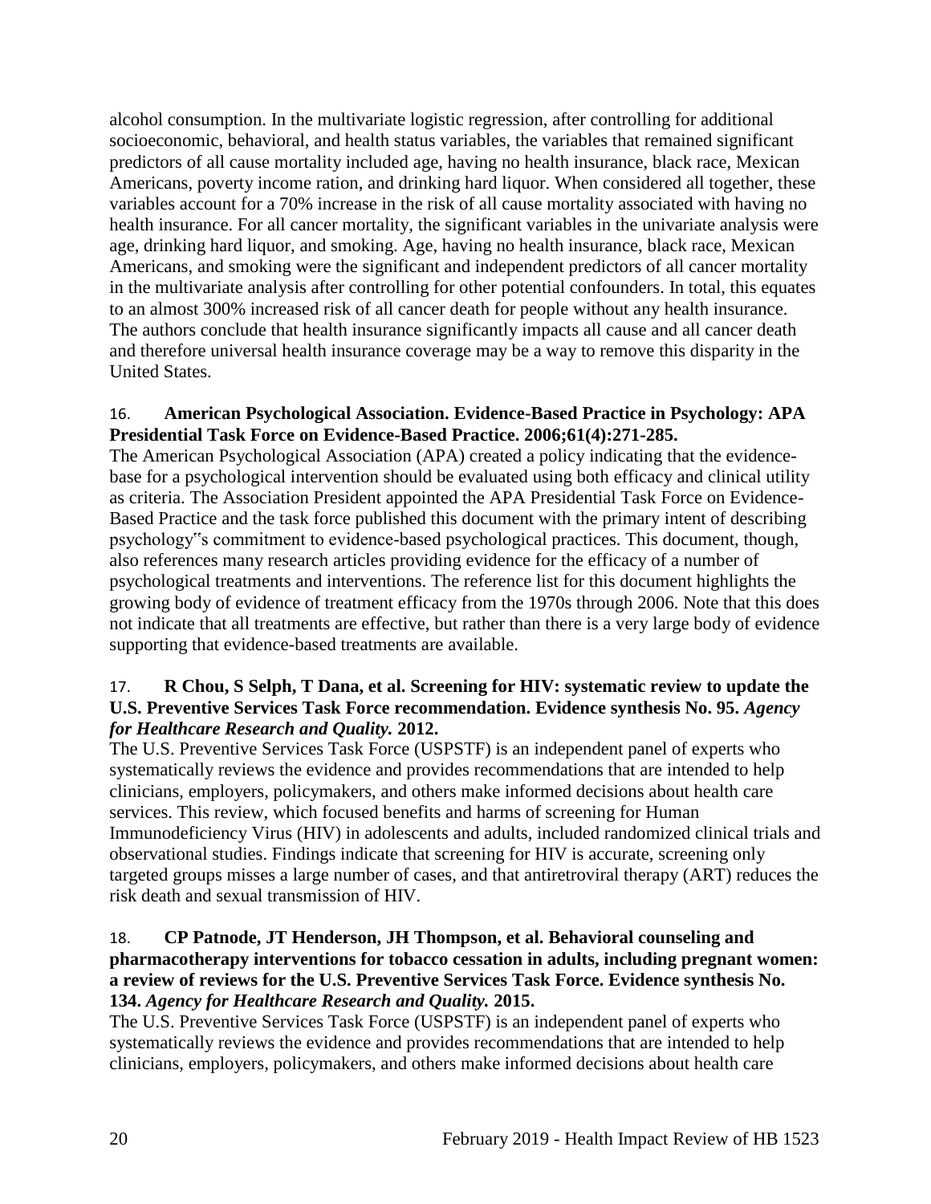alcohol consumption. In the multivariate logistic regression, after controlling for additional socioeconomic, behavioral, and health status variables, the variables that remained significant predictors of all cause mortality included age, having no health insurance, black race, Mexican Americans, poverty income ration, and drinking hard liquor. When considered all together, these variables account for a 70% increase in the risk of all cause mortality associated with having no health insurance. For all cancer mortality, the significant variables in the univariate analysis were age, drinking hard liquor, and smoking. Age, having no health insurance, black race, Mexican Americans, and smoking were the significant and independent predictors of all cancer mortality in the multivariate analysis after controlling for other potential confounders. In total, this equates to an almost 300% increased risk of all cancer death for people without any health insurance. The authors conclude that health insurance significantly impacts all cause and all cancer death and therefore universal health insurance coverage may be a way to remove this disparity in the United States.

16. **American Psychological Association. Evidence-Based Practice in Psychology: APA Presidential Task Force on Evidence-Based Practice. 2006;61(4):271-285.**
The American Psychological Association (APA) created a policy indicating that the evidence-base for a psychological intervention should be evaluated using both efficacy and clinical utility as criteria. The Association President appointed the APA Presidential Task Force on Evidence-Based Practice and the task force published this document with the primary intent of describing psychology‟s commitment to evidence-based psychological practices. This document, though, also references many research articles providing evidence for the efficacy of a number of psychological treatments and interventions. The reference list for this document highlights the growing body of evidence of treatment efficacy from the 1970s through 2006. Note that this does not indicate that all treatments are effective, but rather than there is a very large body of evidence supporting that evidence-based treatments are available.

17. **R Chou, S Selph, T Dana, et al. Screening for HIV: systematic review to update the U.S. Preventive Services Task Force recommendation. Evidence synthesis No. 95. *Agency for Healthcare Research and Quality.* 2012.**
The U.S. Preventive Services Task Force (USPSTF) is an independent panel of experts who systematically reviews the evidence and provides recommendations that are intended to help clinicians, employers, policymakers, and others make informed decisions about health care services. This review, which focused benefits and harms of screening for Human Immunodeficiency Virus (HIV) in adolescents and adults, included randomized clinical trials and observational studies. Findings indicate that screening for HIV is accurate, screening only targeted groups misses a large number of cases, and that antiretroviral therapy (ART) reduces the risk death and sexual transmission of HIV.

18. **CP Patnode, JT Henderson, JH Thompson, et al. Behavioral counseling and pharmacotherapy interventions for tobacco cessation in adults, including pregnant women: a review of reviews for the U.S. Preventive Services Task Force. Evidence synthesis No. 134. *Agency for Healthcare Research and Quality.* 2015.**
The U.S. Preventive Services Task Force (USPSTF) is an independent panel of experts who systematically reviews the evidence and provides recommendations that are intended to help clinicians, employers, policymakers, and others make informed decisions about health care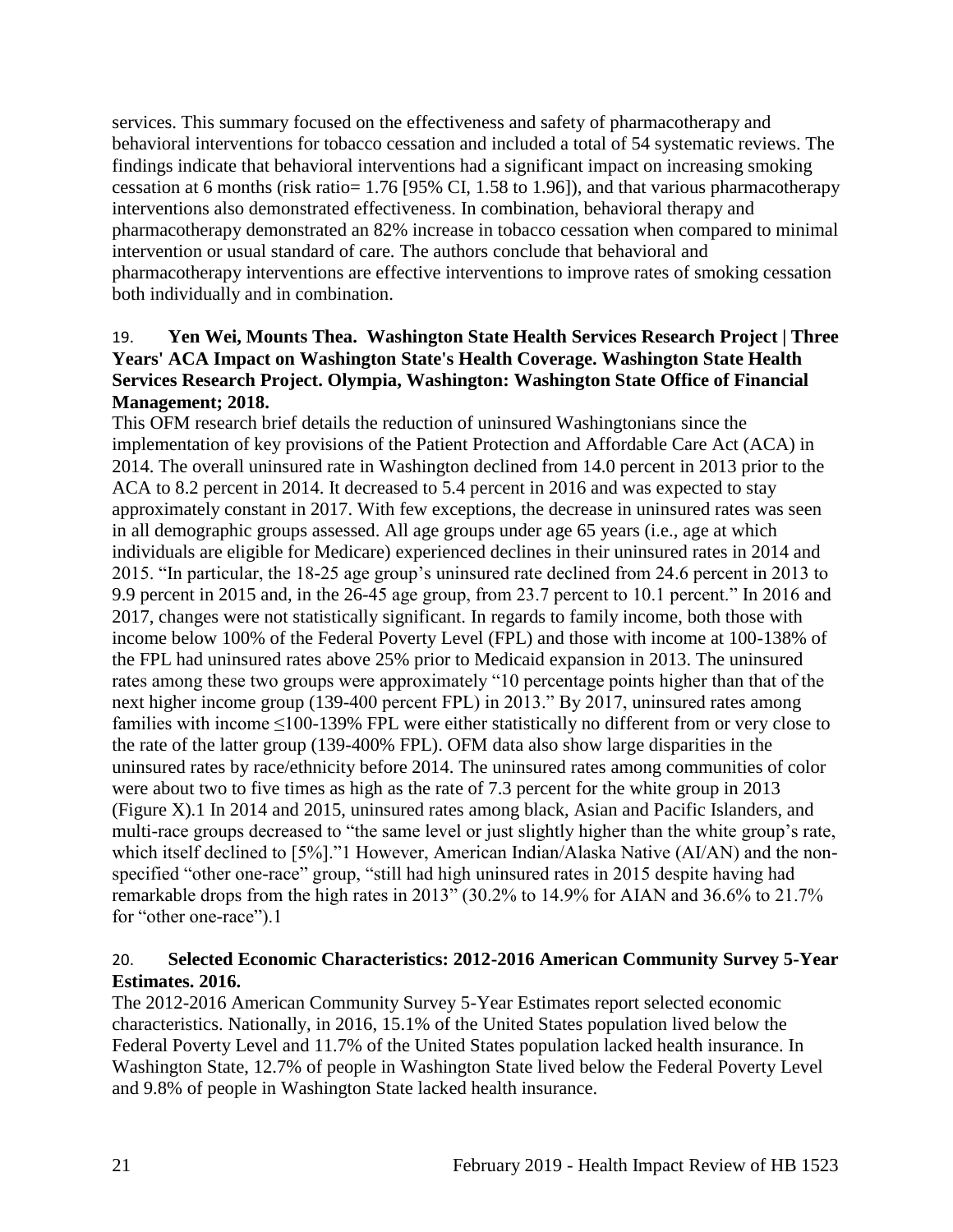services. This summary focused on the effectiveness and safety of pharmacotherapy and behavioral interventions for tobacco cessation and included a total of 54 systematic reviews. The findings indicate that behavioral interventions had a significant impact on increasing smoking cessation at 6 months (risk ratio= 1.76 [95% CI, 1.58 to 1.96]), and that various pharmacotherapy interventions also demonstrated effectiveness. In combination, behavioral therapy and pharmacotherapy demonstrated an 82% increase in tobacco cessation when compared to minimal intervention or usual standard of care. The authors conclude that behavioral and pharmacotherapy interventions are effective interventions to improve rates of smoking cessation both individually and in combination.

19. **Yen Wei, Mounts Thea. Washington State Health Services Research Project | Three Years' ACA Impact on Washington State's Health Coverage. Washington State Health Services Research Project. Olympia, Washington: Washington State Office of Financial Management; 2018.**

This OFM research brief details the reduction of uninsured Washingtonians since the implementation of key provisions of the Patient Protection and Affordable Care Act (ACA) in 2014. The overall uninsured rate in Washington declined from 14.0 percent in 2013 prior to the ACA to 8.2 percent in 2014. It decreased to 5.4 percent in 2016 and was expected to stay approximately constant in 2017. With few exceptions, the decrease in uninsured rates was seen in all demographic groups assessed. All age groups under age 65 years (i.e., age at which individuals are eligible for Medicare) experienced declines in their uninsured rates in 2014 and 2015. "In particular, the 18-25 age group's uninsured rate declined from 24.6 percent in 2013 to 9.9 percent in 2015 and, in the 26-45 age group, from 23.7 percent to 10.1 percent." In 2016 and 2017, changes were not statistically significant. In regards to family income, both those with income below 100% of the Federal Poverty Level (FPL) and those with income at 100-138% of the FPL had uninsured rates above 25% prior to Medicaid expansion in 2013. The uninsured rates among these two groups were approximately "10 percentage points higher than that of the next higher income group (139-400 percent FPL) in 2013." By 2017, uninsured rates among families with income ≤100-139% FPL were either statistically no different from or very close to the rate of the latter group (139-400% FPL). OFM data also show large disparities in the uninsured rates by race/ethnicity before 2014. The uninsured rates among communities of color were about two to five times as high as the rate of 7.3 percent for the white group in 2013 (Figure X).[1] In 2014 and 2015, uninsured rates among black, Asian and Pacific Islanders, and multi-race groups decreased to "the same level or just slightly higher than the white group's rate, which itself declined to [5%]."[1] However, American Indian/Alaska Native (AI/AN) and the non-specified "other one-race" group, "still had high uninsured rates in 2015 despite having had remarkable drops from the high rates in 2013" (30.2% to 14.9% for AIAN and 36.6% to 21.7% for "other one-race").[1]

20. **Selected Economic Characteristics: 2012-2016 American Community Survey 5-Year Estimates. 2016.**

The 2012-2016 American Community Survey 5-Year Estimates report selected economic characteristics. Nationally, in 2016, 15.1% of the United States population lived below the Federal Poverty Level and 11.7% of the United States population lacked health insurance. In Washington State, 12.7% of people in Washington State lived below the Federal Poverty Level and 9.8% of people in Washington State lacked health insurance.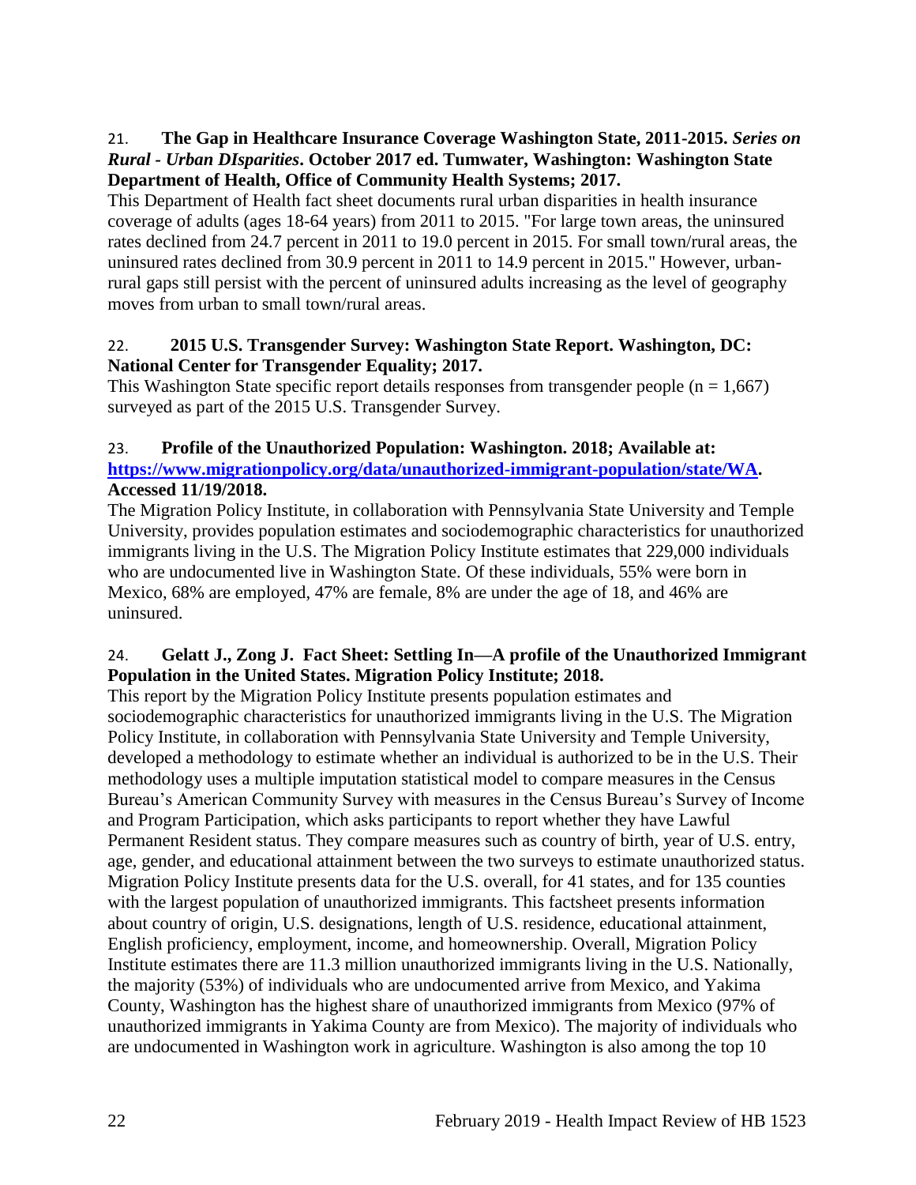21. **The Gap in Healthcare Insurance Coverage Washington State, 2011-2015.** ***Series on Rural - Urban DIsparities*****. October 2017 ed. Tumwater, Washington: Washington State Department of Health, Office of Community Health Systems; 2017.**

This Department of Health fact sheet documents rural urban disparities in health insurance coverage of adults (ages 18-64 years) from 2011 to 2015. "For large town areas, the uninsured rates declined from 24.7 percent in 2011 to 19.0 percent in 2015. For small town/rural areas, the uninsured rates declined from 30.9 percent in 2011 to 14.9 percent in 2015." However, urban-rural gaps still persist with the percent of uninsured adults increasing as the level of geography moves from urban to small town/rural areas.

22. **2015 U.S. Transgender Survey: Washington State Report. Washington, DC: National Center for Transgender Equality; 2017.**

This Washington State specific report details responses from transgender people (n = 1,667) surveyed as part of the 2015 U.S. Transgender Survey.

23. **Profile of the Unauthorized Population: Washington. 2018; Available at: [https://www.migrationpolicy.org/data/unauthorized-immigrant-population/state/WA](https://www.migrationpolicy.org/data/unauthorized-immigrant-population/state/WA). Accessed 11/19/2018.**

The Migration Policy Institute, in collaboration with Pennsylvania State University and Temple University, provides population estimates and sociodemographic characteristics for unauthorized immigrants living in the U.S. The Migration Policy Institute estimates that 229,000 individuals who are undocumented live in Washington State. Of these individuals, 55% were born in Mexico, 68% are employed, 47% are female, 8% are under the age of 18, and 46% are uninsured.

24. **Gelatt J., Zong J. Fact Sheet: Settling In—A profile of the Unauthorized Immigrant Population in the United States. Migration Policy Institute; 2018.**

This report by the Migration Policy Institute presents population estimates and sociodemographic characteristics for unauthorized immigrants living in the U.S. The Migration Policy Institute, in collaboration with Pennsylvania State University and Temple University, developed a methodology to estimate whether an individual is authorized to be in the U.S. Their methodology uses a multiple imputation statistical model to compare measures in the Census Bureau's American Community Survey with measures in the Census Bureau's Survey of Income and Program Participation, which asks participants to report whether they have Lawful Permanent Resident status. They compare measures such as country of birth, year of U.S. entry, age, gender, and educational attainment between the two surveys to estimate unauthorized status. Migration Policy Institute presents data for the U.S. overall, for 41 states, and for 135 counties with the largest population of unauthorized immigrants. This factsheet presents information about country of origin, U.S. designations, length of U.S. residence, educational attainment, English proficiency, employment, income, and homeownership. Overall, Migration Policy Institute estimates there are 11.3 million unauthorized immigrants living in the U.S. Nationally, the majority (53%) of individuals who are undocumented arrive from Mexico, and Yakima County, Washington has the highest share of unauthorized immigrants from Mexico (97% of unauthorized immigrants in Yakima County are from Mexico). The majority of individuals who are undocumented in Washington work in agriculture. Washington is also among the top 10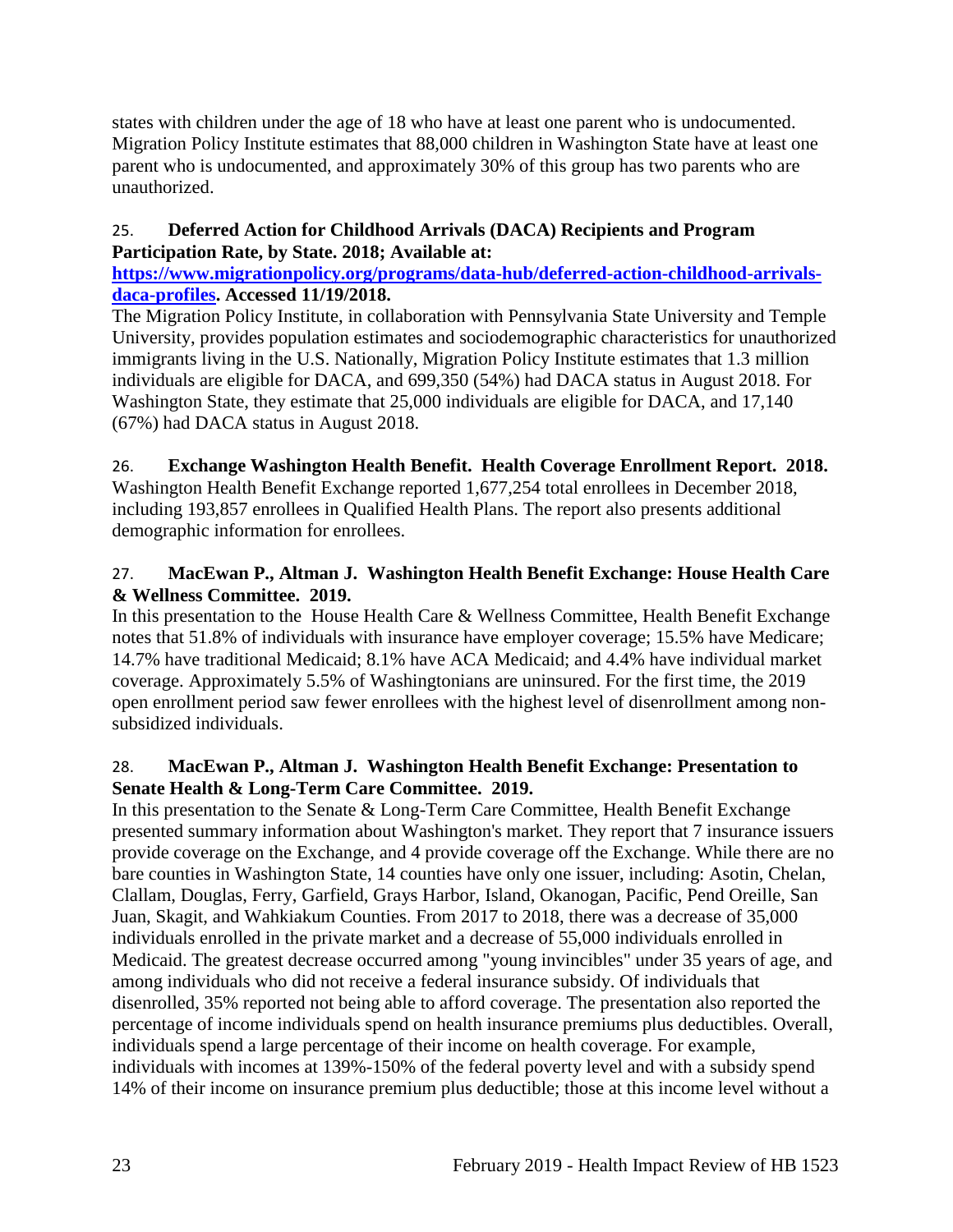states with children under the age of 18 who have at least one parent who is undocumented. Migration Policy Institute estimates that 88,000 children in Washington State have at least one parent who is undocumented, and approximately 30% of this group has two parents who are unauthorized.

25. **Deferred Action for Childhood Arrivals (DACA) Recipients and Program Participation Rate, by State. 2018; Available at: [https://www.migrationpolicy.org/programs/data-hub/deferred-action-childhood-arrivals-daca-profiles](https://www.migrationpolicy.org/programs/data-hub/deferred-action-childhood-arrivals-daca-profiles). Accessed 11/19/2018.**
The Migration Policy Institute, in collaboration with Pennsylvania State University and Temple University, provides population estimates and sociodemographic characteristics for unauthorized immigrants living in the U.S. Nationally, Migration Policy Institute estimates that 1.3 million individuals are eligible for DACA, and 699,350 (54%) had DACA status in August 2018. For Washington State, they estimate that 25,000 individuals are eligible for DACA, and 17,140 (67%) had DACA status in August 2018.

26. **Exchange Washington Health Benefit. Health Coverage Enrollment Report. 2018.**
Washington Health Benefit Exchange reported 1,677,254 total enrollees in December 2018, including 193,857 enrollees in Qualified Health Plans. The report also presents additional demographic information for enrollees.

27. **MacEwan P., Altman J. Washington Health Benefit Exchange: House Health Care & Wellness Committee. 2019.**
In this presentation to the House Health Care & Wellness Committee, Health Benefit Exchange notes that 51.8% of individuals with insurance have employer coverage; 15.5% have Medicare; 14.7% have traditional Medicaid; 8.1% have ACA Medicaid; and 4.4% have individual market coverage. Approximately 5.5% of Washingtonians are uninsured. For the first time, the 2019 open enrollment period saw fewer enrollees with the highest level of disenrollment among non-subsidized individuals.

28. **MacEwan P., Altman J. Washington Health Benefit Exchange: Presentation to Senate Health & Long-Term Care Committee. 2019.**
In this presentation to the Senate & Long-Term Care Committee, Health Benefit Exchange presented summary information about Washington's market. They report that 7 insurance issuers provide coverage on the Exchange, and 4 provide coverage off the Exchange. While there are no bare counties in Washington State, 14 counties have only one issuer, including: Asotin, Chelan, Clallam, Douglas, Ferry, Garfield, Grays Harbor, Island, Okanogan, Pacific, Pend Oreille, San Juan, Skagit, and Wahkiakum Counties. From 2017 to 2018, there was a decrease of 35,000 individuals enrolled in the private market and a decrease of 55,000 individuals enrolled in Medicaid. The greatest decrease occurred among "young invincibles" under 35 years of age, and among individuals who did not receive a federal insurance subsidy. Of individuals that disenrolled, 35% reported not being able to afford coverage. The presentation also reported the percentage of income individuals spend on health insurance premiums plus deductibles. Overall, individuals spend a large percentage of their income on health coverage. For example, individuals with incomes at 139%-150% of the federal poverty level and with a subsidy spend 14% of their income on insurance premium plus deductible; those at this income level without a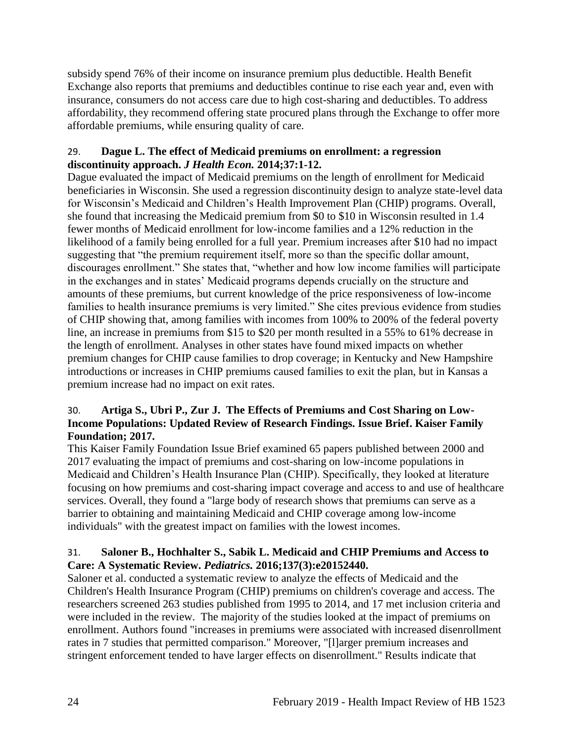subsidy spend 76% of their income on insurance premium plus deductible. Health Benefit Exchange also reports that premiums and deductibles continue to rise each year and, even with insurance, consumers do not access care due to high cost-sharing and deductibles. To address affordability, they recommend offering state procured plans through the Exchange to offer more affordable premiums, while ensuring quality of care.

29. **Dague L. The effect of Medicaid premiums on enrollment: a regression discontinuity approach.** ***J Health Econ.*** **2014;37:1-12.**

Dague evaluated the impact of Medicaid premiums on the length of enrollment for Medicaid beneficiaries in Wisconsin. She used a regression discontinuity design to analyze state-level data for Wisconsin's Medicaid and Children's Health Improvement Plan (CHIP) programs. Overall, she found that increasing the Medicaid premium from $0 to $10 in Wisconsin resulted in 1.4 fewer months of Medicaid enrollment for low-income families and a 12% reduction in the likelihood of a family being enrolled for a full year. Premium increases after $10 had no impact suggesting that "the premium requirement itself, more so than the specific dollar amount, discourages enrollment." She states that, "whether and how low income families will participate in the exchanges and in states' Medicaid programs depends crucially on the structure and amounts of these premiums, but current knowledge of the price responsiveness of low-income families to health insurance premiums is very limited." She cites previous evidence from studies of CHIP showing that, among families with incomes from 100% to 200% of the federal poverty line, an increase in premiums from $15 to $20 per month resulted in a 55% to 61% decrease in the length of enrollment. Analyses in other states have found mixed impacts on whether premium changes for CHIP cause families to drop coverage; in Kentucky and New Hampshire introductions or increases in CHIP premiums caused families to exit the plan, but in Kansas a premium increase had no impact on exit rates.

30. **Artiga S., Ubri P., Zur J. The Effects of Premiums and Cost Sharing on Low-Income Populations: Updated Review of Research Findings. Issue Brief. Kaiser Family Foundation; 2017.**

This Kaiser Family Foundation Issue Brief examined 65 papers published between 2000 and 2017 evaluating the impact of premiums and cost-sharing on low-income populations in Medicaid and Children's Health Insurance Plan (CHIP). Specifically, they looked at literature focusing on how premiums and cost-sharing impact coverage and access to and use of healthcare services. Overall, they found a "large body of research shows that premiums can serve as a barrier to obtaining and maintaining Medicaid and CHIP coverage among low-income individuals" with the greatest impact on families with the lowest incomes.

31. **Saloner B., Hochhalter S., Sabik L. Medicaid and CHIP Premiums and Access to Care: A Systematic Review.** ***Pediatrics.*** **2016;137(3):e20152440.**

Saloner et al. conducted a systematic review to analyze the effects of Medicaid and the Children's Health Insurance Program (CHIP) premiums on children's coverage and access. The researchers screened 263 studies published from 1995 to 2014, and 17 met inclusion criteria and were included in the review. The majority of the studies looked at the impact of premiums on enrollment. Authors found "increases in premiums were associated with increased disenrollment rates in 7 studies that permitted comparison." Moreover, "[l]arger premium increases and stringent enforcement tended to have larger effects on disenrollment." Results indicate that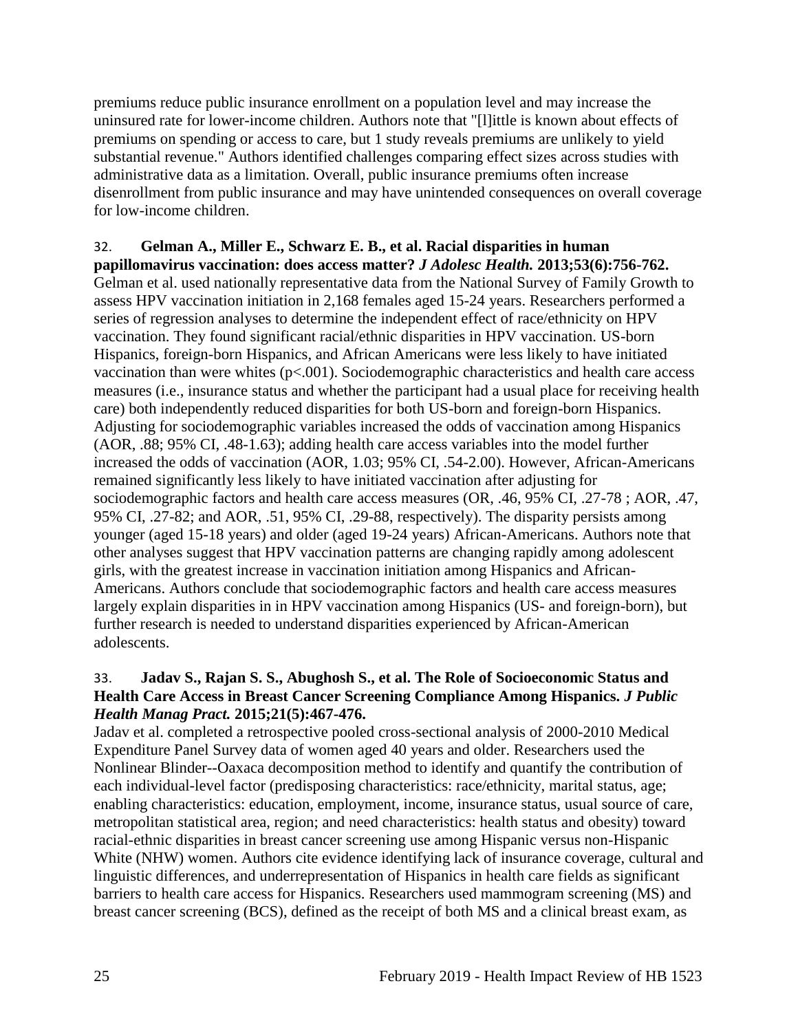premiums reduce public insurance enrollment on a population level and may increase the uninsured rate for lower-income children. Authors note that "[l]ittle is known about effects of premiums on spending or access to care, but 1 study reveals premiums are unlikely to yield substantial revenue." Authors identified challenges comparing effect sizes across studies with administrative data as a limitation. Overall, public insurance premiums often increase disenrollment from public insurance and may have unintended consequences on overall coverage for low-income children.

32. **Gelman A., Miller E., Schwarz E. B., et al. Racial disparities in human papillomavirus vaccination: does access matter? *J Adolesc Health.* 2013;53(6):756-762.**
Gelman et al. used nationally representative data from the National Survey of Family Growth to assess HPV vaccination initiation in 2,168 females aged 15-24 years. Researchers performed a series of regression analyses to determine the independent effect of race/ethnicity on HPV vaccination. They found significant racial/ethnic disparities in HPV vaccination. US-born Hispanics, foreign-born Hispanics, and African Americans were less likely to have initiated vaccination than were whites ($p<.001$). Sociodemographic characteristics and health care access measures (i.e., insurance status and whether the participant had a usual place for receiving health care) both independently reduced disparities for both US-born and foreign-born Hispanics. Adjusting for sociodemographic variables increased the odds of vaccination among Hispanics (AOR, .88; 95% CI, .48-1.63); adding health care access variables into the model further increased the odds of vaccination (AOR, 1.03; 95% CI, .54-2.00). However, African-Americans remained significantly less likely to have initiated vaccination after adjusting for sociodemographic factors and health care access measures (OR, .46, 95% CI, .27-78 ; AOR, .47, 95% CI, .27-82; and AOR, .51, 95% CI, .29-88, respectively). The disparity persists among younger (aged 15-18 years) and older (aged 19-24 years) African-Americans. Authors note that other analyses suggest that HPV vaccination patterns are changing rapidly among adolescent girls, with the greatest increase in vaccination initiation among Hispanics and African-Americans. Authors conclude that sociodemographic factors and health care access measures largely explain disparities in in HPV vaccination among Hispanics (US- and foreign-born), but further research is needed to understand disparities experienced by African-American adolescents.

33. **Jadav S., Rajan S. S., Abughosh S., et al. The Role of Socioeconomic Status and Health Care Access in Breast Cancer Screening Compliance Among Hispanics. *J Public Health Manag Pract.* 2015;21(5):467-476.**
Jadav et al. completed a retrospective pooled cross-sectional analysis of 2000-2010 Medical Expenditure Panel Survey data of women aged 40 years and older. Researchers used the Nonlinear Blinder--Oaxaca decomposition method to identify and quantify the contribution of each individual-level factor (predisposing characteristics: race/ethnicity, marital status, age; enabling characteristics: education, employment, income, insurance status, usual source of care, metropolitan statistical area, region; and need characteristics: health status and obesity) toward racial-ethnic disparities in breast cancer screening use among Hispanic versus non-Hispanic White (NHW) women. Authors cite evidence identifying lack of insurance coverage, cultural and linguistic differences, and underrepresentation of Hispanics in health care fields as significant barriers to health care access for Hispanics. Researchers used mammogram screening (MS) and breast cancer screening (BCS), defined as the receipt of both MS and a clinical breast exam, as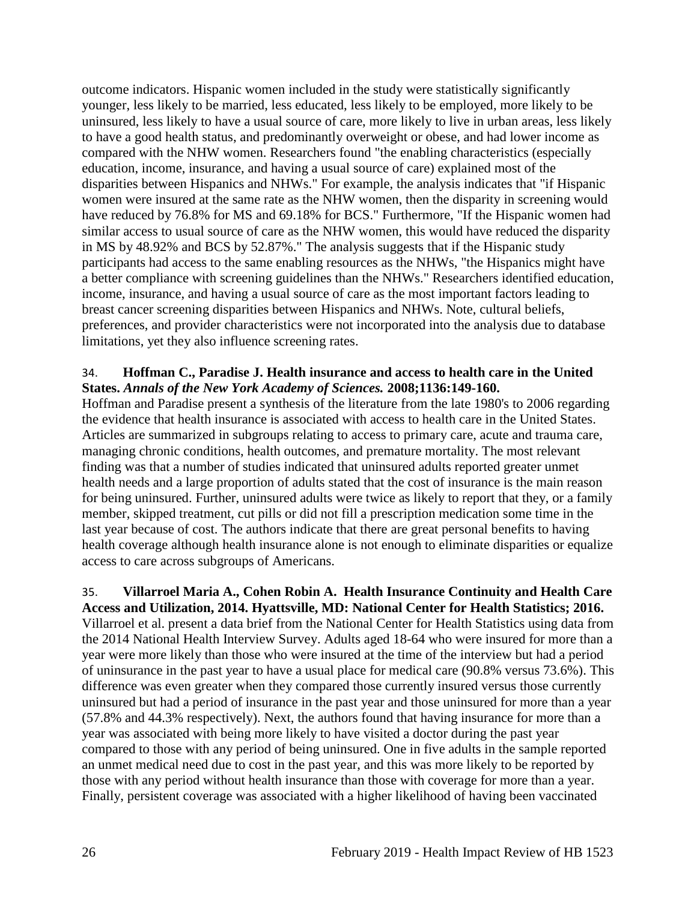outcome indicators. Hispanic women included in the study were statistically significantly younger, less likely to be married, less educated, less likely to be employed, more likely to be uninsured, less likely to have a usual source of care, more likely to live in urban areas, less likely to have a good health status, and predominantly overweight or obese, and had lower income as compared with the NHW women. Researchers found "the enabling characteristics (especially education, income, insurance, and having a usual source of care) explained most of the disparities between Hispanics and NHWs." For example, the analysis indicates that "if Hispanic women were insured at the same rate as the NHW women, then the disparity in screening would have reduced by 76.8% for MS and 69.18% for BCS." Furthermore, "If the Hispanic women had similar access to usual source of care as the NHW women, this would have reduced the disparity in MS by 48.92% and BCS by 52.87%." The analysis suggests that if the Hispanic study participants had access to the same enabling resources as the NHWs, "the Hispanics might have a better compliance with screening guidelines than the NHWs." Researchers identified education, income, insurance, and having a usual source of care as the most important factors leading to breast cancer screening disparities between Hispanics and NHWs. Note, cultural beliefs, preferences, and provider characteristics were not incorporated into the analysis due to database limitations, yet they also influence screening rates.

34. **Hoffman C., Paradise J. Health insurance and access to health care in the United States.** ***Annals of the New York Academy of Sciences.*** **2008;1136:149-160.**

Hoffman and Paradise present a synthesis of the literature from the late 1980's to 2006 regarding the evidence that health insurance is associated with access to health care in the United States. Articles are summarized in subgroups relating to access to primary care, acute and trauma care, managing chronic conditions, health outcomes, and premature mortality. The most relevant finding was that a number of studies indicated that uninsured adults reported greater unmet health needs and a large proportion of adults stated that the cost of insurance is the main reason for being uninsured. Further, uninsured adults were twice as likely to report that they, or a family member, skipped treatment, cut pills or did not fill a prescription medication some time in the last year because of cost. The authors indicate that there are great personal benefits to having health coverage although health insurance alone is not enough to eliminate disparities or equalize access to care across subgroups of Americans.

35. **Villarroel Maria A., Cohen Robin A. Health Insurance Continuity and Health Care Access and Utilization, 2014. Hyattsville, MD: National Center for Health Statistics; 2016.**

Villarroel et al. present a data brief from the National Center for Health Statistics using data from the 2014 National Health Interview Survey. Adults aged 18-64 who were insured for more than a year were more likely than those who were insured at the time of the interview but had a period of uninsurance in the past year to have a usual place for medical care (90.8% versus 73.6%). This difference was even greater when they compared those currently insured versus those currently uninsured but had a period of insurance in the past year and those uninsured for more than a year (57.8% and 44.3% respectively). Next, the authors found that having insurance for more than a year was associated with being more likely to have visited a doctor during the past year compared to those with any period of being uninsured. One in five adults in the sample reported an unmet medical need due to cost in the past year, and this was more likely to be reported by those with any period without health insurance than those with coverage for more than a year. Finally, persistent coverage was associated with a higher likelihood of having been vaccinated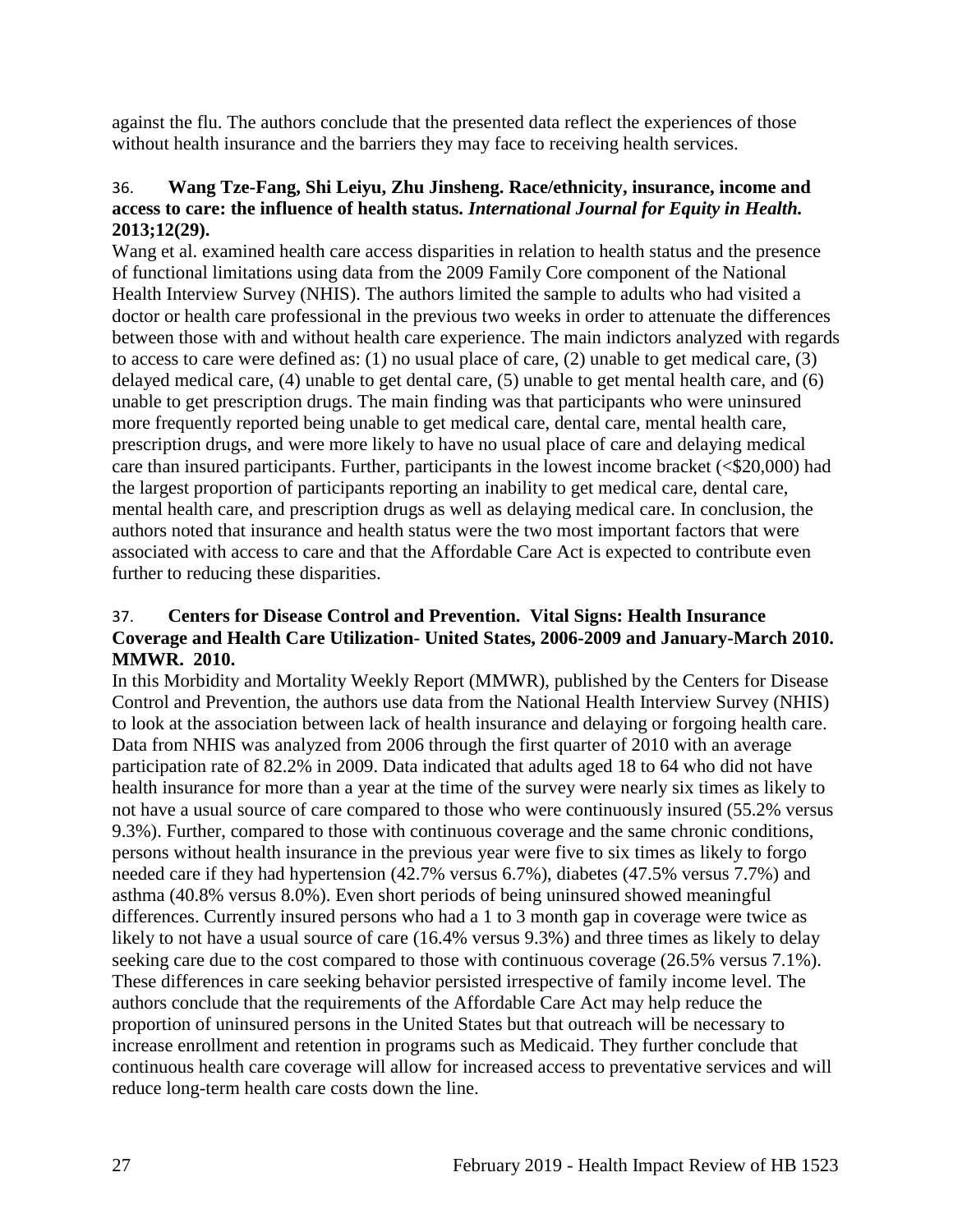against the flu. The authors conclude that the presented data reflect the experiences of those without health insurance and the barriers they may face to receiving health services.

36. **Wang Tze-Fang, Shi Leiyu, Zhu Jinsheng. Race/ethnicity, insurance, income and access to care: the influence of health status. *International Journal for Equity in Health.* 2013;12(29).**

Wang et al. examined health care access disparities in relation to health status and the presence of functional limitations using data from the 2009 Family Core component of the National Health Interview Survey (NHIS). The authors limited the sample to adults who had visited a doctor or health care professional in the previous two weeks in order to attenuate the differences between those with and without health care experience. The main indictors analyzed with regards to access to care were defined as: (1) no usual place of care, (2) unable to get medical care, (3) delayed medical care, (4) unable to get dental care, (5) unable to get mental health care, and (6) unable to get prescription drugs. The main finding was that participants who were uninsured more frequently reported being unable to get medical care, dental care, mental health care, prescription drugs, and were more likely to have no usual place of care and delaying medical care than insured participants. Further, participants in the lowest income bracket (<$20,000) had the largest proportion of participants reporting an inability to get medical care, dental care, mental health care, and prescription drugs as well as delaying medical care. In conclusion, the authors noted that insurance and health status were the two most important factors that were associated with access to care and that the Affordable Care Act is expected to contribute even further to reducing these disparities.

37. **Centers for Disease Control and Prevention. Vital Signs: Health Insurance Coverage and Health Care Utilization- United States, 2006-2009 and January-March 2010. MMWR. 2010.**

In this Morbidity and Mortality Weekly Report (MMWR), published by the Centers for Disease Control and Prevention, the authors use data from the National Health Interview Survey (NHIS) to look at the association between lack of health insurance and delaying or forgoing health care. Data from NHIS was analyzed from 2006 through the first quarter of 2010 with an average participation rate of 82.2% in 2009. Data indicated that adults aged 18 to 64 who did not have health insurance for more than a year at the time of the survey were nearly six times as likely to not have a usual source of care compared to those who were continuously insured (55.2% versus 9.3%). Further, compared to those with continuous coverage and the same chronic conditions, persons without health insurance in the previous year were five to six times as likely to forgo needed care if they had hypertension (42.7% versus 6.7%), diabetes (47.5% versus 7.7%) and asthma (40.8% versus 8.0%). Even short periods of being uninsured showed meaningful differences. Currently insured persons who had a 1 to 3 month gap in coverage were twice as likely to not have a usual source of care (16.4% versus 9.3%) and three times as likely to delay seeking care due to the cost compared to those with continuous coverage (26.5% versus 7.1%). These differences in care seeking behavior persisted irrespective of family income level. The authors conclude that the requirements of the Affordable Care Act may help reduce the proportion of uninsured persons in the United States but that outreach will be necessary to increase enrollment and retention in programs such as Medicaid. They further conclude that continuous health care coverage will allow for increased access to preventative services and will reduce long-term health care costs down the line.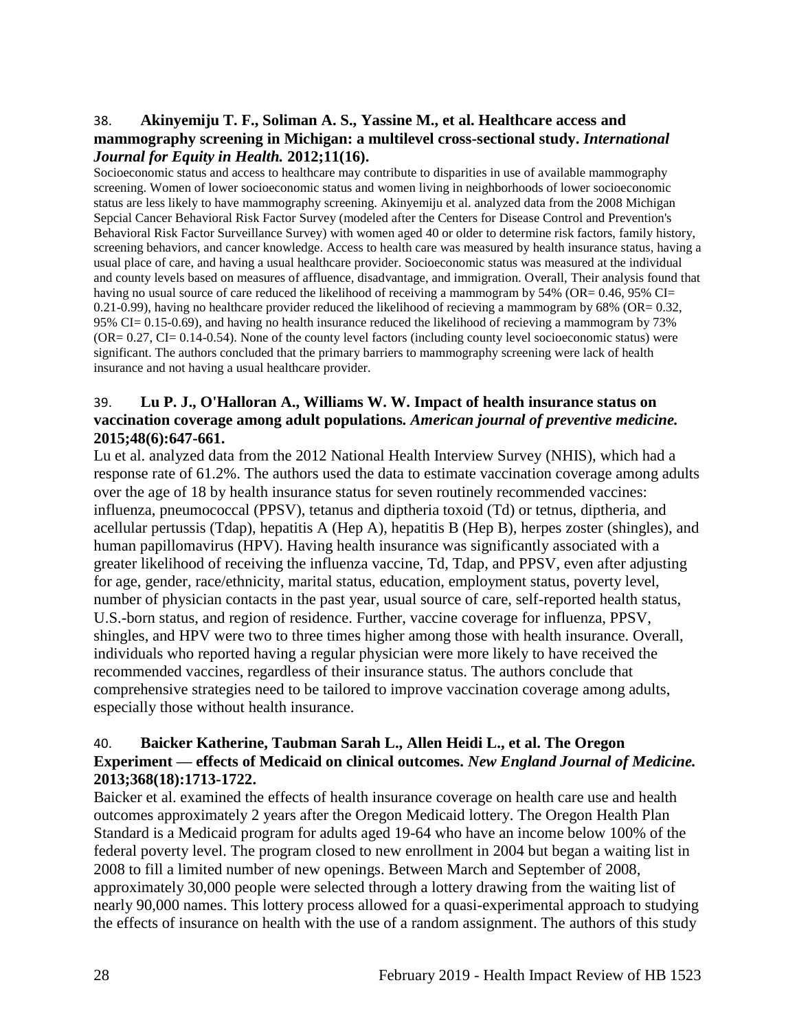38. **Akinyemiju T. F., Soliman A. S., Yassine M., et al. Healthcare access and mammography screening in Michigan: a multilevel cross-sectional study.** ***International Journal for Equity in Health.*** **2012;11(16).**

Socioeconomic status and access to healthcare may contribute to disparities in use of available mammography screening. Women of lower socioeconomic status and women living in neighborhoods of lower socioeconomic status are less likely to have mammography screening. Akinyemiju et al. analyzed data from the 2008 Michigan Sepcial Cancer Behavioral Risk Factor Survey (modeled after the Centers for Disease Control and Prevention's Behavioral Risk Factor Surveillance Survey) with women aged 40 or older to determine risk factors, family history, screening behaviors, and cancer knowledge. Access to health care was measured by health insurance status, having a usual place of care, and having a usual healthcare provider. Socioeconomic status was measured at the individual and county levels based on measures of affluence, disadvantage, and immigration. Overall, Their analysis found that having no usual source of care reduced the likelihood of receiving a mammogram by 54% (OR= 0.46, 95% CI= 0.21-0.99), having no healthcare provider reduced the likelihood of recieving a mammogram by 68% (OR= 0.32, 95% CI= 0.15-0.69), and having no health insurance reduced the likelihood of recieving a mammogram by 73% (OR= 0.27, CI= 0.14-0.54). None of the county level factors (including county level socioeconomic status) were significant. The authors concluded that the primary barriers to mammography screening were lack of health insurance and not having a usual healthcare provider.

39. **Lu P. J., O'Halloran A., Williams W. W. Impact of health insurance status on vaccination coverage among adult populations.** ***American journal of preventive medicine.*** **2015;48(6):647-661.**

Lu et al. analyzed data from the 2012 National Health Interview Survey (NHIS), which had a response rate of 61.2%. The authors used the data to estimate vaccination coverage among adults over the age of 18 by health insurance status for seven routinely recommended vaccines: influenza, pneumococcal (PPSV), tetanus and diptheria toxoid (Td) or tetnus, diptheria, and acellular pertussis (Tdap), hepatitis A (Hep A), hepatitis B (Hep B), herpes zoster (shingles), and human papillomavirus (HPV). Having health insurance was significantly associated with a greater likelihood of receiving the influenza vaccine, Td, Tdap, and PPSV, even after adjusting for age, gender, race/ethnicity, marital status, education, employment status, poverty level, number of physician contacts in the past year, usual source of care, self-reported health status, U.S.-born status, and region of residence. Further, vaccine coverage for influenza, PPSV, shingles, and HPV were two to three times higher among those with health insurance. Overall, individuals who reported having a regular physician were more likely to have received the recommended vaccines, regardless of their insurance status. The authors conclude that comprehensive strategies need to be tailored to improve vaccination coverage among adults, especially those without health insurance.

40. **Baicker Katherine, Taubman Sarah L., Allen Heidi L., et al. The Oregon Experiment — effects of Medicaid on clinical outcomes.** ***New England Journal of Medicine.*** **2013;368(18):1713-1722.**

Baicker et al. examined the effects of health insurance coverage on health care use and health outcomes approximately 2 years after the Oregon Medicaid lottery. The Oregon Health Plan Standard is a Medicaid program for adults aged 19-64 who have an income below 100% of the federal poverty level. The program closed to new enrollment in 2004 but began a waiting list in 2008 to fill a limited number of new openings. Between March and September of 2008, approximately 30,000 people were selected through a lottery drawing from the waiting list of nearly 90,000 names. This lottery process allowed for a quasi-experimental approach to studying the effects of insurance on health with the use of a random assignment. The authors of this study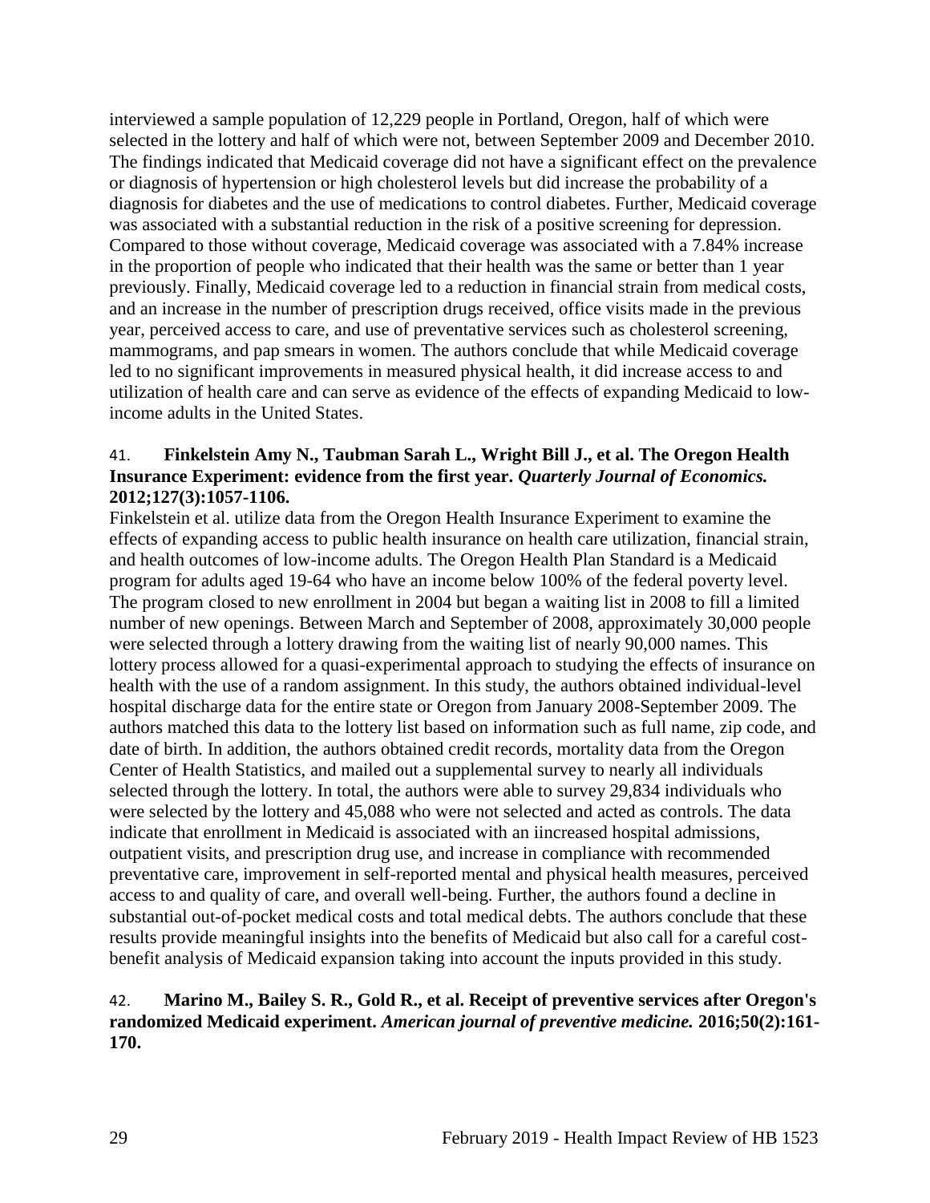interviewed a sample population of 12,229 people in Portland, Oregon, half of which were selected in the lottery and half of which were not, between September 2009 and December 2010. The findings indicated that Medicaid coverage did not have a significant effect on the prevalence or diagnosis of hypertension or high cholesterol levels but did increase the probability of a diagnosis for diabetes and the use of medications to control diabetes. Further, Medicaid coverage was associated with a substantial reduction in the risk of a positive screening for depression. Compared to those without coverage, Medicaid coverage was associated with a 7.84% increase in the proportion of people who indicated that their health was the same or better than 1 year previously. Finally, Medicaid coverage led to a reduction in financial strain from medical costs, and an increase in the number of prescription drugs received, office visits made in the previous year, perceived access to care, and use of preventative services such as cholesterol screening, mammograms, and pap smears in women. The authors conclude that while Medicaid coverage led to no significant improvements in measured physical health, it did increase access to and utilization of health care and can serve as evidence of the effects of expanding Medicaid to low-income adults in the United States.

41. **Finkelstein Amy N., Taubman Sarah L., Wright Bill J., et al. The Oregon Health Insurance Experiment: evidence from the first year.** ***Quarterly Journal of Economics.*** **2012;127(3):1057-1106.**

Finkelstein et al. utilize data from the Oregon Health Insurance Experiment to examine the effects of expanding access to public health insurance on health care utilization, financial strain, and health outcomes of low-income adults. The Oregon Health Plan Standard is a Medicaid program for adults aged 19-64 who have an income below 100% of the federal poverty level. The program closed to new enrollment in 2004 but began a waiting list in 2008 to fill a limited number of new openings. Between March and September of 2008, approximately 30,000 people were selected through a lottery drawing from the waiting list of nearly 90,000 names. This lottery process allowed for a quasi-experimental approach to studying the effects of insurance on health with the use of a random assignment. In this study, the authors obtained individual-level hospital discharge data for the entire state or Oregon from January 2008-September 2009. The authors matched this data to the lottery list based on information such as full name, zip code, and date of birth. In addition, the authors obtained credit records, mortality data from the Oregon Center of Health Statistics, and mailed out a supplemental survey to nearly all individuals selected through the lottery. In total, the authors were able to survey 29,834 individuals who were selected by the lottery and 45,088 who were not selected and acted as controls. The data indicate that enrollment in Medicaid is associated with an iincreased hospital admissions, outpatient visits, and prescription drug use, and increase in compliance with recommended preventative care, improvement in self-reported mental and physical health measures, perceived access to and quality of care, and overall well-being. Further, the authors found a decline in substantial out-of-pocket medical costs and total medical debts. The authors conclude that these results provide meaningful insights into the benefits of Medicaid but also call for a careful cost-benefit analysis of Medicaid expansion taking into account the inputs provided in this study.

42. **Marino M., Bailey S. R., Gold R., et al. Receipt of preventive services after Oregon's randomized Medicaid experiment.** ***American journal of preventive medicine.*** **2016;50(2):161-170.**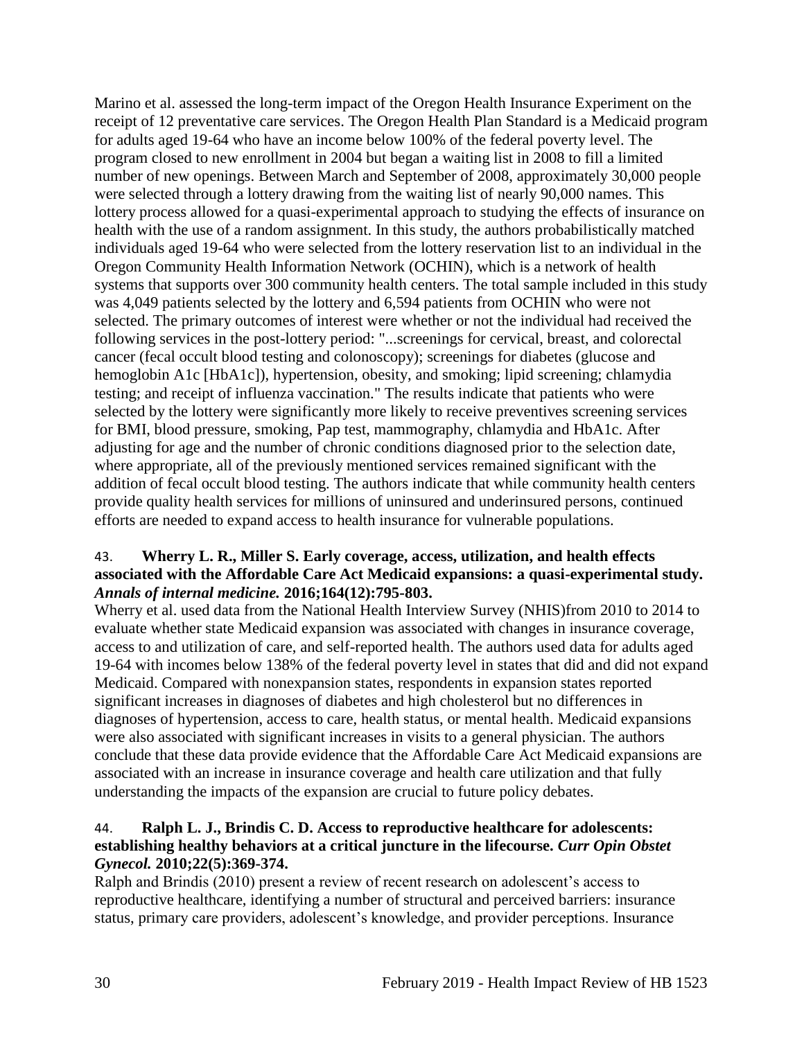Marino et al. assessed the long-term impact of the Oregon Health Insurance Experiment on the receipt of 12 preventative care services. The Oregon Health Plan Standard is a Medicaid program for adults aged 19-64 who have an income below 100% of the federal poverty level. The program closed to new enrollment in 2004 but began a waiting list in 2008 to fill a limited number of new openings. Between March and September of 2008, approximately 30,000 people were selected through a lottery drawing from the waiting list of nearly 90,000 names. This lottery process allowed for a quasi-experimental approach to studying the effects of insurance on health with the use of a random assignment. In this study, the authors probabilistically matched individuals aged 19-64 who were selected from the lottery reservation list to an individual in the Oregon Community Health Information Network (OCHIN), which is a network of health systems that supports over 300 community health centers. The total sample included in this study was 4,049 patients selected by the lottery and 6,594 patients from OCHIN who were not selected. The primary outcomes of interest were whether or not the individual had received the following services in the post-lottery period: "...screenings for cervical, breast, and colorectal cancer (fecal occult blood testing and colonoscopy); screenings for diabetes (glucose and hemoglobin A1c [HbA1c]), hypertension, obesity, and smoking; lipid screening; chlamydia testing; and receipt of influenza vaccination." The results indicate that patients who were selected by the lottery were significantly more likely to receive preventives screening services for BMI, blood pressure, smoking, Pap test, mammography, chlamydia and HbA1c. After adjusting for age and the number of chronic conditions diagnosed prior to the selection date, where appropriate, all of the previously mentioned services remained significant with the addition of fecal occult blood testing. The authors indicate that while community health centers provide quality health services for millions of uninsured and underinsured persons, continued efforts are needed to expand access to health insurance for vulnerable populations.

43. **Wherry L. R., Miller S. Early coverage, access, utilization, and health effects associated with the Affordable Care Act Medicaid expansions: a quasi-experimental study.** ***Annals of internal medicine.*** **2016;164(12):795-803.**

Wherry et al. used data from the National Health Interview Survey (NHIS)from 2010 to 2014 to evaluate whether state Medicaid expansion was associated with changes in insurance coverage, access to and utilization of care, and self-reported health. The authors used data for adults aged 19-64 with incomes below 138% of the federal poverty level in states that did and did not expand Medicaid. Compared with nonexpansion states, respondents in expansion states reported significant increases in diagnoses of diabetes and high cholesterol but no differences in diagnoses of hypertension, access to care, health status, or mental health. Medicaid expansions were also associated with significant increases in visits to a general physician. The authors conclude that these data provide evidence that the Affordable Care Act Medicaid expansions are associated with an increase in insurance coverage and health care utilization and that fully understanding the impacts of the expansion are crucial to future policy debates.

44. **Ralph L. J., Brindis C. D. Access to reproductive healthcare for adolescents: establishing healthy behaviors at a critical juncture in the lifecourse.** ***Curr Opin Obstet Gynecol.*** **2010;22(5):369-374.**

Ralph and Brindis (2010) present a review of recent research on adolescent's access to reproductive healthcare, identifying a number of structural and perceived barriers: insurance status, primary care providers, adolescent's knowledge, and provider perceptions. Insurance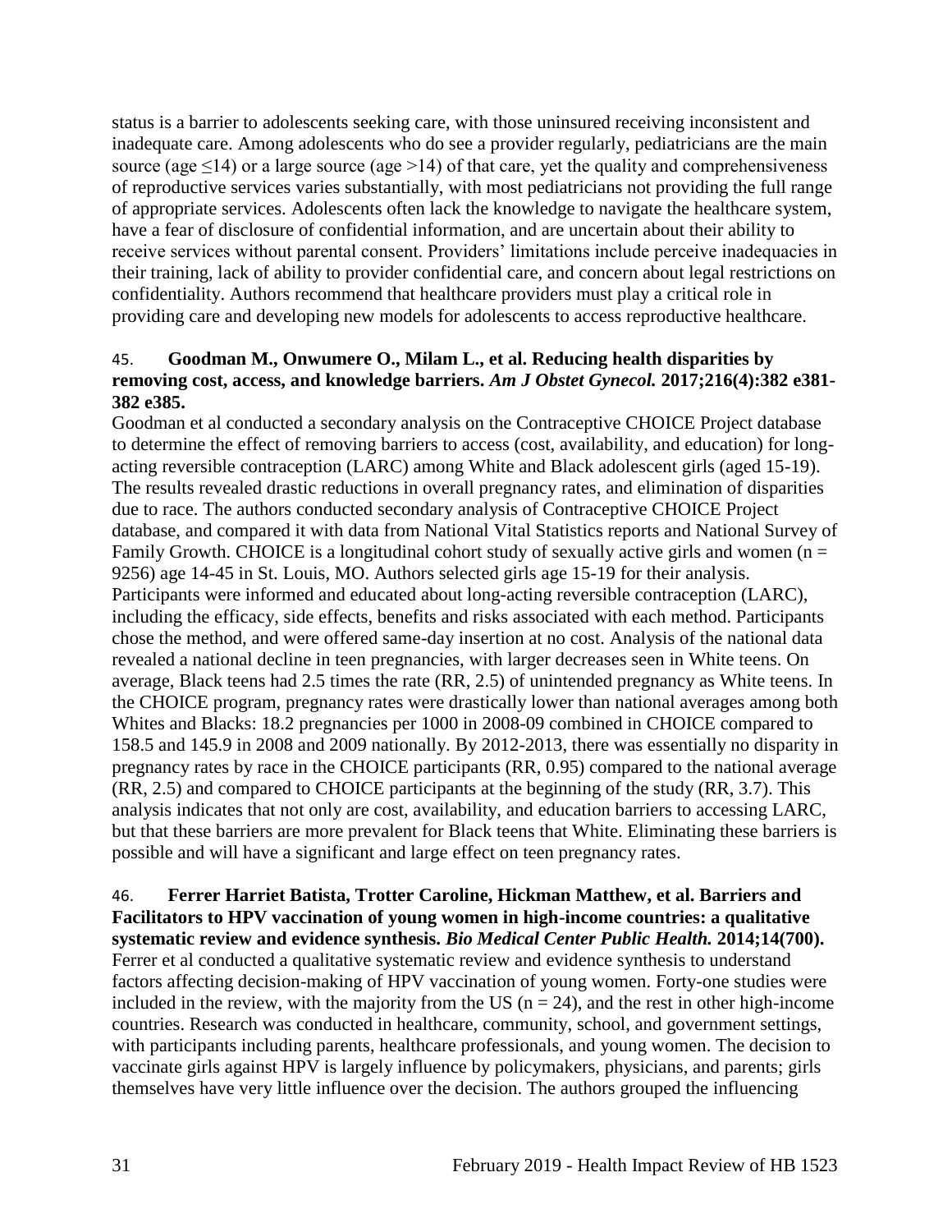status is a barrier to adolescents seeking care, with those uninsured receiving inconsistent and inadequate care. Among adolescents who do see a provider regularly, pediatricians are the main source (age ≤14) or a large source (age >14) of that care, yet the quality and comprehensiveness of reproductive services varies substantially, with most pediatricians not providing the full range of appropriate services. Adolescents often lack the knowledge to navigate the healthcare system, have a fear of disclosure of confidential information, and are uncertain about their ability to receive services without parental consent. Providers' limitations include perceive inadequacies in their training, lack of ability to provider confidential care, and concern about legal restrictions on confidentiality. Authors recommend that healthcare providers must play a critical role in providing care and developing new models for adolescents to access reproductive healthcare.

45. **Goodman M., Onwumere O., Milam L., et al. Reducing health disparities by removing cost, access, and knowledge barriers.** ***Am J Obstet Gynecol.*** **2017;216(4):382 e381-382 e385.**

Goodman et al conducted a secondary analysis on the Contraceptive CHOICE Project database to determine the effect of removing barriers to access (cost, availability, and education) for long-acting reversible contraception (LARC) among White and Black adolescent girls (aged 15-19). The results revealed drastic reductions in overall pregnancy rates, and elimination of disparities due to race. The authors conducted secondary analysis of Contraceptive CHOICE Project database, and compared it with data from National Vital Statistics reports and National Survey of Family Growth. CHOICE is a longitudinal cohort study of sexually active girls and women (n = 9256) age 14-45 in St. Louis, MO. Authors selected girls age 15-19 for their analysis. Participants were informed and educated about long-acting reversible contraception (LARC), including the efficacy, side effects, benefits and risks associated with each method. Participants chose the method, and were offered same-day insertion at no cost. Analysis of the national data revealed a national decline in teen pregnancies, with larger decreases seen in White teens. On average, Black teens had 2.5 times the rate (RR, 2.5) of unintended pregnancy as White teens. In the CHOICE program, pregnancy rates were drastically lower than national averages among both Whites and Blacks: 18.2 pregnancies per 1000 in 2008-09 combined in CHOICE compared to 158.5 and 145.9 in 2008 and 2009 nationally. By 2012-2013, there was essentially no disparity in pregnancy rates by race in the CHOICE participants (RR, 0.95) compared to the national average (RR, 2.5) and compared to CHOICE participants at the beginning of the study (RR, 3.7). This analysis indicates that not only are cost, availability, and education barriers to accessing LARC, but that these barriers are more prevalent for Black teens that White. Eliminating these barriers is possible and will have a significant and large effect on teen pregnancy rates.

46. **Ferrer Harriet Batista, Trotter Caroline, Hickman Matthew, et al. Barriers and Facilitators to HPV vaccination of young women in high-income countries: a qualitative systematic review and evidence synthesis.** ***Bio Medical Center Public Health.*** **2014;14(700).**

Ferrer et al conducted a qualitative systematic review and evidence synthesis to understand factors affecting decision-making of HPV vaccination of young women. Forty-one studies were included in the review, with the majority from the US (n = 24), and the rest in other high-income countries. Research was conducted in healthcare, community, school, and government settings, with participants including parents, healthcare professionals, and young women. The decision to vaccinate girls against HPV is largely influence by policymakers, physicians, and parents; girls themselves have very little influence over the decision. The authors grouped the influencing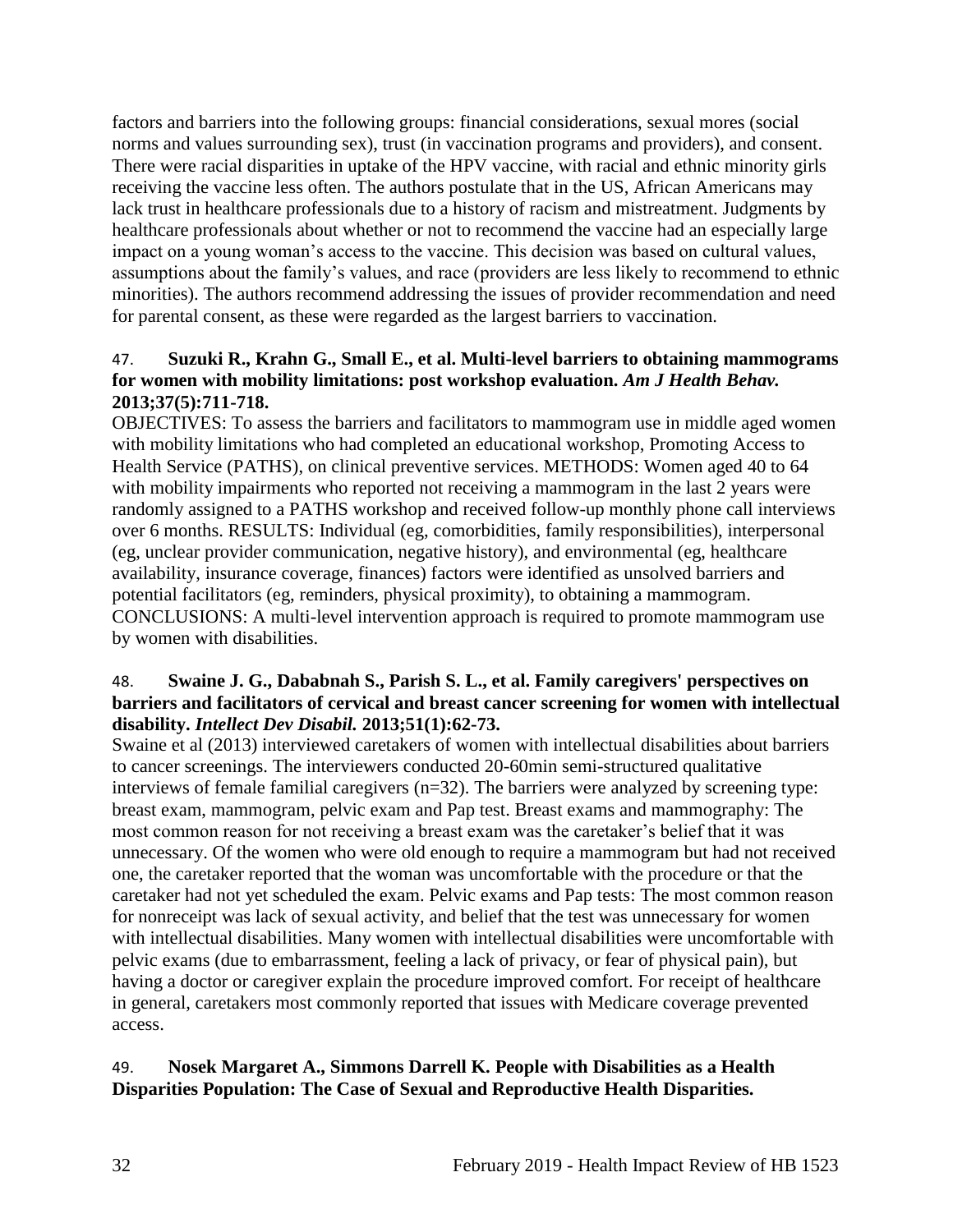factors and barriers into the following groups: financial considerations, sexual mores (social norms and values surrounding sex), trust (in vaccination programs and providers), and consent. There were racial disparities in uptake of the HPV vaccine, with racial and ethnic minority girls receiving the vaccine less often. The authors postulate that in the US, African Americans may lack trust in healthcare professionals due to a history of racism and mistreatment. Judgments by healthcare professionals about whether or not to recommend the vaccine had an especially large impact on a young woman's access to the vaccine. This decision was based on cultural values, assumptions about the family's values, and race (providers are less likely to recommend to ethnic minorities). The authors recommend addressing the issues of provider recommendation and need for parental consent, as these were regarded as the largest barriers to vaccination.

47. **Suzuki R., Krahn G., Small E., et al. Multi-level barriers to obtaining mammograms for women with mobility limitations: post workshop evaluation.** ***Am J Health Behav.*** **2013;37(5):711-718.**

OBJECTIVES: To assess the barriers and facilitators to mammogram use in middle aged women with mobility limitations who had completed an educational workshop, Promoting Access to Health Service (PATHS), on clinical preventive services. METHODS: Women aged 40 to 64 with mobility impairments who reported not receiving a mammogram in the last 2 years were randomly assigned to a PATHS workshop and received follow-up monthly phone call interviews over 6 months. RESULTS: Individual (eg, comorbidities, family responsibilities), interpersonal (eg, unclear provider communication, negative history), and environmental (eg, healthcare availability, insurance coverage, finances) factors were identified as unsolved barriers and potential facilitators (eg, reminders, physical proximity), to obtaining a mammogram. CONCLUSIONS: A multi-level intervention approach is required to promote mammogram use by women with disabilities.

48. **Swaine J. G., Dababnah S., Parish S. L., et al. Family caregivers' perspectives on barriers and facilitators of cervical and breast cancer screening for women with intellectual disability.** ***Intellect Dev Disabil.*** **2013;51(1):62-73.**

Swaine et al (2013) interviewed caretakers of women with intellectual disabilities about barriers to cancer screenings. The interviewers conducted 20-60min semi-structured qualitative interviews of female familial caregivers (n=32). The barriers were analyzed by screening type: breast exam, mammogram, pelvic exam and Pap test. Breast exams and mammography: The most common reason for not receiving a breast exam was the caretaker's belief that it was unnecessary. Of the women who were old enough to require a mammogram but had not received one, the caretaker reported that the woman was uncomfortable with the procedure or that the caretaker had not yet scheduled the exam. Pelvic exams and Pap tests: The most common reason for nonreceipt was lack of sexual activity, and belief that the test was unnecessary for women with intellectual disabilities. Many women with intellectual disabilities were uncomfortable with pelvic exams (due to embarrassment, feeling a lack of privacy, or fear of physical pain), but having a doctor or caregiver explain the procedure improved comfort. For receipt of healthcare in general, caretakers most commonly reported that issues with Medicare coverage prevented access.

49. **Nosek Margaret A., Simmons Darrell K. People with Disabilities as a Health Disparities Population: The Case of Sexual and Reproductive Health Disparities.**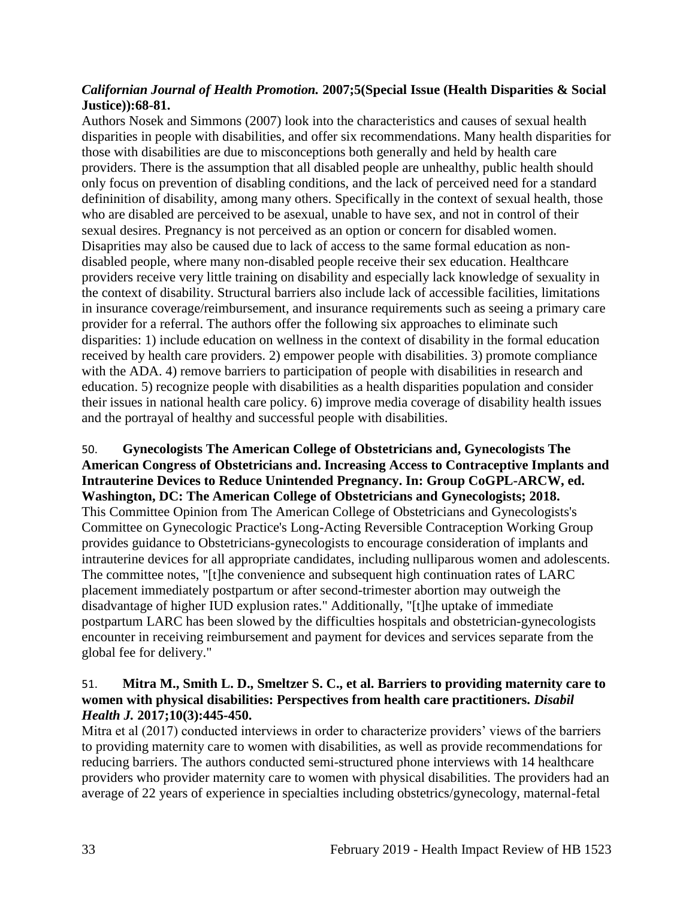***Californian Journal of Health Promotion.* 2007;5(Special Issue (Health Disparities & Social Justice)):68-81.**

Authors Nosek and Simmons (2007) look into the characteristics and causes of sexual health disparities in people with disabilities, and offer six recommendations. Many health disparities for those with disabilities are due to misconceptions both generally and held by health care providers. There is the assumption that all disabled people are unhealthy, public health should only focus on prevention of disabling conditions, and the lack of perceived need for a standard defininition of disability, among many others. Specifically in the context of sexual health, those who are disabled are perceived to be asexual, unable to have sex, and not in control of their sexual desires. Pregnancy is not perceived as an option or concern for disabled women. Disaprities may also be caused due to lack of access to the same formal education as non-disabled people, where many non-disabled people receive their sex education. Healthcare providers receive very little training on disability and especially lack knowledge of sexuality in the context of disability. Structural barriers also include lack of accessible facilities, limitations in insurance coverage/reimbursement, and insurance requirements such as seeing a primary care provider for a referral. The authors offer the following six approaches to eliminate such disparities: 1) include education on wellness in the context of disability in the formal education received by health care providers. 2) empower people with disabilities. 3) promote compliance with the ADA. 4) remove barriers to participation of people with disabilities in research and education. 5) recognize people with disabilities as a health disparities population and consider their issues in national health care policy. 6) improve media coverage of disability health issues and the portrayal of healthy and successful people with disabilities.

50. **Gynecologists The American College of Obstetricians and, Gynecologists The American Congress of Obstetricians and. Increasing Access to Contraceptive Implants and Intrauterine Devices to Reduce Unintended Pregnancy. In: Group CoGPL-ARCW, ed. Washington, DC: The American College of Obstetricians and Gynecologists; 2018.**

This Committee Opinion from The American College of Obstetricians and Gynecologists's Committee on Gynecologic Practice's Long-Acting Reversible Contraception Working Group provides guidance to Obstetricians-gynecologists to encourage consideration of implants and intrauterine devices for all appropriate candidates, including nulliparous women and adolescents. The committee notes, "[t]he convenience and subsequent high continuation rates of LARC placement immediately postpartum or after second-trimester abortion may outweigh the disadvantage of higher IUD explusion rates." Additionally, "[t]he uptake of immediate postpartum LARC has been slowed by the difficulties hospitals and obstetrician-gynecologists encounter in receiving reimbursement and payment for devices and services separate from the global fee for delivery."

51. **Mitra M., Smith L. D., Smeltzer S. C., et al. Barriers to providing maternity care to women with physical disabilities: Perspectives from health care practitioners. *Disabil Health J.* 2017;10(3):445-450.**

Mitra et al (2017) conducted interviews in order to characterize providers' views of the barriers to providing maternity care to women with disabilities, as well as provide recommendations for reducing barriers. The authors conducted semi-structured phone interviews with 14 healthcare providers who provider maternity care to women with physical disabilities. The providers had an average of 22 years of experience in specialties including obstetrics/gynecology, maternal-fetal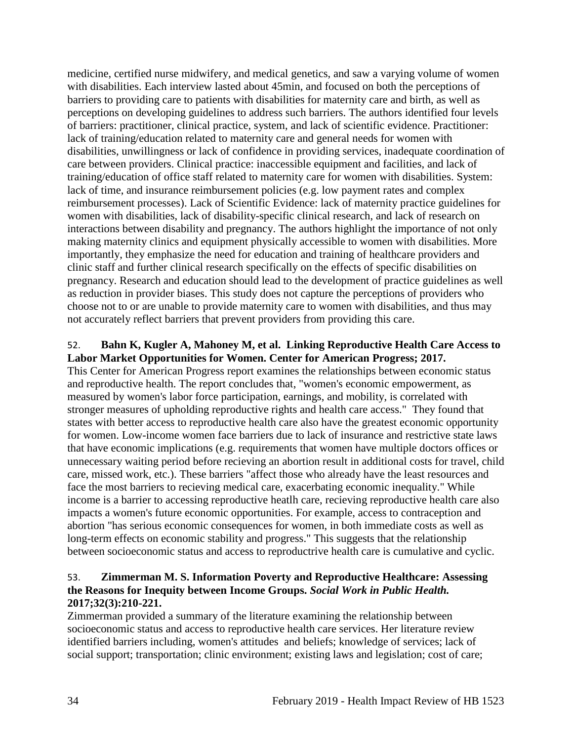medicine, certified nurse midwifery, and medical genetics, and saw a varying volume of women with disabilities. Each interview lasted about 45min, and focused on both the perceptions of barriers to providing care to patients with disabilities for maternity care and birth, as well as perceptions on developing guidelines to address such barriers. The authors identified four levels of barriers: practitioner, clinical practice, system, and lack of scientific evidence. Practitioner: lack of training/education related to maternity care and general needs for women with disabilities, unwillingness or lack of confidence in providing services, inadequate coordination of care between providers. Clinical practice: inaccessible equipment and facilities, and lack of training/education of office staff related to maternity care for women with disabilities. System: lack of time, and insurance reimbursement policies (e.g. low payment rates and complex reimbursement processes). Lack of Scientific Evidence: lack of maternity practice guidelines for women with disabilities, lack of disability-specific clinical research, and lack of research on interactions between disability and pregnancy. The authors highlight the importance of not only making maternity clinics and equipment physically accessible to women with disabilities. More importantly, they emphasize the need for education and training of healthcare providers and clinic staff and further clinical research specifically on the effects of specific disabilities on pregnancy. Research and education should lead to the development of practice guidelines as well as reduction in provider biases. This study does not capture the perceptions of providers who choose not to or are unable to provide maternity care to women with disabilities, and thus may not accurately reflect barriers that prevent providers from providing this care.

52. **Bahn K, Kugler A, Mahoney M, et al. Linking Reproductive Health Care Access to Labor Market Opportunities for Women. Center for American Progress; 2017.**

This Center for American Progress report examines the relationships between economic status and reproductive health. The report concludes that, "women's economic empowerment, as measured by women's labor force participation, earnings, and mobility, is correlated with stronger measures of upholding reproductive rights and health care access." They found that states with better access to reproductive health care also have the greatest economic opportunity for women. Low-income women face barriers due to lack of insurance and restrictive state laws that have economic implications (e.g. requirements that women have multiple doctors offices or unnecessary waiting period before recieving an abortion result in additional costs for travel, child care, missed work, etc.). These barriers "affect those who already have the least resources and face the most barriers to recieving medical care, exacerbating economic inequality." While income is a barrier to accessing reproductive heatlh care, recieving reproductive health care also impacts a women's future economic opportunities. For example, access to contraception and abortion "has serious economic consequences for women, in both immediate costs as well as long-term effects on economic stability and progress." This suggests that the relationship between socioeconomic status and access to reproductrive health care is cumulative and cyclic.

53. **Zimmerman M. S. Information Poverty and Reproductive Healthcare: Assessing the Reasons for Inequity between Income Groups. *Social Work in Public Health.* 2017;32(3):210-221.**

Zimmerman provided a summary of the literature examining the relationship between socioeconomic status and access to reproductive health care services. Her literature review identified barriers including, women's attitudes and beliefs; knowledge of services; lack of social support; transportation; clinic environment; existing laws and legislation; cost of care;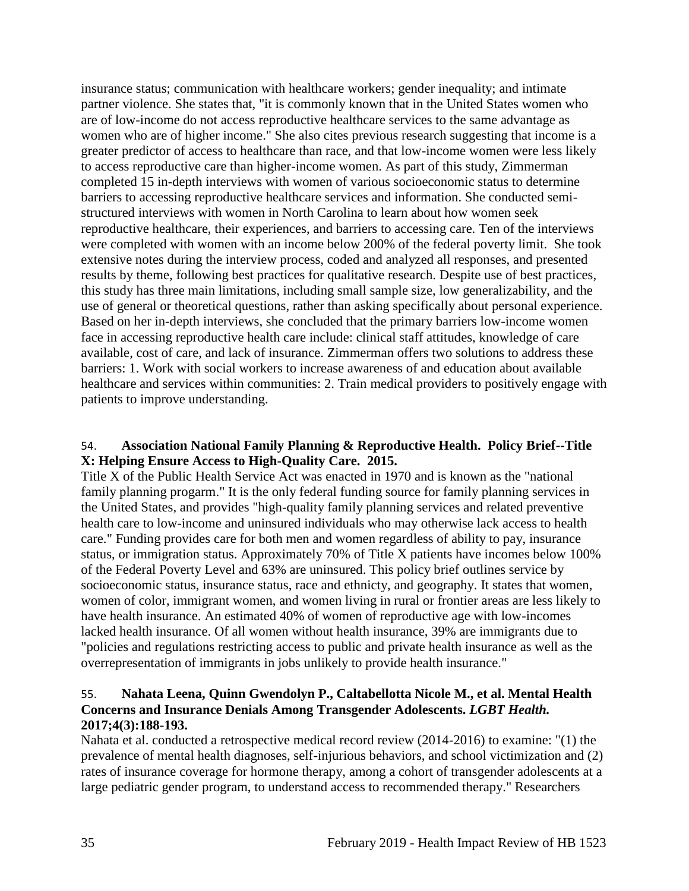insurance status; communication with healthcare workers; gender inequality; and intimate partner violence. She states that, "it is commonly known that in the United States women who are of low-income do not access reproductive healthcare services to the same advantage as women who are of higher income." She also cites previous research suggesting that income is a greater predictor of access to healthcare than race, and that low-income women were less likely to access reproductive care than higher-income women. As part of this study, Zimmerman completed 15 in-depth interviews with women of various socioeconomic status to determine barriers to accessing reproductive healthcare services and information. She conducted semi-structured interviews with women in North Carolina to learn about how women seek reproductive healthcare, their experiences, and barriers to accessing care. Ten of the interviews were completed with women with an income below 200% of the federal poverty limit. She took extensive notes during the interview process, coded and analyzed all responses, and presented results by theme, following best practices for qualitative research. Despite use of best practices, this study has three main limitations, including small sample size, low generalizability, and the use of general or theoretical questions, rather than asking specifically about personal experience. Based on her in-depth interviews, she concluded that the primary barriers low-income women face in accessing reproductive health care include: clinical staff attitudes, knowledge of care available, cost of care, and lack of insurance. Zimmerman offers two solutions to address these barriers: 1. Work with social workers to increase awareness of and education about available healthcare and services within communities: 2. Train medical providers to positively engage with patients to improve understanding.

54. **Association National Family Planning & Reproductive Health. Policy Brief--Title X: Helping Ensure Access to High-Quality Care. 2015.**

Title X of the Public Health Service Act was enacted in 1970 and is known as the "national family planning progarm." It is the only federal funding source for family planning services in the United States, and provides "high-quality family planning services and related preventive health care to low-income and uninsured individuals who may otherwise lack access to health care." Funding provides care for both men and women regardless of ability to pay, insurance status, or immigration status. Approximately 70% of Title X patients have incomes below 100% of the Federal Poverty Level and 63% are uninsured. This policy brief outlines service by socioeconomic status, insurance status, race and ethnicty, and geography. It states that women, women of color, immigrant women, and women living in rural or frontier areas are less likely to have health insurance. An estimated 40% of women of reproductive age with low-incomes lacked health insurance. Of all women without health insurance, 39% are immigrants due to "policies and regulations restricting access to public and private health insurance as well as the overrepresentation of immigrants in jobs unlikely to provide health insurance."

55. **Nahata Leena, Quinn Gwendolyn P., Caltabellotta Nicole M., et al. Mental Health Concerns and Insurance Denials Among Transgender Adolescents. *LGBT Health.* 2017;4(3):188-193.**

Nahata et al. conducted a retrospective medical record review (2014-2016) to examine: "(1) the prevalence of mental health diagnoses, self-injurious behaviors, and school victimization and (2) rates of insurance coverage for hormone therapy, among a cohort of transgender adolescents at a large pediatric gender program, to understand access to recommended therapy." Researchers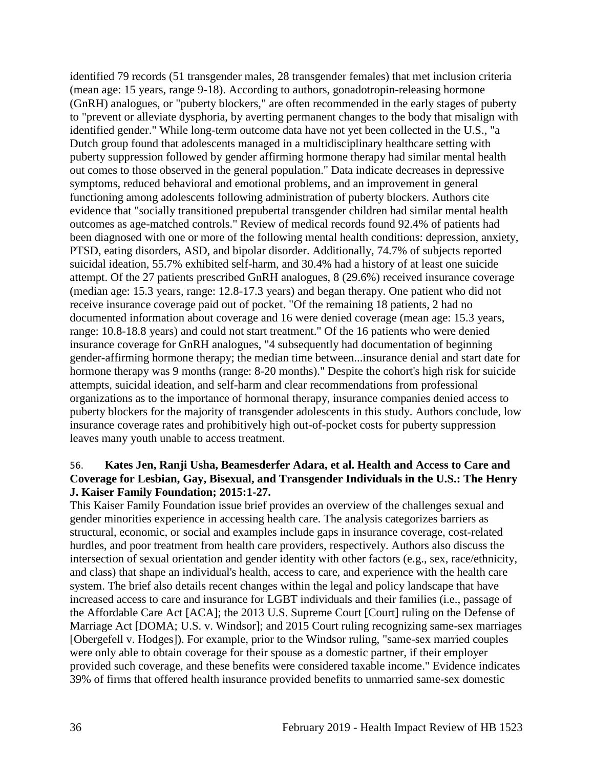identified 79 records (51 transgender males, 28 transgender females) that met inclusion criteria (mean age: 15 years, range 9-18). According to authors, gonadotropin-releasing hormone (GnRH) analogues, or "puberty blockers," are often recommended in the early stages of puberty to "prevent or alleviate dysphoria, by averting permanent changes to the body that misalign with identified gender." While long-term outcome data have not yet been collected in the U.S., "a Dutch group found that adolescents managed in a multidisciplinary healthcare setting with puberty suppression followed by gender affirming hormone therapy had similar mental health out comes to those observed in the general population." Data indicate decreases in depressive symptoms, reduced behavioral and emotional problems, and an improvement in general functioning among adolescents following administration of puberty blockers. Authors cite evidence that "socially transitioned prepubertal transgender children had similar mental health outcomes as age-matched controls." Review of medical records found 92.4% of patients had been diagnosed with one or more of the following mental health conditions: depression, anxiety, PTSD, eating disorders, ASD, and bipolar disorder. Additionally, 74.7% of subjects reported suicidal ideation, 55.7% exhibited self-harm, and 30.4% had a history of at least one suicide attempt. Of the 27 patients prescribed GnRH analogues, 8 (29.6%) received insurance coverage (median age: 15.3 years, range: 12.8-17.3 years) and began therapy. One patient who did not receive insurance coverage paid out of pocket. "Of the remaining 18 patients, 2 had no documented information about coverage and 16 were denied coverage (mean age: 15.3 years, range: 10.8-18.8 years) and could not start treatment." Of the 16 patients who were denied insurance coverage for GnRH analogues, "4 subsequently had documentation of beginning gender-affirming hormone therapy; the median time between...insurance denial and start date for hormone therapy was 9 months (range: 8-20 months)." Despite the cohort's high risk for suicide attempts, suicidal ideation, and self-harm and clear recommendations from professional organizations as to the importance of hormonal therapy, insurance companies denied access to puberty blockers for the majority of transgender adolescents in this study. Authors conclude, low insurance coverage rates and prohibitively high out-of-pocket costs for puberty suppression leaves many youth unable to access treatment.

56. **Kates Jen, Ranji Usha, Beamesderfer Adara, et al. Health and Access to Care and Coverage for Lesbian, Gay, Bisexual, and Transgender Individuals in the U.S.: The Henry J. Kaiser Family Foundation; 2015:1-27.**

This Kaiser Family Foundation issue brief provides an overview of the challenges sexual and gender minorities experience in accessing health care. The analysis categorizes barriers as structural, economic, or social and examples include gaps in insurance coverage, cost-related hurdles, and poor treatment from health care providers, respectively. Authors also discuss the intersection of sexual orientation and gender identity with other factors (e.g., sex, race/ethnicity, and class) that shape an individual's health, access to care, and experience with the health care system. The brief also details recent changes within the legal and policy landscape that have increased access to care and insurance for LGBT individuals and their families (i.e., passage of the Affordable Care Act [ACA]; the 2013 U.S. Supreme Court [Court] ruling on the Defense of Marriage Act [DOMA; U.S. v. Windsor]; and 2015 Court ruling recognizing same-sex marriages [Obergefell v. Hodges]). For example, prior to the Windsor ruling, "same-sex married couples were only able to obtain coverage for their spouse as a domestic partner, if their employer provided such coverage, and these benefits were considered taxable income." Evidence indicates 39% of firms that offered health insurance provided benefits to unmarried same-sex domestic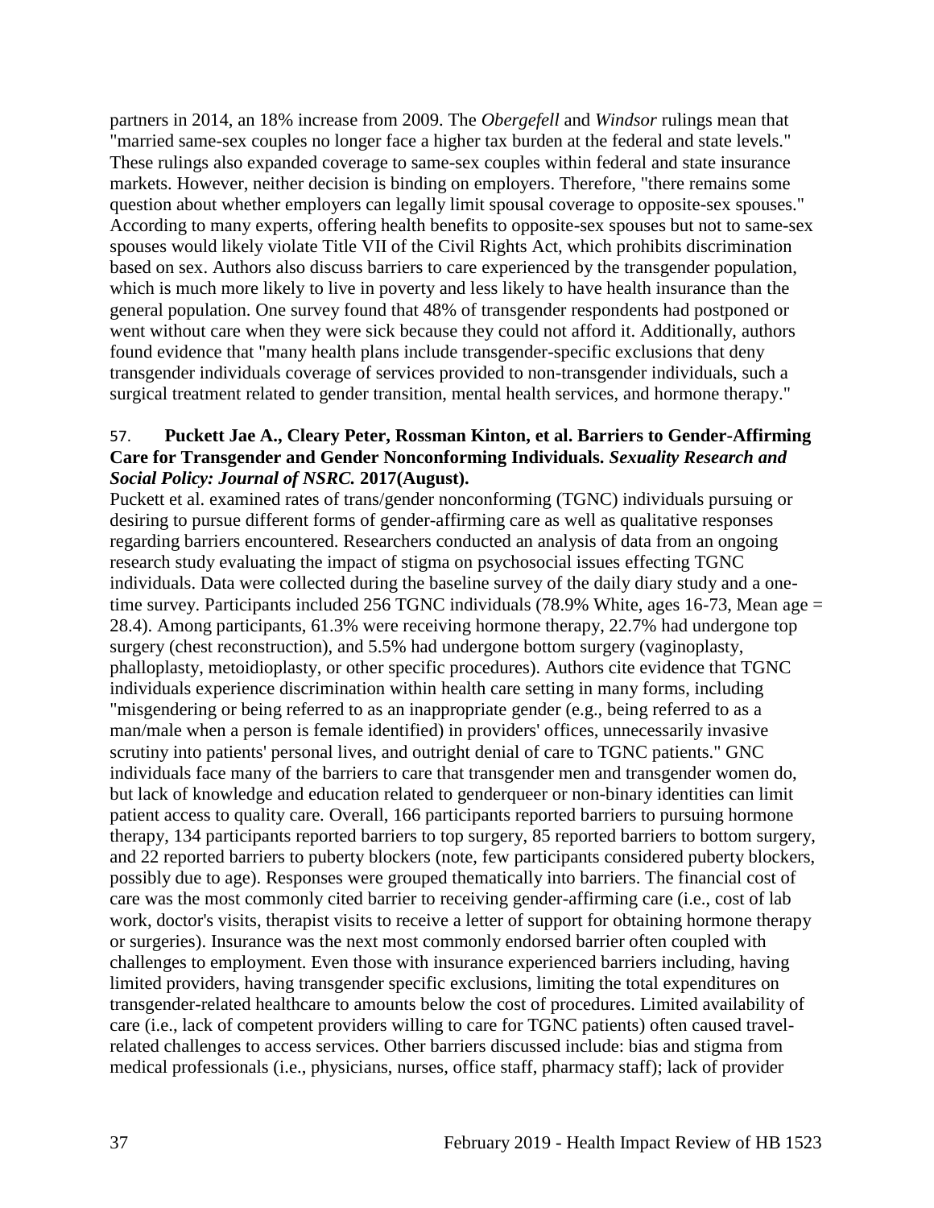partners in 2014, an 18% increase from 2009. The *Obergefell* and *Windsor* rulings mean that "married same-sex couples no longer face a higher tax burden at the federal and state levels." These rulings also expanded coverage to same-sex couples within federal and state insurance markets. However, neither decision is binding on employers. Therefore, "there remains some question about whether employers can legally limit spousal coverage to opposite-sex spouses." According to many experts, offering health benefits to opposite-sex spouses but not to same-sex spouses would likely violate Title VII of the Civil Rights Act, which prohibits discrimination based on sex. Authors also discuss barriers to care experienced by the transgender population, which is much more likely to live in poverty and less likely to have health insurance than the general population. One survey found that 48% of transgender respondents had postponed or went without care when they were sick because they could not afford it. Additionally, authors found evidence that "many health plans include transgender-specific exclusions that deny transgender individuals coverage of services provided to non-transgender individuals, such a surgical treatment related to gender transition, mental health services, and hormone therapy."

57. **Puckett Jae A., Cleary Peter, Rossman Kinton, et al. Barriers to Gender-Affirming Care for Transgender and Gender Nonconforming Individuals. *Sexuality Research and Social Policy: Journal of NSRC.* 2017(August).**

Puckett et al. examined rates of trans/gender nonconforming (TGNC) individuals pursuing or desiring to pursue different forms of gender-affirming care as well as qualitative responses regarding barriers encountered. Researchers conducted an analysis of data from an ongoing research study evaluating the impact of stigma on psychosocial issues effecting TGNC individuals. Data were collected during the baseline survey of the daily diary study and a one-time survey. Participants included 256 TGNC individuals (78.9% White, ages 16-73, Mean age = 28.4). Among participants, 61.3% were receiving hormone therapy, 22.7% had undergone top surgery (chest reconstruction), and 5.5% had undergone bottom surgery (vaginoplasty, phalloplasty, metoidioplasty, or other specific procedures). Authors cite evidence that TGNC individuals experience discrimination within health care setting in many forms, including "misgendering or being referred to as an inappropriate gender (e.g., being referred to as a man/male when a person is female identified) in providers' offices, unnecessarily invasive scrutiny into patients' personal lives, and outright denial of care to TGNC patients." GNC individuals face many of the barriers to care that transgender men and transgender women do, but lack of knowledge and education related to genderqueer or non-binary identities can limit patient access to quality care. Overall, 166 participants reported barriers to pursuing hormone therapy, 134 participants reported barriers to top surgery, 85 reported barriers to bottom surgery, and 22 reported barriers to puberty blockers (note, few participants considered puberty blockers, possibly due to age). Responses were grouped thematically into barriers. The financial cost of care was the most commonly cited barrier to receiving gender-affirming care (i.e., cost of lab work, doctor's visits, therapist visits to receive a letter of support for obtaining hormone therapy or surgeries). Insurance was the next most commonly endorsed barrier often coupled with challenges to employment. Even those with insurance experienced barriers including, having limited providers, having transgender specific exclusions, limiting the total expenditures on transgender-related healthcare to amounts below the cost of procedures. Limited availability of care (i.e., lack of competent providers willing to care for TGNC patients) often caused travel-related challenges to access services. Other barriers discussed include: bias and stigma from medical professionals (i.e., physicians, nurses, office staff, pharmacy staff); lack of provider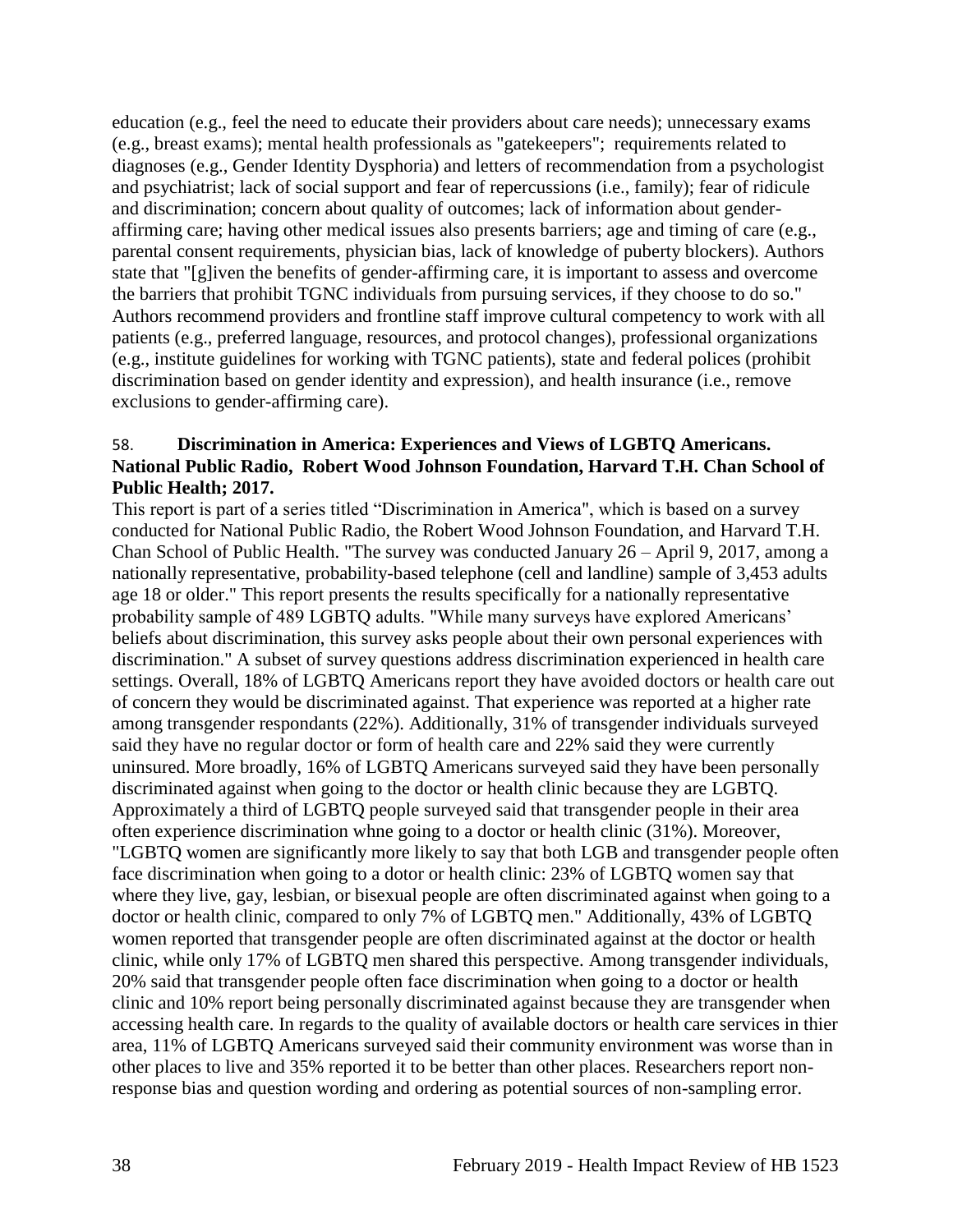education (e.g., feel the need to educate their providers about care needs); unnecessary exams (e.g., breast exams); mental health professionals as "gatekeepers"; requirements related to diagnoses (e.g., Gender Identity Dysphoria) and letters of recommendation from a psychologist and psychiatrist; lack of social support and fear of repercussions (i.e., family); fear of ridicule and discrimination; concern about quality of outcomes; lack of information about gender-affirming care; having other medical issues also presents barriers; age and timing of care (e.g., parental consent requirements, physician bias, lack of knowledge of puberty blockers). Authors state that "[g]iven the benefits of gender-affirming care, it is important to assess and overcome the barriers that prohibit TGNC individuals from pursuing services, if they choose to do so." Authors recommend providers and frontline staff improve cultural competency to work with all patients (e.g., preferred language, resources, and protocol changes), professional organizations (e.g., institute guidelines for working with TGNC patients), state and federal polices (prohibit discrimination based on gender identity and expression), and health insurance (i.e., remove exclusions to gender-affirming care).

58. **Discrimination in America: Experiences and Views of LGBTQ Americans. National Public Radio, Robert Wood Johnson Foundation, Harvard T.H. Chan School of Public Health; 2017.**

This report is part of a series titled "Discrimination in America", which is based on a survey conducted for National Public Radio, the Robert Wood Johnson Foundation, and Harvard T.H. Chan School of Public Health. "The survey was conducted January 26 – April 9, 2017, among a nationally representative, probability-based telephone (cell and landline) sample of 3,453 adults age 18 or older." This report presents the results specifically for a nationally representative probability sample of 489 LGBTQ adults. "While many surveys have explored Americans' beliefs about discrimination, this survey asks people about their own personal experiences with discrimination." A subset of survey questions address discrimination experienced in health care settings. Overall, 18% of LGBTQ Americans report they have avoided doctors or health care out of concern they would be discriminated against. That experience was reported at a higher rate among transgender respondants (22%). Additionally, 31% of transgender individuals surveyed said they have no regular doctor or form of health care and 22% said they were currently uninsured. More broadly, 16% of LGBTQ Americans surveyed said they have been personally discriminated against when going to the doctor or health clinic because they are LGBTQ. Approximately a third of LGBTQ people surveyed said that transgender people in their area often experience discrimination whne going to a doctor or health clinic (31%). Moreover, "LGBTQ women are significantly more likely to say that both LGB and transgender people often face discrimination when going to a dotor or health clinic: 23% of LGBTQ women say that where they live, gay, lesbian, or bisexual people are often discriminated against when going to a doctor or health clinic, compared to only 7% of LGBTQ men." Additionally, 43% of LGBTQ women reported that transgender people are often discriminated against at the doctor or health clinic, while only 17% of LGBTQ men shared this perspective. Among transgender individuals, 20% said that transgender people often face discrimination when going to a doctor or health clinic and 10% report being personally discriminated against because they are transgender when accessing health care. In regards to the quality of available doctors or health care services in thier area, 11% of LGBTQ Americans surveyed said their community environment was worse than in other places to live and 35% reported it to be better than other places. Researchers report non-response bias and question wording and ordering as potential sources of non-sampling error.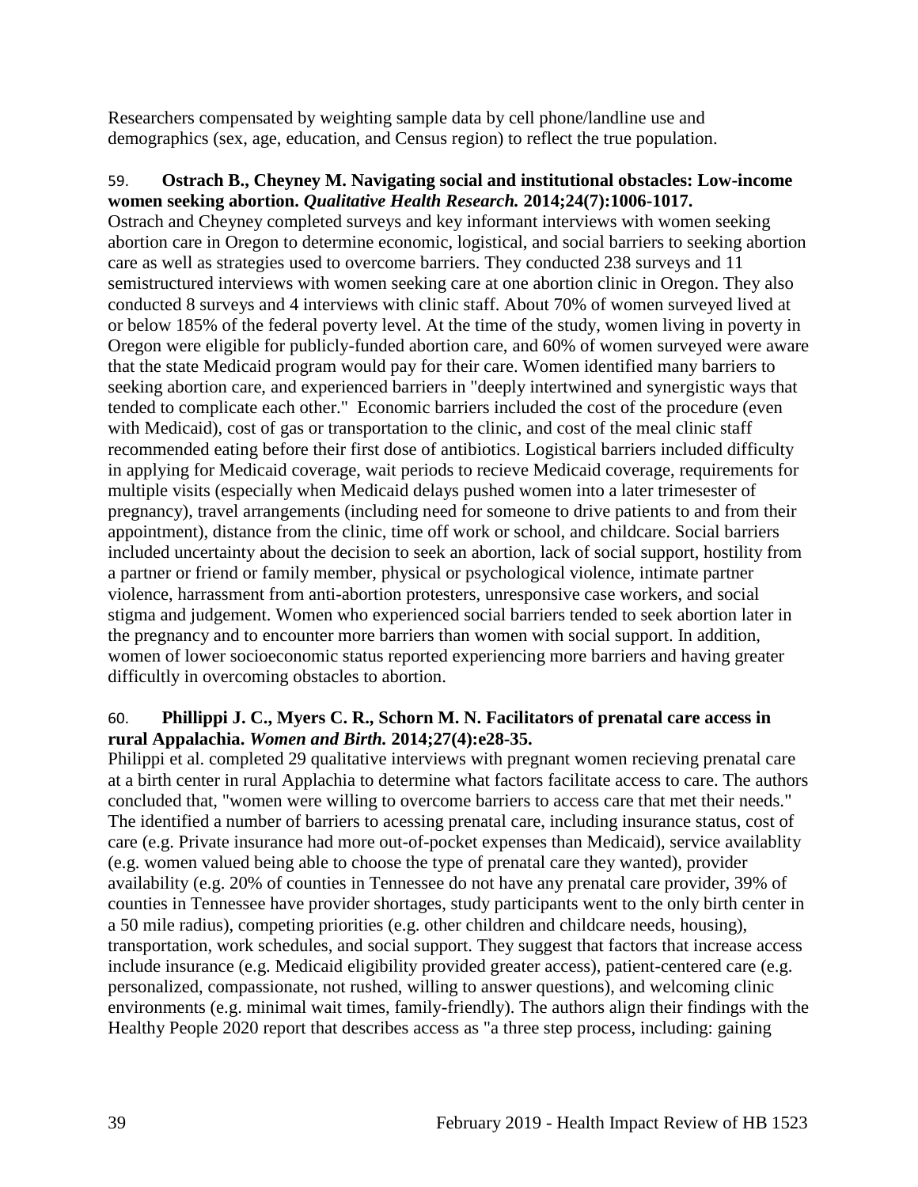Researchers compensated by weighting sample data by cell phone/landline use and demographics (sex, age, education, and Census region) to reflect the true population.

59. **Ostrach B., Cheyney M. Navigating social and institutional obstacles: Low-income women seeking abortion.** ***Qualitative Health Research.*** **2014;24(7):1006-1017.**
Ostrach and Cheyney completed surveys and key informant interviews with women seeking abortion care in Oregon to determine economic, logistical, and social barriers to seeking abortion care as well as strategies used to overcome barriers. They conducted 238 surveys and 11 semistructured interviews with women seeking care at one abortion clinic in Oregon. They also conducted 8 surveys and 4 interviews with clinic staff. About 70% of women surveyed lived at or below 185% of the federal poverty level. At the time of the study, women living in poverty in Oregon were eligible for publicly-funded abortion care, and 60% of women surveyed were aware that the state Medicaid program would pay for their care. Women identified many barriers to seeking abortion care, and experienced barriers in "deeply intertwined and synergistic ways that tended to complicate each other." Economic barriers included the cost of the procedure (even with Medicaid), cost of gas or transportation to the clinic, and cost of the meal clinic staff recommended eating before their first dose of antibiotics. Logistical barriers included difficulty in applying for Medicaid coverage, wait periods to recieve Medicaid coverage, requirements for multiple visits (especially when Medicaid delays pushed women into a later trimesester of pregnancy), travel arrangements (including need for someone to drive patients to and from their appointment), distance from the clinic, time off work or school, and childcare. Social barriers included uncertainty about the decision to seek an abortion, lack of social support, hostility from a partner or friend or family member, physical or psychological violence, intimate partner violence, harrassment from anti-abortion protesters, unresponsive case workers, and social stigma and judgement. Women who experienced social barriers tended to seek abortion later in the pregnancy and to encounter more barriers than women with social support. In addition, women of lower socioeconomic status reported experiencing more barriers and having greater difficultly in overcoming obstacles to abortion.

60. **Phillippi J. C., Myers C. R., Schorn M. N. Facilitators of prenatal care access in rural Appalachia.** ***Women and Birth.*** **2014;27(4):e28-35.**
Philippi et al. completed 29 qualitative interviews with pregnant women recieving prenatal care at a birth center in rural Applachia to determine what factors facilitate access to care. The authors concluded that, "women were willing to overcome barriers to access care that met their needs." The identified a number of barriers to acessing prenatal care, including insurance status, cost of care (e.g. Private insurance had more out-of-pocket expenses than Medicaid), service availablity (e.g. women valued being able to choose the type of prenatal care they wanted), provider availability (e.g. 20% of counties in Tennessee do not have any prenatal care provider, 39% of counties in Tennessee have provider shortages, study participants went to the only birth center in a 50 mile radius), competing priorities (e.g. other children and childcare needs, housing), transportation, work schedules, and social support. They suggest that factors that increase access include insurance (e.g. Medicaid eligibility provided greater access), patient-centered care (e.g. personalized, compassionate, not rushed, willing to answer questions), and welcoming clinic environments (e.g. minimal wait times, family-friendly). The authors align their findings with the Healthy People 2020 report that describes access as "a three step process, including: gaining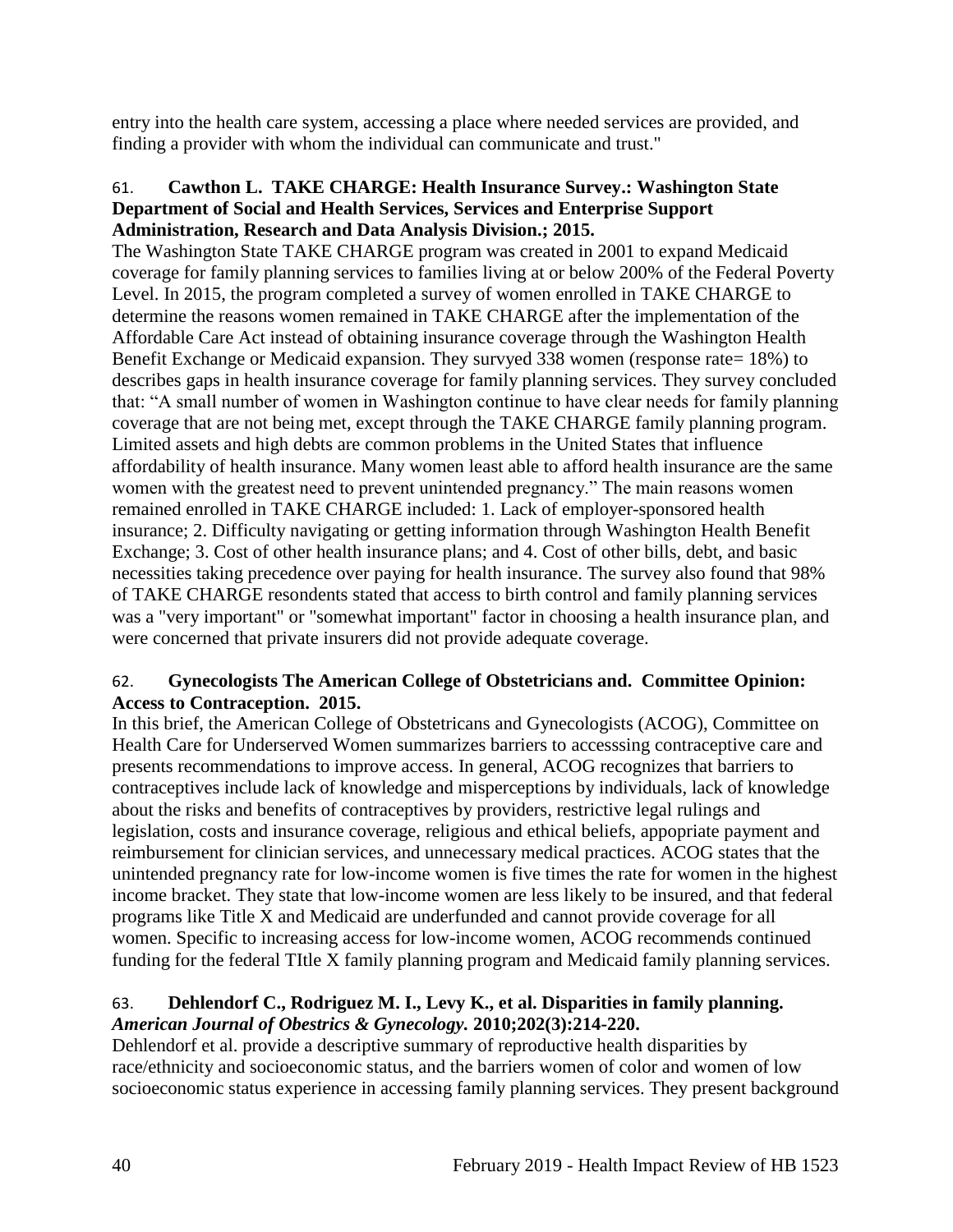entry into the health care system, accessing a place where needed services are provided, and finding a provider with whom the individual can communicate and trust."

61. **Cawthon L. TAKE CHARGE: Health Insurance Survey.: Washington State Department of Social and Health Services, Services and Enterprise Support Administration, Research and Data Analysis Division.; 2015.**

The Washington State TAKE CHARGE program was created in 2001 to expand Medicaid coverage for family planning services to families living at or below 200% of the Federal Poverty Level. In 2015, the program completed a survey of women enrolled in TAKE CHARGE to determine the reasons women remained in TAKE CHARGE after the implementation of the Affordable Care Act instead of obtaining insurance coverage through the Washington Health Benefit Exchange or Medicaid expansion. They survyed 338 women (response rate= 18%) to describes gaps in health insurance coverage for family planning services. They survey concluded that: "A small number of women in Washington continue to have clear needs for family planning coverage that are not being met, except through the TAKE CHARGE family planning program. Limited assets and high debts are common problems in the United States that influence affordability of health insurance. Many women least able to afford health insurance are the same women with the greatest need to prevent unintended pregnancy." The main reasons women remained enrolled in TAKE CHARGE included: 1. Lack of employer-sponsored health insurance; 2. Difficulty navigating or getting information through Washington Health Benefit Exchange; 3. Cost of other health insurance plans; and 4. Cost of other bills, debt, and basic necessities taking precedence over paying for health insurance. The survey also found that 98% of TAKE CHARGE resondents stated that access to birth control and family planning services was a "very important" or "somewhat important" factor in choosing a health insurance plan, and were concerned that private insurers did not provide adequate coverage.

62. **Gynecologists The American College of Obstetricians and. Committee Opinion: Access to Contraception. 2015.**

In this brief, the American College of Obstetricans and Gynecologists (ACOG), Committee on Health Care for Underserved Women summarizes barriers to accesssing contraceptive care and presents recommendations to improve access. In general, ACOG recognizes that barriers to contraceptives include lack of knowledge and misperceptions by individuals, lack of knowledge about the risks and benefits of contraceptives by providers, restrictive legal rulings and legislation, costs and insurance coverage, religious and ethical beliefs, appopriate payment and reimbursement for clinician services, and unnecessary medical practices. ACOG states that the unintended pregnancy rate for low-income women is five times the rate for women in the highest income bracket. They state that low-income women are less likely to be insured, and that federal programs like Title X and Medicaid are underfunded and cannot provide coverage for all women. Specific to increasing access for low-income women, ACOG recommends continued funding for the federal TItle X family planning program and Medicaid family planning services.

63. **Dehlendorf C., Rodriguez M. I., Levy K., et al. Disparities in family planning. *American Journal of Obestrics & Gynecology.* 2010;202(3):214-220.**

Dehlendorf et al. provide a descriptive summary of reproductive health disparities by race/ethnicity and socioeconomic status, and the barriers women of color and women of low socioeconomic status experience in accessing family planning services. They present background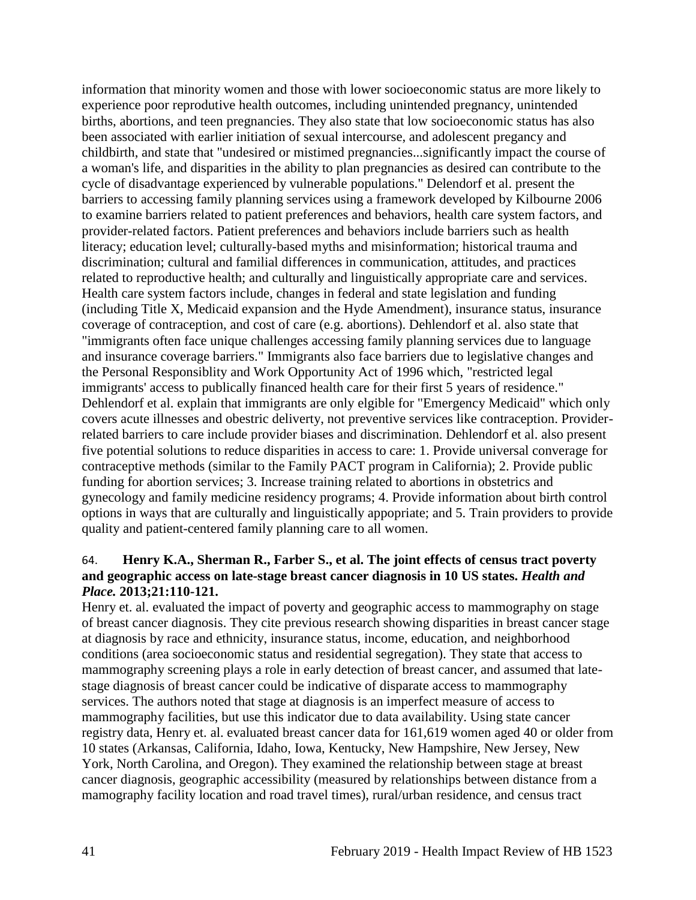information that minority women and those with lower socioeconomic status are more likely to experience poor reproductive health outcomes, including unintended pregnancy, unintended births, abortions, and teen pregnancies. They also state that low socioeconomic status has also been associated with earlier initiation of sexual intercourse, and adolescent pregancy and childbirth, and state that "undesired or mistimed pregnancies...significantly impact the course of a woman's life, and disparities in the ability to plan pregnancies as desired can contribute to the cycle of disadvantage experienced by vulnerable populations." Delendorf et al. present the barriers to accessing family planning services using a framework developed by Kilbourne 2006 to examine barriers related to patient preferences and behaviors, health care system factors, and provider-related factors. Patient preferences and behaviors include barriers such as health literacy; education level; culturally-based myths and misinformation; historical trauma and discrimination; cultural and familial differences in communication, attitudes, and practices related to reproductive health; and culturally and linguistically appropriate care and services. Health care system factors include, changes in federal and state legislation and funding (including Title X, Medicaid expansion and the Hyde Amendment), insurance status, insurance coverage of contraception, and cost of care (e.g. abortions). Dehlendorf et al. also state that "immigrants often face unique challenges accessing family planning services due to language and insurance coverage barriers." Immigrants also face barriers due to legislative changes and the Personal Responsiblity and Work Opportunity Act of 1996 which, "restricted legal immigrants' access to publically financed health care for their first 5 years of residence." Dehlendorf et al. explain that immigrants are only elgible for "Emergency Medicaid" which only covers acute illnesses and obestric deliverty, not preventive services like contraception. Provider-related barriers to care include provider biases and discrimination. Dehlendorf et al. also present five potential solutions to reduce disparities in access to care: 1. Provide universal converage for contraceptive methods (similar to the Family PACT program in California); 2. Provide public funding for abortion services; 3. Increase training related to abortions in obstetrics and gynecology and family medicine residency programs; 4. Provide information about birth control options in ways that are culturally and linguistically appopriate; and 5. Train providers to provide quality and patient-centered family planning care to all women.

64. **Henry K.A., Sherman R., Farber S., et al. The joint effects of census tract poverty and geographic access on late-stage breast cancer diagnosis in 10 US states. *Health and Place.* 2013;21:110-121.**

Henry et. al. evaluated the impact of poverty and geographic access to mammography on stage of breast cancer diagnosis. They cite previous research showing disparities in breast cancer stage at diagnosis by race and ethnicity, insurance status, income, education, and neighborhood conditions (area socioeconomic status and residential segregation). They state that access to mammography screening plays a role in early detection of breast cancer, and assumed that late-stage diagnosis of breast cancer could be indicative of disparate access to mammography services. The authors noted that stage at diagnosis is an imperfect measure of access to mammography facilities, but use this indicator due to data availability. Using state cancer registry data, Henry et. al. evaluated breast cancer data for 161,619 women aged 40 or older from 10 states (Arkansas, California, Idaho, Iowa, Kentucky, New Hampshire, New Jersey, New York, North Carolina, and Oregon). They examined the relationship between stage at breast cancer diagnosis, geographic accessibility (measured by relationships between distance from a mamography facility location and road travel times), rural/urban residence, and census tract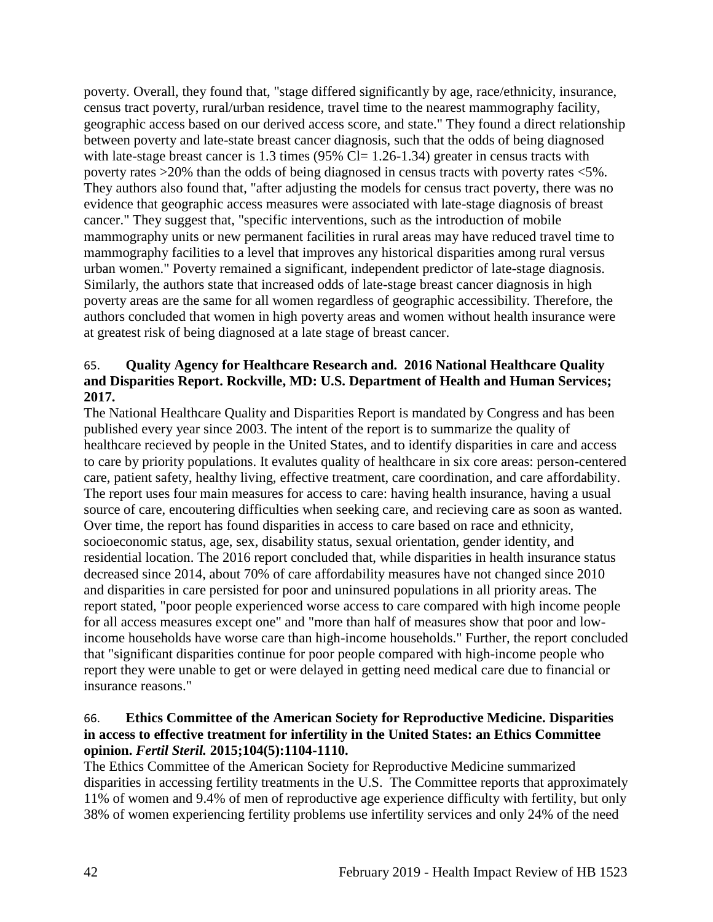poverty. Overall, they found that, "stage differed significantly by age, race/ethnicity, insurance, census tract poverty, rural/urban residence, travel time to the nearest mammography facility, geographic access based on our derived access score, and state." They found a direct relationship between poverty and late-state breast cancer diagnosis, such that the odds of being diagnosed with late-stage breast cancer is 1.3 times (95% Cl= 1.26-1.34) greater in census tracts with poverty rates >20% than the odds of being diagnosed in census tracts with poverty rates <5%. They authors also found that, "after adjusting the models for census tract poverty, there was no evidence that geographic access measures were associated with late-stage diagnosis of breast cancer." They suggest that, "specific interventions, such as the introduction of mobile mammography units or new permanent facilities in rural areas may have reduced travel time to mammography facilities to a level that improves any historical disparities among rural versus urban women." Poverty remained a significant, independent predictor of late-stage diagnosis. Similarly, the authors state that increased odds of late-stage breast cancer diagnosis in high poverty areas are the same for all women regardless of geographic accessibility. Therefore, the authors concluded that women in high poverty areas and women without health insurance were at greatest risk of being diagnosed at a late stage of breast cancer.

65. **Quality Agency for Healthcare Research and. 2016 National Healthcare Quality and Disparities Report. Rockville, MD: U.S. Department of Health and Human Services; 2017.**

The National Healthcare Quality and Disparities Report is mandated by Congress and has been published every year since 2003. The intent of the report is to summarize the quality of healthcare recieved by people in the United States, and to identify disparities in care and access to care by priority populations. It evalutes quality of healthcare in six core areas: person-centered care, patient safety, healthy living, effective treatment, care coordination, and care affordability. The report uses four main measures for access to care: having health insurance, having a usual source of care, encoutering difficulties when seeking care, and recieving care as soon as wanted. Over time, the report has found disparities in access to care based on race and ethnicity, socioeconomic status, age, sex, disability status, sexual orientation, gender identity, and residential location. The 2016 report concluded that, while disparities in health insurance status decreased since 2014, about 70% of care affordability measures have not changed since 2010 and disparities in care persisted for poor and uninsured populations in all priority areas. The report stated, "poor people experienced worse access to care compared with high income people for all access measures except one" and "more than half of measures show that poor and low-income households have worse care than high-income households." Further, the report concluded that "significant disparities continue for poor people compared with high-income people who report they were unable to get or were delayed in getting need medical care due to financial or insurance reasons."

66. **Ethics Committee of the American Society for Reproductive Medicine. Disparities in access to effective treatment for infertility in the United States: an Ethics Committee opinion. *Fertil Steril.* 2015;104(5):1104-1110.**

The Ethics Committee of the American Society for Reproductive Medicine summarized disparities in accessing fertility treatments in the U.S. The Committee reports that approximately 11% of women and 9.4% of men of reproductive age experience difficulty with fertility, but only 38% of women experiencing fertility problems use infertility services and only 24% of the need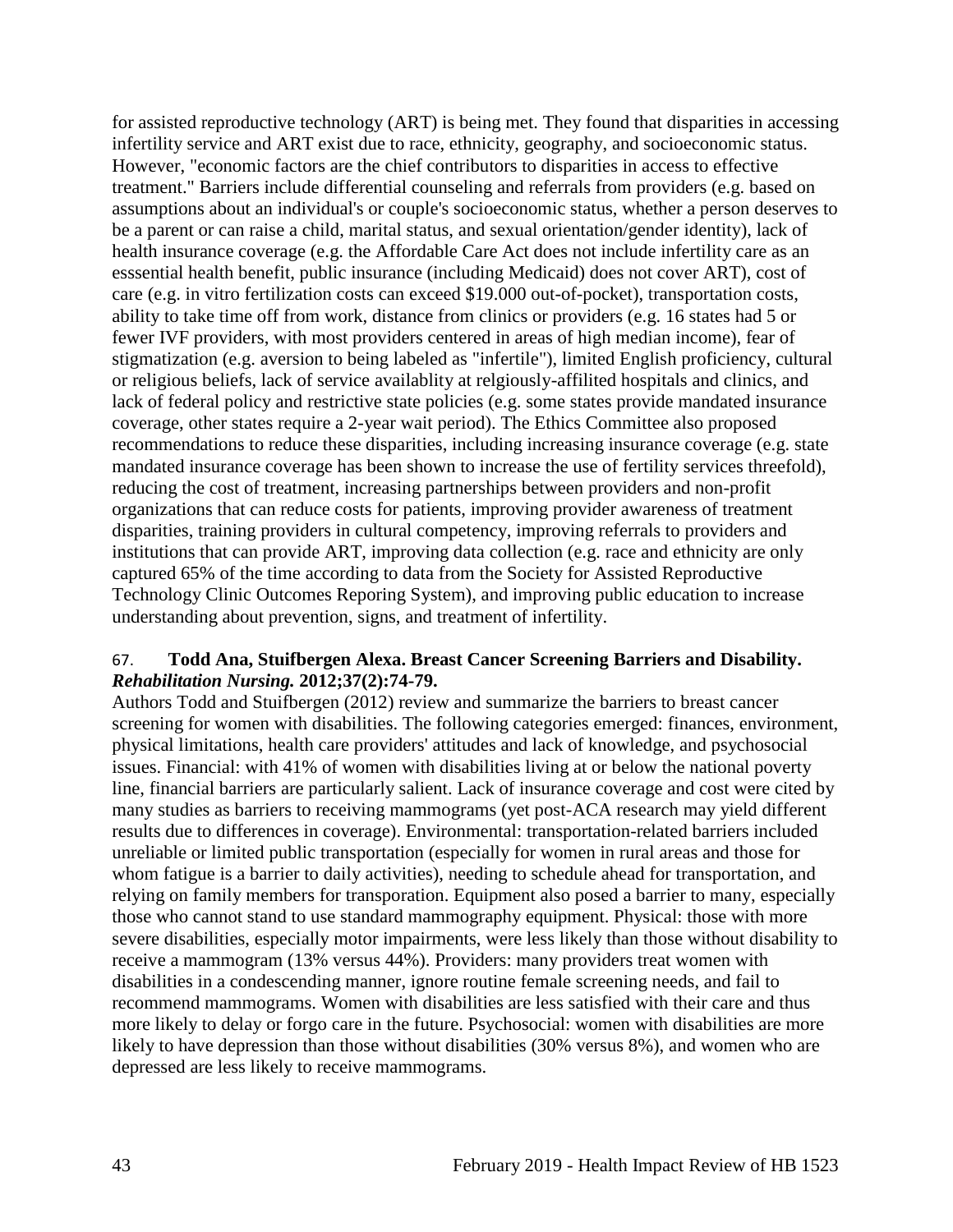for assisted reproductive technology (ART) is being met. They found that disparities in accessing infertility service and ART exist due to race, ethnicity, geography, and socioeconomic status. However, "economic factors are the chief contributors to disparities in access to effective treatment." Barriers include differential counseling and referrals from providers (e.g. based on assumptions about an individual's or couple's socioeconomic status, whether a person deserves to be a parent or can raise a child, marital status, and sexual orientation/gender identity), lack of health insurance coverage (e.g. the Affordable Care Act does not include infertility care as an esssential health benefit, public insurance (including Medicaid) does not cover ART), cost of care (e.g. in vitro fertilization costs can exceed $19.000 out-of-pocket), transportation costs, ability to take time off from work, distance from clinics or providers (e.g. 16 states had 5 or fewer IVF providers, with most providers centered in areas of high median income), fear of stigmatization (e.g. aversion to being labeled as "infertile"), limited English proficiency, cultural or religious beliefs, lack of service availablity at relgiously-affilited hospitals and clinics, and lack of federal policy and restrictive state policies (e.g. some states provide mandated insurance coverage, other states require a 2-year wait period). The Ethics Committee also proposed recommendations to reduce these disparities, including increasing insurance coverage (e.g. state mandated insurance coverage has been shown to increase the use of fertility services threefold), reducing the cost of treatment, increasing partnerships between providers and non-profit organizations that can reduce costs for patients, improving provider awareness of treatment disparities, training providers in cultural competency, improving referrals to providers and institutions that can provide ART, improving data collection (e.g. race and ethnicity are only captured 65% of the time according to data from the Society for Assisted Reproductive Technology Clinic Outcomes Reporing System), and improving public education to increase understanding about prevention, signs, and treatment of infertility.

67. **Todd Ana, Stuifbergen Alexa. Breast Cancer Screening Barriers and Disability. *Rehabilitation Nursing.* 2012;37(2):74-79.**

Authors Todd and Stuifbergen (2012) review and summarize the barriers to breast cancer screening for women with disabilities. The following categories emerged: finances, environment, physical limitations, health care providers' attitudes and lack of knowledge, and psychosocial issues. Financial: with 41% of women with disabilities living at or below the national poverty line, financial barriers are particularly salient. Lack of insurance coverage and cost were cited by many studies as barriers to receiving mammograms (yet post-ACA research may yield different results due to differences in coverage). Environmental: transportation-related barriers included unreliable or limited public transportation (especially for women in rural areas and those for whom fatigue is a barrier to daily activities), needing to schedule ahead for transportation, and relying on family members for transporation. Equipment also posed a barrier to many, especially those who cannot stand to use standard mammography equipment. Physical: those with more severe disabilities, especially motor impairments, were less likely than those without disability to receive a mammogram (13% versus 44%). Providers: many providers treat women with disabilities in a condescending manner, ignore routine female screening needs, and fail to recommend mammograms. Women with disabilities are less satisfied with their care and thus more likely to delay or forgo care in the future. Psychosocial: women with disabilities are more likely to have depression than those without disabilities (30% versus 8%), and women who are depressed are less likely to receive mammograms.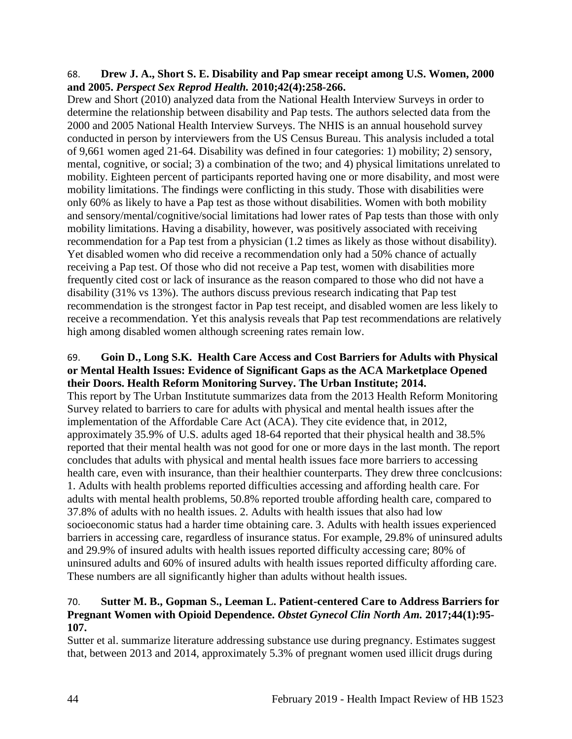68. **Drew J. A., Short S. E. Disability and Pap smear receipt among U.S. Women, 2000 and 2005.** ***Perspect Sex Reprod Health.*** **2010;42(4):258-266.**

Drew and Short (2010) analyzed data from the National Health Interview Surveys in order to determine the relationship between disability and Pap tests. The authors selected data from the 2000 and 2005 National Health Interview Surveys. The NHIS is an annual household survey conducted in person by interviewers from the US Census Bureau. This analysis included a total of 9,661 women aged 21-64. Disability was defined in four categories: 1) mobility; 2) sensory, mental, cognitive, or social; 3) a combination of the two; and 4) physical limitations unrelated to mobility. Eighteen percent of participants reported having one or more disability, and most were mobility limitations. The findings were conflicting in this study. Those with disabilities were only 60% as likely to have a Pap test as those without disabilities. Women with both mobility and sensory/mental/cognitive/social limitations had lower rates of Pap tests than those with only mobility limitations. Having a disability, however, was positively associated with receiving recommendation for a Pap test from a physician (1.2 times as likely as those without disability). Yet disabled women who did receive a recommendation only had a 50% chance of actually receiving a Pap test. Of those who did not receive a Pap test, women with disabilities more frequently cited cost or lack of insurance as the reason compared to those who did not have a disability (31% vs 13%). The authors discuss previous research indicating that Pap test recommendation is the strongest factor in Pap test receipt, and disabled women are less likely to receive a recommendation. Yet this analysis reveals that Pap test recommendations are relatively high among disabled women although screening rates remain low.

69. **Goin D., Long S.K. Health Care Access and Cost Barriers for Adults with Physical or Mental Health Issues: Evidence of Significant Gaps as the ACA Marketplace Opened their Doors. Health Reform Monitoring Survey. The Urban Institute; 2014.**

This report by The Urban Institutute summarizes data from the 2013 Health Reform Monitoring Survey related to barriers to care for adults with physical and mental health issues after the implementation of the Affordable Care Act (ACA). They cite evidence that, in 2012, approximately 35.9% of U.S. adults aged 18-64 reported that their physical health and 38.5% reported that their mental health was not good for one or more days in the last month. The report concludes that adults with physical and mental health issues face more barriers to accessing health care, even with insurance, than their healthier counterparts. They drew three conclcusions: 1. Adults with health problems reported difficulties accessing and affording health care. For adults with mental health problems, 50.8% reported trouble affording health care, compared to 37.8% of adults with no health issues. 2. Adults with health issues that also had low socioeconomic status had a harder time obtaining care. 3. Adults with health issues experienced barriers in accessing care, regardless of insurance status. For example, 29.8% of uninsured adults and 29.9% of insured adults with health issues reported difficulty accessing care; 80% of uninsured adults and 60% of insured adults with health issues reported difficulty affording care. These numbers are all significantly higher than adults without health issues.

70. **Sutter M. B., Gopman S., Leeman L. Patient-centered Care to Address Barriers for Pregnant Women with Opioid Dependence.** ***Obstet Gynecol Clin North Am.*** **2017;44(1):95-107.**

Sutter et al. summarize literature addressing substance use during pregnancy. Estimates suggest that, between 2013 and 2014, approximately 5.3% of pregnant women used illicit drugs during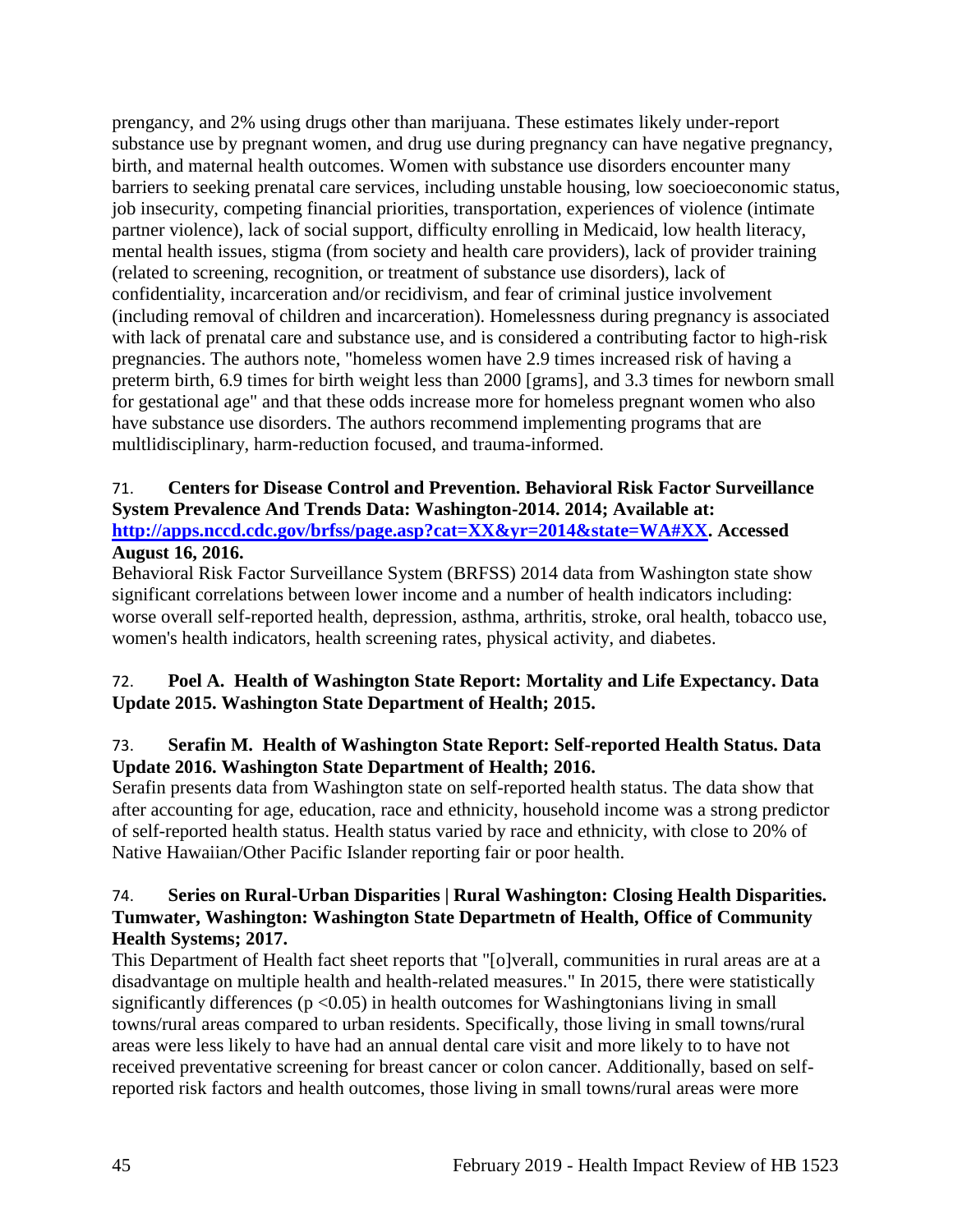prengancy, and 2% using drugs other than marijuana. These estimates likely under-report substance use by pregnant women, and drug use during pregnancy can have negative pregnancy, birth, and maternal health outcomes. Women with substance use disorders encounter many barriers to seeking prenatal care services, including unstable housing, low soecioeconomic status, job insecurity, competing financial priorities, transportation, experiences of violence (intimate partner violence), lack of social support, difficulty enrolling in Medicaid, low health literacy, mental health issues, stigma (from society and health care providers), lack of provider training (related to screening, recognition, or treatment of substance use disorders), lack of confidentiality, incarceration and/or recidivism, and fear of criminal justice involvement (including removal of children and incarceration). Homelessness during pregnancy is associated with lack of prenatal care and substance use, and is considered a contributing factor to high-risk pregnancies. The authors note, "homeless women have 2.9 times increased risk of having a preterm birth, 6.9 times for birth weight less than 2000 [grams], and 3.3 times for newborn small for gestational age" and that these odds increase more for homeless pregnant women who also have substance use disorders. The authors recommend implementing programs that are multlidisciplinary, harm-reduction focused, and trauma-informed.

71. **Centers for Disease Control and Prevention. Behavioral Risk Factor Surveillance System Prevalence And Trends Data: Washington-2014. 2014; Available at: [http://apps.nccd.cdc.gov/brfss/page.asp?cat=XX&yr=2014&state=WA#XX](http://apps.nccd.cdc.gov/brfss/page.asp?cat=XX&yr=2014&state=WA#XX). Accessed August 16, 2016.**
Behavioral Risk Factor Surveillance System (BRFSS) 2014 data from Washington state show significant correlations between lower income and a number of health indicators including: worse overall self-reported health, depression, asthma, arthritis, stroke, oral health, tobacco use, women's health indicators, health screening rates, physical activity, and diabetes.

72. **Poel A. Health of Washington State Report: Mortality and Life Expectancy. Data Update 2015. Washington State Department of Health; 2015.**

73. **Serafin M. Health of Washington State Report: Self-reported Health Status. Data Update 2016. Washington State Department of Health; 2016.**
Serafin presents data from Washington state on self-reported health status. The data show that after accounting for age, education, race and ethnicity, household income was a strong predictor of self-reported health status. Health status varied by race and ethnicity, with close to 20% of Native Hawaiian/Other Pacific Islander reporting fair or poor health.

74. **Series on Rural-Urban Disparities | Rural Washington: Closing Health Disparities. Tumwater, Washington: Washington State Departmetn of Health, Office of Community Health Systems; 2017.**
This Department of Health fact sheet reports that "[o]verall, communities in rural areas are at a disadvantage on multiple health and health-related measures." In 2015, there were statistically significantly differences ($p < 0.05$) in health outcomes for Washingtonians living in small towns/rural areas compared to urban residents. Specifically, those living in small towns/rural areas were less likely to have had an annual dental care visit and more likely to to have not received preventative screening for breast cancer or colon cancer. Additionally, based on self-reported risk factors and health outcomes, those living in small towns/rural areas were more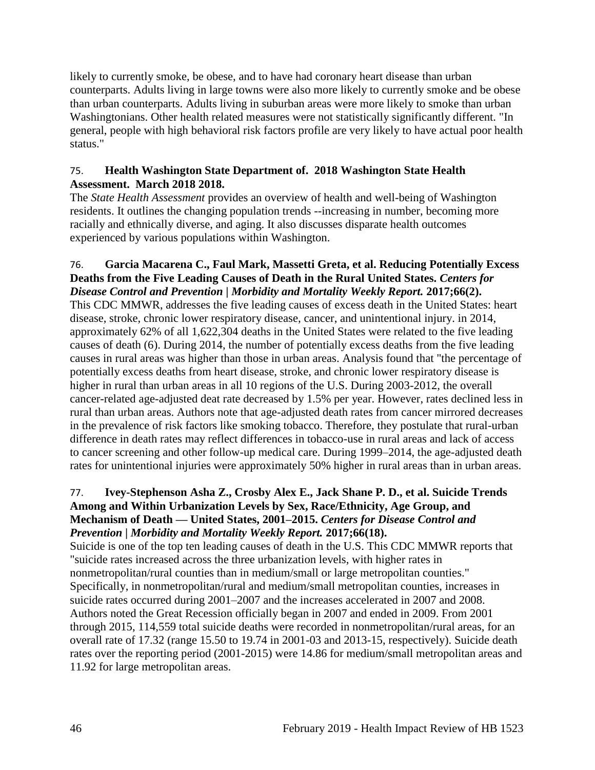likely to currently smoke, be obese, and to have had coronary heart disease than urban counterparts. Adults living in large towns were also more likely to currently smoke and be obese than urban counterparts. Adults living in suburban areas were more likely to smoke than urban Washingtonians. Other health related measures were not statistically significantly different. "In general, people with high behavioral risk factors profile are very likely to have actual poor health status."

75. **Health Washington State Department of. 2018 Washington State Health Assessment. March 2018 2018.**

The *State Health Assessment* provides an overview of health and well-being of Washington residents. It outlines the changing population trends --increasing in number, becoming more racially and ethnically diverse, and aging. It also discusses disparate health outcomes experienced by various populations within Washington.

76. **Garcia Macarena C., Faul Mark, Massetti Greta, et al. Reducing Potentially Excess Deaths from the Five Leading Causes of Death in the Rural United States.** ***Centers for Disease Control and Prevention | Morbidity and Mortality Weekly Report.*** **2017;66(2).**

This CDC MMWR, addresses the five leading causes of excess death in the United States: heart disease, stroke, chronic lower respiratory disease, cancer, and unintentional injury. in 2014, approximately 62% of all 1,622,304 deaths in the United States were related to the five leading causes of death (6). During 2014, the number of potentially excess deaths from the five leading causes in rural areas was higher than those in urban areas. Analysis found that "the percentage of potentially excess deaths from heart disease, stroke, and chronic lower respiratory disease is higher in rural than urban areas in all 10 regions of the U.S. During 2003-2012, the overall cancer-related age-adjusted deat rate decreased by 1.5% per year. However, rates declined less in rural than urban areas. Authors note that age-adjusted death rates from cancer mirrored decreases in the prevalence of risk factors like smoking tobacco. Therefore, they postulate that rural-urban difference in death rates may reflect differences in tobacco-use in rural areas and lack of access to cancer screening and other follow-up medical care. During 1999–2014, the age-adjusted death rates for unintentional injuries were approximately 50% higher in rural areas than in urban areas.

77. **Ivey-Stephenson Asha Z., Crosby Alex E., Jack Shane P. D., et al. Suicide Trends Among and Within Urbanization Levels by Sex, Race/Ethnicity, Age Group, and Mechanism of Death — United States, 2001–2015.** ***Centers for Disease Control and Prevention | Morbidity and Mortality Weekly Report.*** **2017;66(18).**

Suicide is one of the top ten leading causes of death in the U.S. This CDC MMWR reports that "suicide rates increased across the three urbanization levels, with higher rates in nonmetropolitan/rural counties than in medium/small or large metropolitan counties." Specifically, in nonmetropolitan/rural and medium/small metropolitan counties, increases in suicide rates occurred during 2001–2007 and the increases accelerated in 2007 and 2008. Authors noted the Great Recession officially began in 2007 and ended in 2009. From 2001 through 2015, 114,559 total suicide deaths were recorded in nonmetropolitan/rural areas, for an overall rate of 17.32 (range 15.50 to 19.74 in 2001-03 and 2013-15, respectively). Suicide death rates over the reporting period (2001-2015) were 14.86 for medium/small metropolitan areas and 11.92 for large metropolitan areas.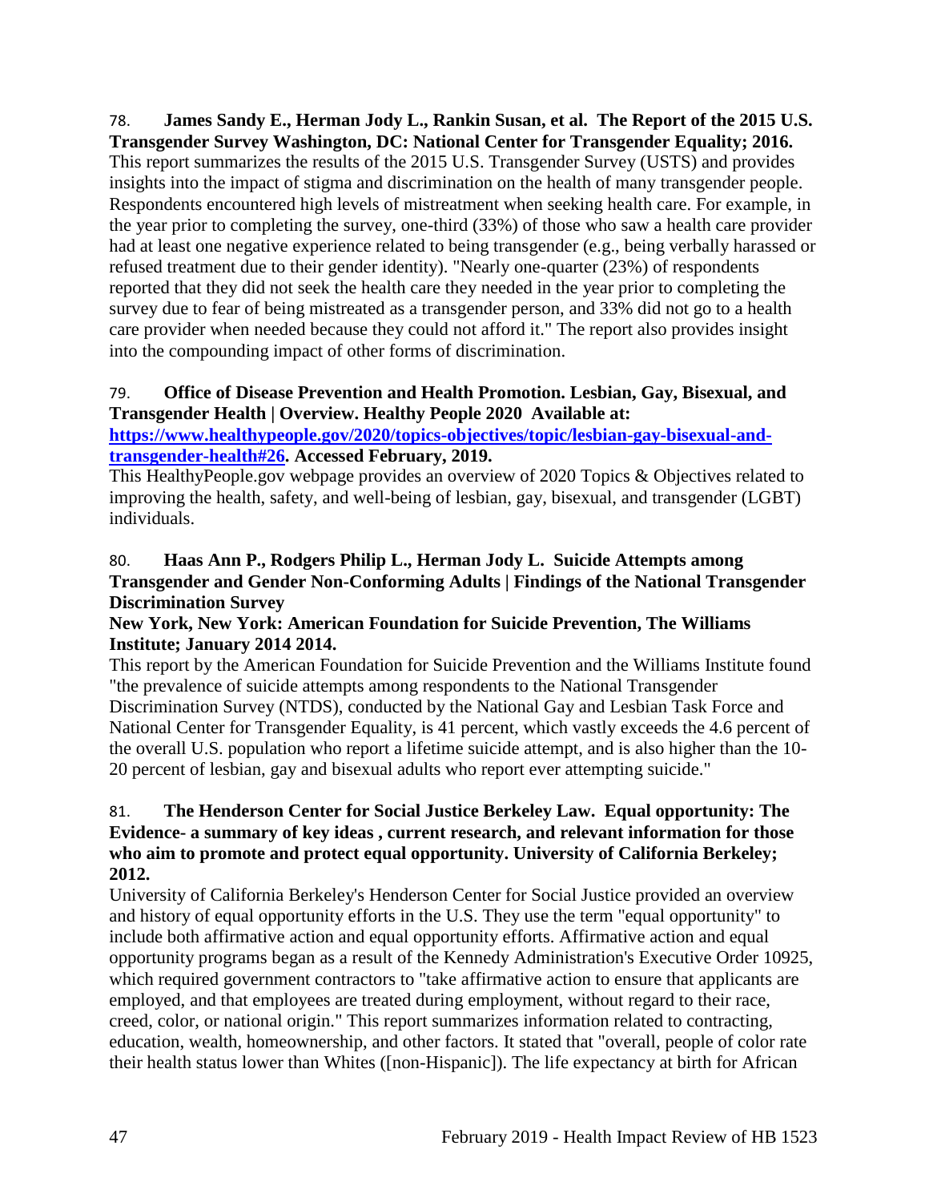78. **James Sandy E., Herman Jody L., Rankin Susan, et al. The Report of the 2015 U.S. Transgender Survey Washington, DC: National Center for Transgender Equality; 2016.**
This report summarizes the results of the 2015 U.S. Transgender Survey (USTS) and provides insights into the impact of stigma and discrimination on the health of many transgender people. Respondents encountered high levels of mistreatment when seeking health care. For example, in the year prior to completing the survey, one-third (33%) of those who saw a health care provider had at least one negative experience related to being transgender (e.g., being verbally harassed or refused treatment due to their gender identity). "Nearly one-quarter (23%) of respondents reported that they did not seek the health care they needed in the year prior to completing the survey due to fear of being mistreated as a transgender person, and 33% did not go to a health care provider when needed because they could not afford it." The report also provides insight into the compounding impact of other forms of discrimination.

79. **Office of Disease Prevention and Health Promotion. Lesbian, Gay, Bisexual, and Transgender Health | Overview. Healthy People 2020 Available at: [https://www.healthypeople.gov/2020/topics-objectives/topic/lesbian-gay-bisexual-and-transgender-health#26](https://www.healthypeople.gov/2020/topics-objectives/topic/lesbian-gay-bisexual-and-transgender-health#26). Accessed February, 2019.**
This HealthyPeople.gov webpage provides an overview of 2020 Topics & Objectives related to improving the health, safety, and well-being of lesbian, gay, bisexual, and transgender (LGBT) individuals.

80. **Haas Ann P., Rodgers Philip L., Herman Jody L. Suicide Attempts among Transgender and Gender Non-Conforming Adults | Findings of the National Transgender Discrimination Survey**
**New York, New York: American Foundation for Suicide Prevention, The Williams Institute; January 2014 2014.**
This report by the American Foundation for Suicide Prevention and the Williams Institute found "the prevalence of suicide attempts among respondents to the National Transgender Discrimination Survey (NTDS), conducted by the National Gay and Lesbian Task Force and National Center for Transgender Equality, is 41 percent, which vastly exceeds the 4.6 percent of the overall U.S. population who report a lifetime suicide attempt, and is also higher than the 10-20 percent of lesbian, gay and bisexual adults who report ever attempting suicide."

81. **The Henderson Center for Social Justice Berkeley Law. Equal opportunity: The Evidence- a summary of key ideas , current research, and relevant information for those who aim to promote and protect equal opportunity. University of California Berkeley; 2012.**
University of California Berkeley's Henderson Center for Social Justice provided an overview and history of equal opportunity efforts in the U.S. They use the term "equal opportunity" to include both affirmative action and equal opportunity efforts. Affirmative action and equal opportunity programs began as a result of the Kennedy Administration's Executive Order 10925, which required government contractors to "take affirmative action to ensure that applicants are employed, and that employees are treated during employment, without regard to their race, creed, color, or national origin." This report summarizes information related to contracting, education, wealth, homeownership, and other factors. It stated that "overall, people of color rate their health status lower than Whites ([non-Hispanic]). The life expectancy at birth for African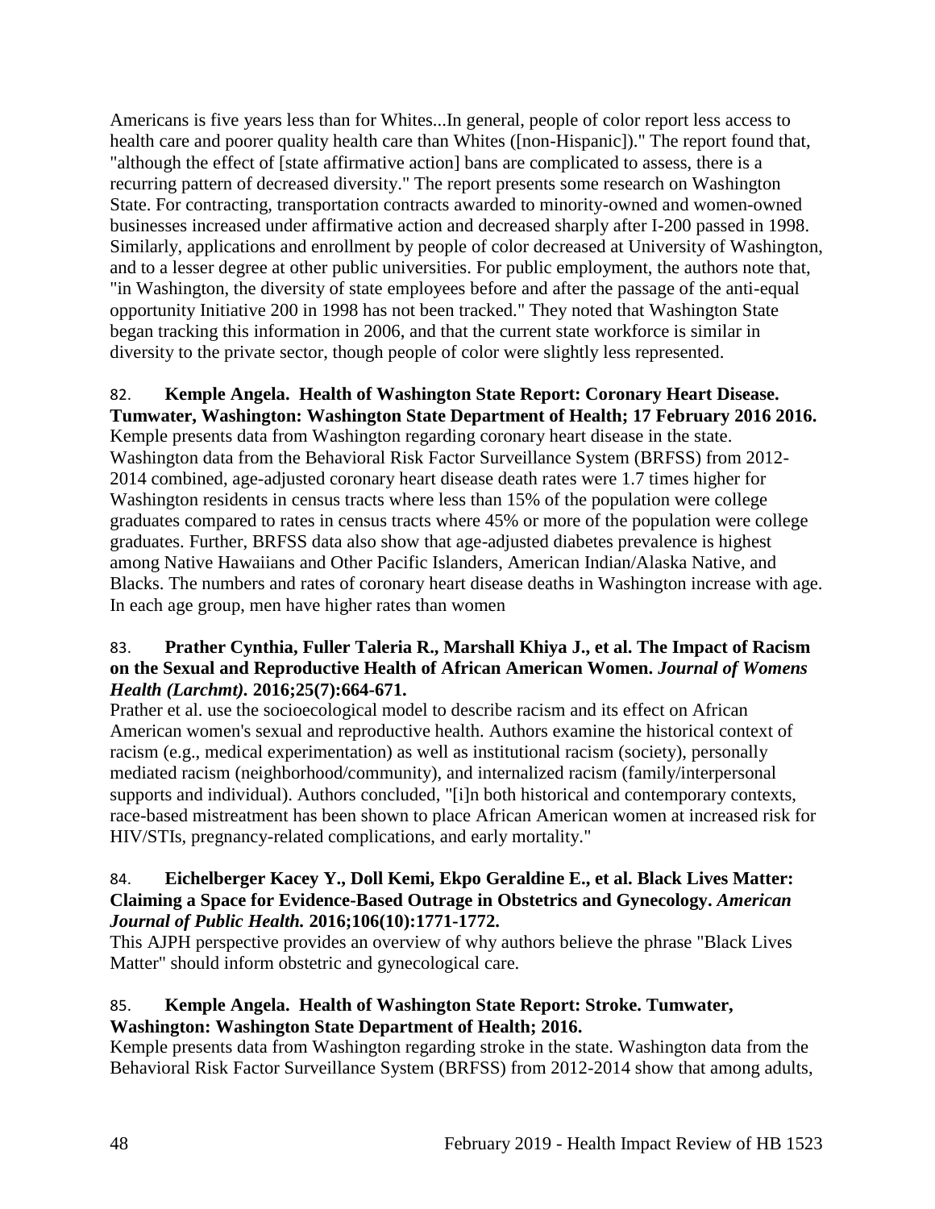Americans is five years less than for Whites...In general, people of color report less access to health care and poorer quality health care than Whites ([non-Hispanic])." The report found that, "although the effect of [state affirmative action] bans are complicated to assess, there is a recurring pattern of decreased diversity." The report presents some research on Washington State. For contracting, transportation contracts awarded to minority-owned and women-owned businesses increased under affirmative action and decreased sharply after I-200 passed in 1998. Similarly, applications and enrollment by people of color decreased at University of Washington, and to a lesser degree at other public universities. For public employment, the authors note that, "in Washington, the diversity of state employees before and after the passage of the anti-equal opportunity Initiative 200 in 1998 has not been tracked." They noted that Washington State began tracking this information in 2006, and that the current state workforce is similar in diversity to the private sector, though people of color were slightly less represented.

82. **Kemple Angela. Health of Washington State Report: Coronary Heart Disease. Tumwater, Washington: Washington State Department of Health; 17 February 2016 2016.**
Kemple presents data from Washington regarding coronary heart disease in the state. Washington data from the Behavioral Risk Factor Surveillance System (BRFSS) from 2012-2014 combined, age-adjusted coronary heart disease death rates were 1.7 times higher for Washington residents in census tracts where less than 15% of the population were college graduates compared to rates in census tracts where 45% or more of the population were college graduates. Further, BRFSS data also show that age-adjusted diabetes prevalence is highest among Native Hawaiians and Other Pacific Islanders, American Indian/Alaska Native, and Blacks. The numbers and rates of coronary heart disease deaths in Washington increase with age. In each age group, men have higher rates than women

83. **Prather Cynthia, Fuller Taleria R., Marshall Khiya J., et al. The Impact of Racism on the Sexual and Reproductive Health of African American Women. *Journal of Womens Health (Larchmt).* 2016;25(7):664-671.**
Prather et al. use the socioecological model to describe racism and its effect on African American women's sexual and reproductive health. Authors examine the historical context of racism (e.g., medical experimentation) as well as institutional racism (society), personally mediated racism (neighborhood/community), and internalized racism (family/interpersonal supports and individual). Authors concluded, "[i]n both historical and contemporary contexts, race-based mistreatment has been shown to place African American women at increased risk for HIV/STIs, pregnancy-related complications, and early mortality."

84. **Eichelberger Kacey Y., Doll Kemi, Ekpo Geraldine E., et al. Black Lives Matter: Claiming a Space for Evidence-Based Outrage in Obstetrics and Gynecology. *American Journal of Public Health.* 2016;106(10):1771-1772.**
This AJPH perspective provides an overview of why authors believe the phrase "Black Lives Matter" should inform obstetric and gynecological care.

85. **Kemple Angela. Health of Washington State Report: Stroke. Tumwater, Washington: Washington State Department of Health; 2016.**
Kemple presents data from Washington regarding stroke in the state. Washington data from the Behavioral Risk Factor Surveillance System (BRFSS) from 2012-2014 show that among adults,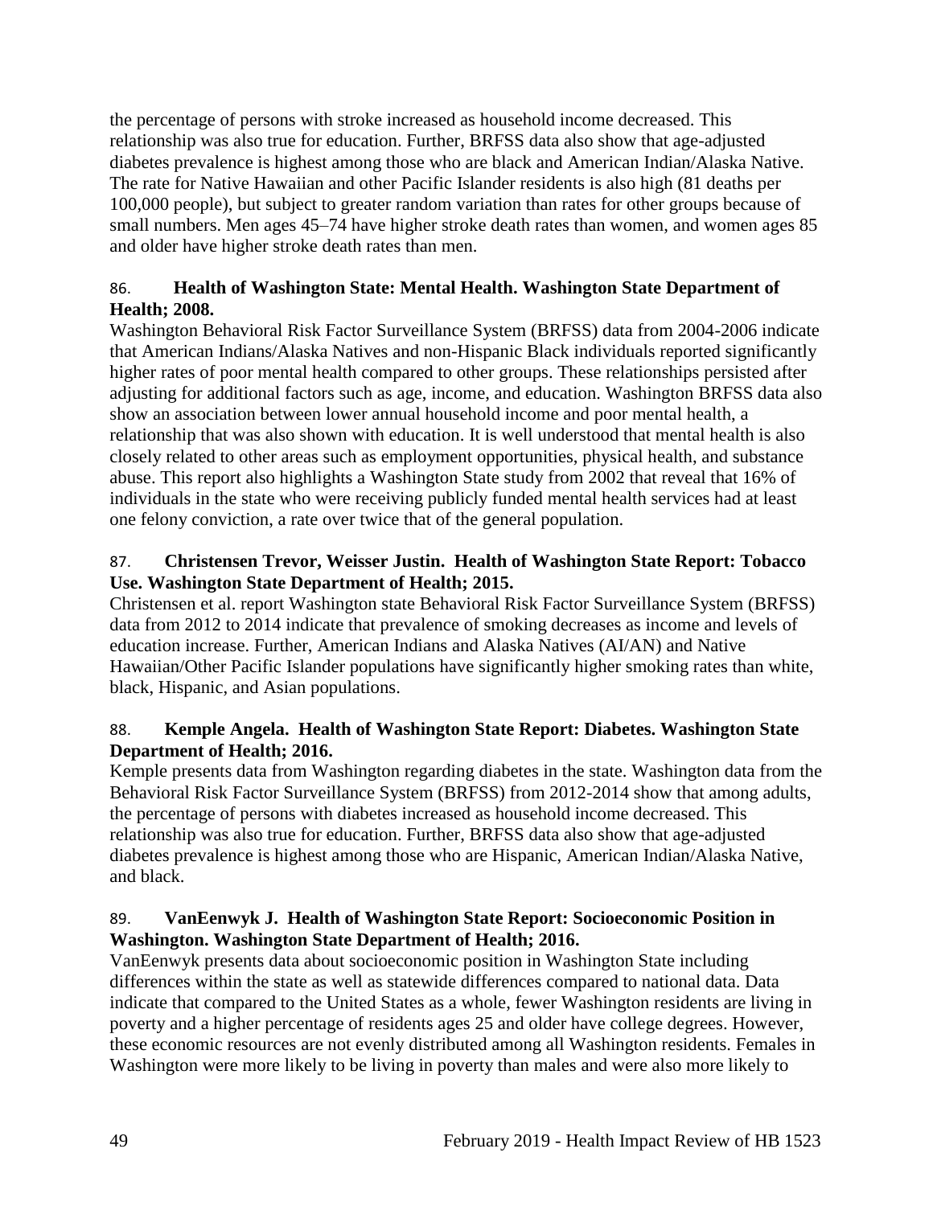the percentage of persons with stroke increased as household income decreased. This relationship was also true for education. Further, BRFSS data also show that age-adjusted diabetes prevalence is highest among those who are black and American Indian/Alaska Native. The rate for Native Hawaiian and other Pacific Islander residents is also high (81 deaths per 100,000 people), but subject to greater random variation than rates for other groups because of small numbers. Men ages 45–74 have higher stroke death rates than women, and women ages 85 and older have higher stroke death rates than men.

86. **Health of Washington State: Mental Health. Washington State Department of Health; 2008.**

Washington Behavioral Risk Factor Surveillance System (BRFSS) data from 2004-2006 indicate that American Indians/Alaska Natives and non-Hispanic Black individuals reported significantly higher rates of poor mental health compared to other groups. These relationships persisted after adjusting for additional factors such as age, income, and education. Washington BRFSS data also show an association between lower annual household income and poor mental health, a relationship that was also shown with education. It is well understood that mental health is also closely related to other areas such as employment opportunities, physical health, and substance abuse. This report also highlights a Washington State study from 2002 that reveal that 16% of individuals in the state who were receiving publicly funded mental health services had at least one felony conviction, a rate over twice that of the general population.

87. **Christensen Trevor, Weisser Justin. Health of Washington State Report: Tobacco Use. Washington State Department of Health; 2015.**

Christensen et al. report Washington state Behavioral Risk Factor Surveillance System (BRFSS) data from 2012 to 2014 indicate that prevalence of smoking decreases as income and levels of education increase. Further, American Indians and Alaska Natives (AI/AN) and Native Hawaiian/Other Pacific Islander populations have significantly higher smoking rates than white, black, Hispanic, and Asian populations.

88. **Kemple Angela. Health of Washington State Report: Diabetes. Washington State Department of Health; 2016.**

Kemple presents data from Washington regarding diabetes in the state. Washington data from the Behavioral Risk Factor Surveillance System (BRFSS) from 2012-2014 show that among adults, the percentage of persons with diabetes increased as household income decreased. This relationship was also true for education. Further, BRFSS data also show that age-adjusted diabetes prevalence is highest among those who are Hispanic, American Indian/Alaska Native, and black.

89. **VanEenwyk J. Health of Washington State Report: Socioeconomic Position in Washington. Washington State Department of Health; 2016.**

VanEenwyk presents data about socioeconomic position in Washington State including differences within the state as well as statewide differences compared to national data. Data indicate that compared to the United States as a whole, fewer Washington residents are living in poverty and a higher percentage of residents ages 25 and older have college degrees. However, these economic resources are not evenly distributed among all Washington residents. Females in Washington were more likely to be living in poverty than males and were also more likely to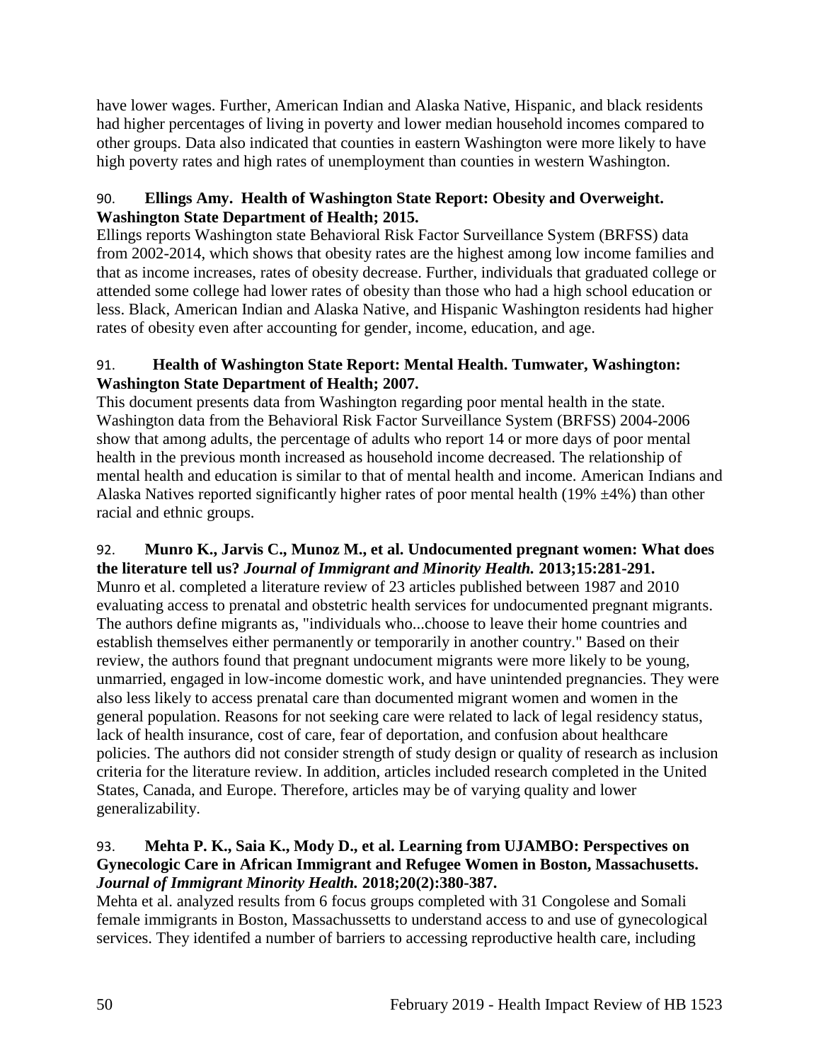have lower wages. Further, American Indian and Alaska Native, Hispanic, and black residents had higher percentages of living in poverty and lower median household incomes compared to other groups. Data also indicated that counties in eastern Washington were more likely to have high poverty rates and high rates of unemployment than counties in western Washington.

90. **Ellings Amy. Health of Washington State Report: Obesity and Overweight. Washington State Department of Health; 2015.**
Ellings reports Washington state Behavioral Risk Factor Surveillance System (BRFSS) data from 2002-2014, which shows that obesity rates are the highest among low income families and that as income increases, rates of obesity decrease. Further, individuals that graduated college or attended some college had lower rates of obesity than those who had a high school education or less. Black, American Indian and Alaska Native, and Hispanic Washington residents had higher rates of obesity even after accounting for gender, income, education, and age.

91. **Health of Washington State Report: Mental Health. Tumwater, Washington: Washington State Department of Health; 2007.**
This document presents data from Washington regarding poor mental health in the state. Washington data from the Behavioral Risk Factor Surveillance System (BRFSS) 2004-2006 show that among adults, the percentage of adults who report 14 or more days of poor mental health in the previous month increased as household income decreased. The relationship of mental health and education is similar to that of mental health and income. American Indians and Alaska Natives reported significantly higher rates of poor mental health (19% ±4%) than other racial and ethnic groups.

92. **Munro K., Jarvis C., Munoz M., et al. Undocumented pregnant women: What does the literature tell us? *Journal of Immigrant and Minority Health.* 2013;15:281-291.**
Munro et al. completed a literature review of 23 articles published between 1987 and 2010 evaluating access to prenatal and obstetric health services for undocumented pregnant migrants. The authors define migrants as, "individuals who...choose to leave their home countries and establish themselves either permanently or temporarily in another country." Based on their review, the authors found that pregnant undocument migrants were more likely to be young, unmarried, engaged in low-income domestic work, and have unintended pregnancies. They were also less likely to access prenatal care than documented migrant women and women in the general population. Reasons for not seeking care were related to lack of legal residency status, lack of health insurance, cost of care, fear of deportation, and confusion about healthcare policies. The authors did not consider strength of study design or quality of research as inclusion criteria for the literature review. In addition, articles included research completed in the United States, Canada, and Europe. Therefore, articles may be of varying quality and lower generalizability.

93. **Mehta P. K., Saia K., Mody D., et al. Learning from UJAMBO: Perspectives on Gynecologic Care in African Immigrant and Refugee Women in Boston, Massachusetts. *Journal of Immigrant Minority Health.* 2018;20(2):380-387.**
Mehta et al. analyzed results from 6 focus groups completed with 31 Congolese and Somali female immigrants in Boston, Massachussetts to understand access to and use of gynecological services. They identifed a number of barriers to accessing reproductive health care, including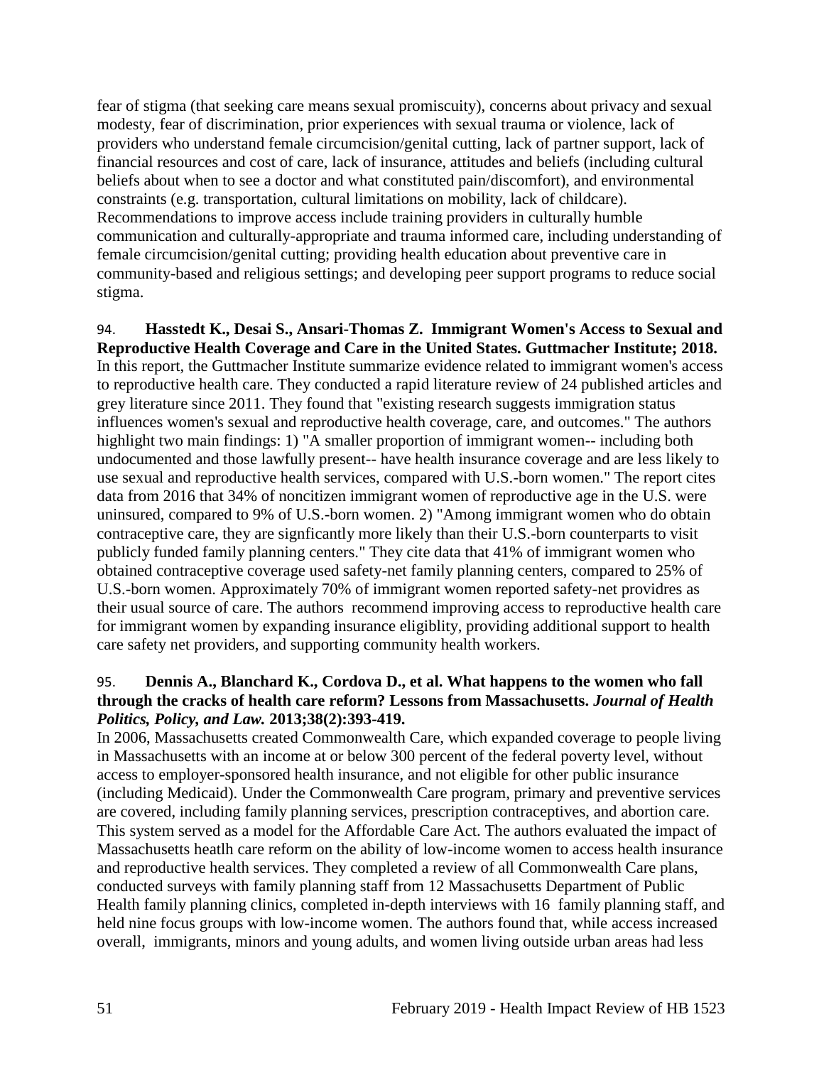fear of stigma (that seeking care means sexual promiscuity), concerns about privacy and sexual modesty, fear of discrimination, prior experiences with sexual trauma or violence, lack of providers who understand female circumcision/genital cutting, lack of partner support, lack of financial resources and cost of care, lack of insurance, attitudes and beliefs (including cultural beliefs about when to see a doctor and what constituted pain/discomfort), and environmental constraints (e.g. transportation, cultural limitations on mobility, lack of childcare). Recommendations to improve access include training providers in culturally humble communication and culturally-appropriate and trauma informed care, including understanding of female circumcision/genital cutting; providing health education about preventive care in community-based and religious settings; and developing peer support programs to reduce social stigma.

94. **Hasstedt K., Desai S., Ansari-Thomas Z. Immigrant Women's Access to Sexual and Reproductive Health Coverage and Care in the United States. Guttmacher Institute; 2018.**
In this report, the Guttmacher Institute summarize evidence related to immigrant women's access to reproductive health care. They conducted a rapid literature review of 24 published articles and grey literature since 2011. They found that "existing research suggests immigration status influences women's sexual and reproductive health coverage, care, and outcomes." The authors highlight two main findings: 1) "A smaller proportion of immigrant women-- including both undocumented and those lawfully present-- have health insurance coverage and are less likely to use sexual and reproductive health services, compared with U.S.-born women." The report cites data from 2016 that 34% of noncitizen immigrant women of reproductive age in the U.S. were uninsured, compared to 9% of U.S.-born women. 2) "Among immigrant women who do obtain contraceptive care, they are signficantly more likely than their U.S.-born counterparts to visit publicly funded family planning centers." They cite data that 41% of immigrant women who obtained contraceptive coverage used safety-net family planning centers, compared to 25% of U.S.-born women. Approximately 70% of immigrant women reported safety-net providres as their usual source of care. The authors recommend improving access to reproductive health care for immigrant women by expanding insurance eligiblity, providing additional support to health care safety net providers, and supporting community health workers.

95. **Dennis A., Blanchard K., Cordova D., et al. What happens to the women who fall through the cracks of health care reform? Lessons from Massachusetts. *Journal of Health Politics, Policy, and Law.* 2013;38(2):393-419.**
In 2006, Massachusetts created Commonwealth Care, which expanded coverage to people living in Massachusetts with an income at or below 300 percent of the federal poverty level, without access to employer-sponsored health insurance, and not eligible for other public insurance (including Medicaid). Under the Commonwealth Care program, primary and preventive services are covered, including family planning services, prescription contraceptives, and abortion care. This system served as a model for the Affordable Care Act. The authors evaluated the impact of Massachusetts heatlh care reform on the ability of low-income women to access health insurance and reproductive health services. They completed a review of all Commonwealth Care plans, conducted surveys with family planning staff from 12 Massachusetts Department of Public Health family planning clinics, completed in-depth interviews with 16 family planning staff, and held nine focus groups with low-income women. The authors found that, while access increased overall, immigrants, minors and young adults, and women living outside urban areas had less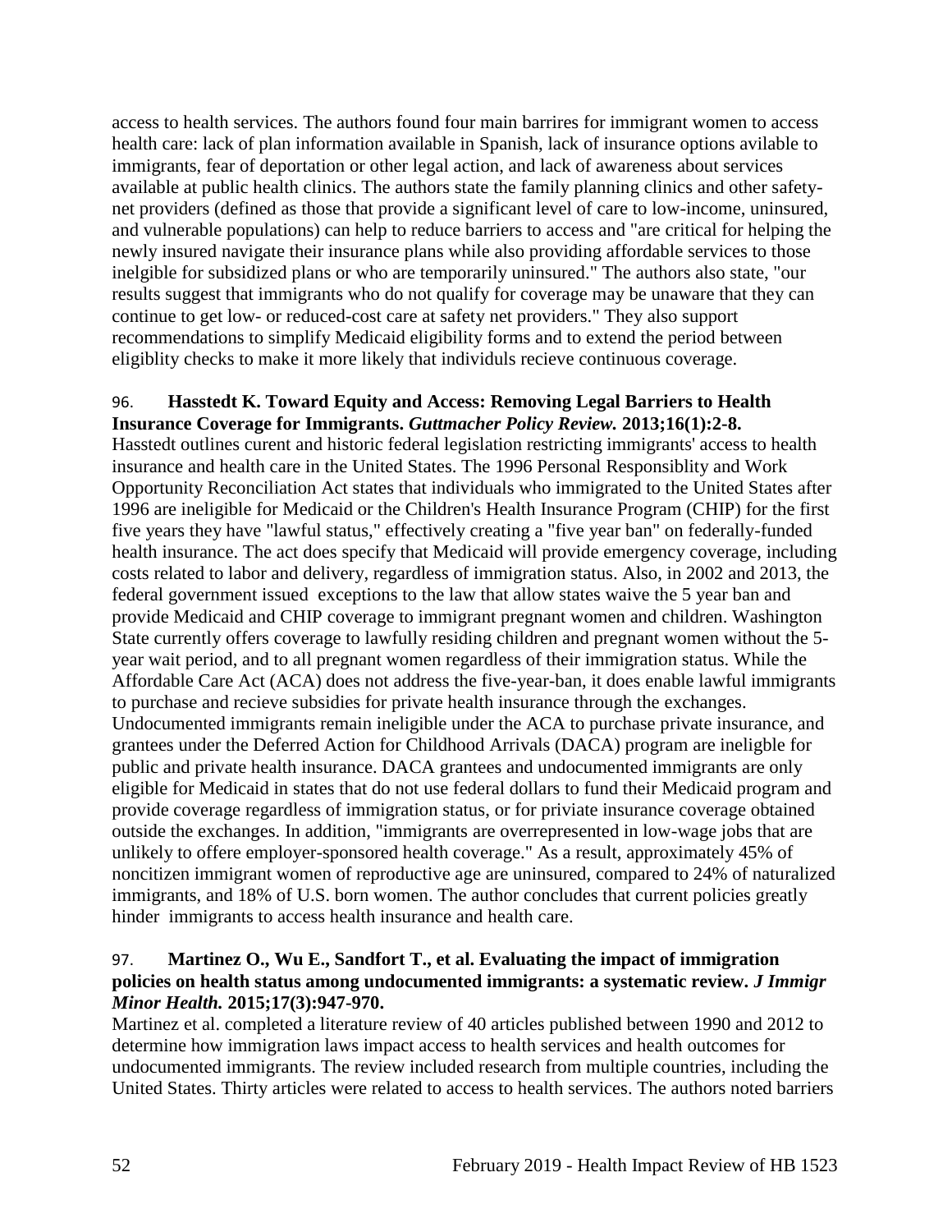access to health services. The authors found four main barrires for immigrant women to access health care: lack of plan information available in Spanish, lack of insurance options avilable to immigrants, fear of deportation or other legal action, and lack of awareness about services available at public health clinics. The authors state the family planning clinics and other safety-net providers (defined as those that provide a significant level of care to low-income, uninsured, and vulnerable populations) can help to reduce barriers to access and "are critical for helping the newly insured navigate their insurance plans while also providing affordable services to those inelgible for subsidized plans or who are temporarily uninsured." The authors also state, "our results suggest that immigrants who do not qualify for coverage may be unaware that they can continue to get low- or reduced-cost care at safety net providers." They also support recommendations to simplify Medicaid eligibility forms and to extend the period between eligiblity checks to make it more likely that individuls recieve continuous coverage.

96. **Hasstedt K. Toward Equity and Access: Removing Legal Barriers to Health Insurance Coverage for Immigrants.** ***Guttmacher Policy Review.*** **2013;16(1):2-8.**
Hasstedt outlines curent and historic federal legislation restricting immigrants' access to health insurance and health care in the United States. The 1996 Personal Responsiblity and Work Opportunity Reconciliation Act states that individuals who immigrated to the United States after 1996 are ineligible for Medicaid or the Children's Health Insurance Program (CHIP) for the first five years they have "lawful status," effectively creating a "five year ban" on federally-funded health insurance. The act does specify that Medicaid will provide emergency coverage, including costs related to labor and delivery, regardless of immigration status. Also, in 2002 and 2013, the federal government issued exceptions to the law that allow states waive the 5 year ban and provide Medicaid and CHIP coverage to immigrant pregnant women and children. Washington State currently offers coverage to lawfully residing children and pregnant women without the 5-year wait period, and to all pregnant women regardless of their immigration status. While the Affordable Care Act (ACA) does not address the five-year-ban, it does enable lawful immigrants to purchase and recieve subsidies for private health insurance through the exchanges. Undocumented immigrants remain ineligible under the ACA to purchase private insurance, and grantees under the Deferred Action for Childhood Arrivals (DACA) program are ineligble for public and private health insurance. DACA grantees and undocumented immigrants are only eligible for Medicaid in states that do not use federal dollars to fund their Medicaid program and provide coverage regardless of immigration status, or for priviate insurance coverage obtained outside the exchanges. In addition, "immigrants are overrepresented in low-wage jobs that are unlikely to offere employer-sponsored health coverage." As a result, approximately 45% of noncitizen immigrant women of reproductive age are uninsured, compared to 24% of naturalized immigrants, and 18% of U.S. born women. The author concludes that current policies greatly hinder immigrants to access health insurance and health care.

97. **Martinez O., Wu E., Sandfort T., et al. Evaluating the impact of immigration policies on health status among undocumented immigrants: a systematic review.** ***J Immigr Minor Health.*** **2015;17(3):947-970.**
Martinez et al. completed a literature review of 40 articles published between 1990 and 2012 to determine how immigration laws impact access to health services and health outcomes for undocumented immigrants. The review included research from multiple countries, including the United States. Thirty articles were related to access to health services. The authors noted barriers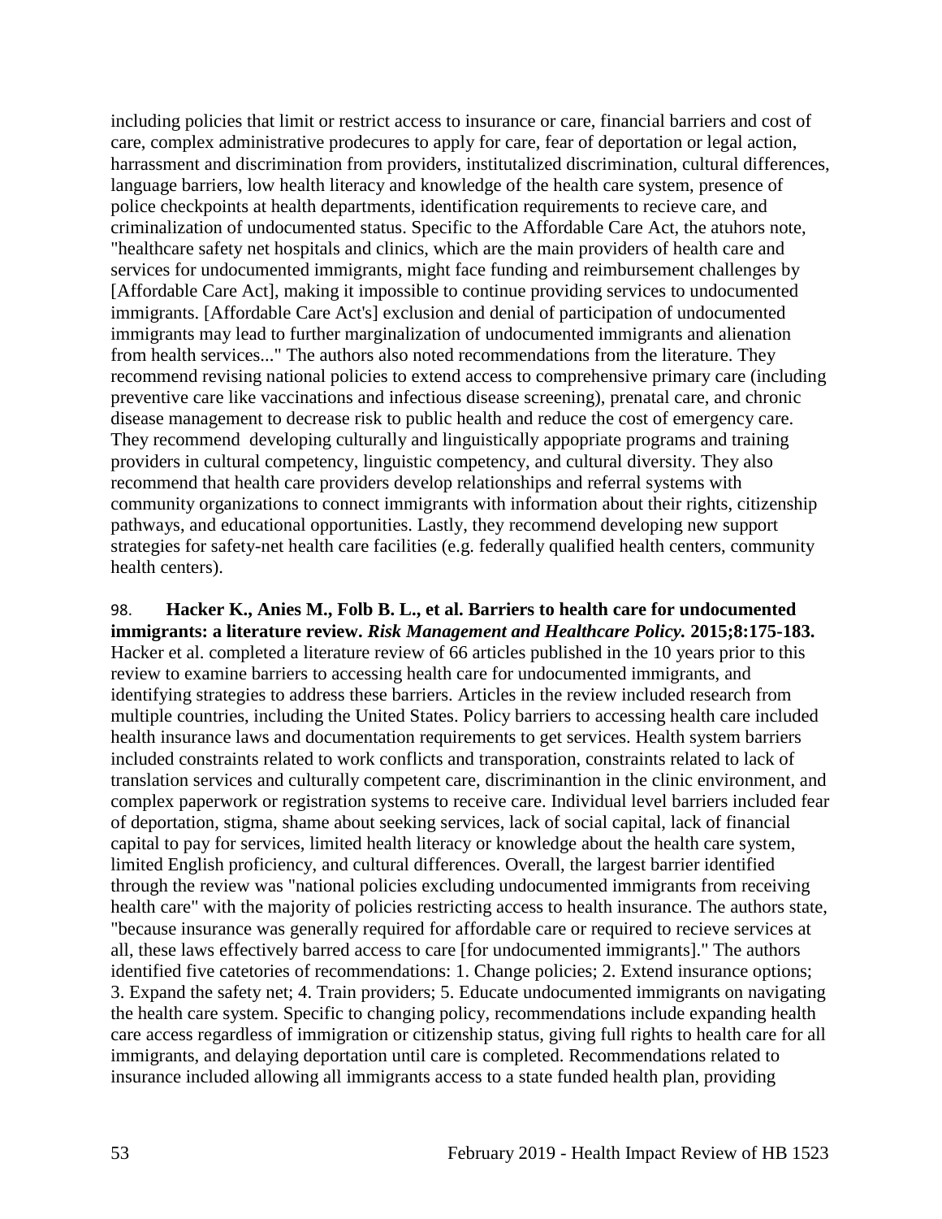including policies that limit or restrict access to insurance or care, financial barriers and cost of care, complex administrative prodecures to apply for care, fear of deportation or legal action, harrassment and discrimination from providers, institutalized discrimination, cultural differences, language barriers, low health literacy and knowledge of the health care system, presence of police checkpoints at health departments, identification requirements to recieve care, and criminalization of undocumented status. Specific to the Affordable Care Act, the atuhors note, "healthcare safety net hospitals and clinics, which are the main providers of health care and services for undocumented immigrants, might face funding and reimbursement challenges by [Affordable Care Act], making it impossible to continue providing services to undocumented immigrants. [Affordable Care Act's] exclusion and denial of participation of undocumented immigrants may lead to further marginalization of undocumented immigrants and alienation from health services..." The authors also noted recommendations from the literature. They recommend revising national policies to extend access to comprehensive primary care (including preventive care like vaccinations and infectious disease screening), prenatal care, and chronic disease management to decrease risk to public health and reduce the cost of emergency care. They recommend developing culturally and linguistically appopriate programs and training providers in cultural competency, linguistic competency, and cultural diversity. They also recommend that health care providers develop relationships and referral systems with community organizations to connect immigrants with information about their rights, citizenship pathways, and educational opportunities. Lastly, they recommend developing new support strategies for safety-net health care facilities (e.g. federally qualified health centers, community health centers).

98. **Hacker K., Anies M., Folb B. L., et al. Barriers to health care for undocumented immigrants: a literature review. *Risk Management and Healthcare Policy.* 2015;8:175-183.** Hacker et al. completed a literature review of 66 articles published in the 10 years prior to this review to examine barriers to accessing health care for undocumented immigrants, and identifying strategies to address these barriers. Articles in the review included research from multiple countries, including the United States. Policy barriers to accessing health care included health insurance laws and documentation requirements to get services. Health system barriers included constraints related to work conflicts and transporation, constraints related to lack of translation services and culturally competent care, discriminantion in the clinic environment, and complex paperwork or registration systems to receive care. Individual level barriers included fear of deportation, stigma, shame about seeking services, lack of social capital, lack of financial capital to pay for services, limited health literacy or knowledge about the health care system, limited English proficiency, and cultural differences. Overall, the largest barrier identified through the review was "national policies excluding undocumented immigrants from receiving health care" with the majority of policies restricting access to health insurance. The authors state, "because insurance was generally required for affordable care or required to recieve services at all, these laws effectively barred access to care [for undocumented immigrants]." The authors identified five catetories of recommendations: 1. Change policies; 2. Extend insurance options; 3. Expand the safety net; 4. Train providers; 5. Educate undocumented immigrants on navigating the health care system. Specific to changing policy, recommendations include expanding health care access regardless of immigration or citizenship status, giving full rights to health care for all immigrants, and delaying deportation until care is completed. Recommendations related to insurance included allowing all immigrants access to a state funded health plan, providing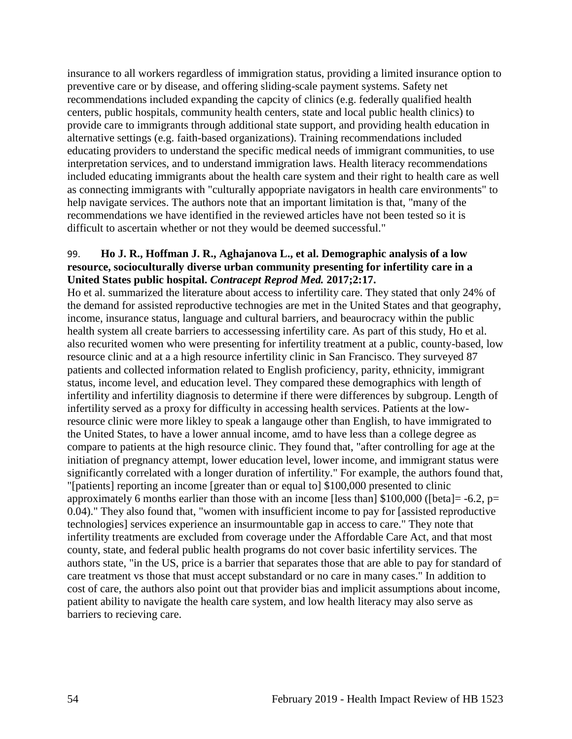insurance to all workers regardless of immigration status, providing a limited insurance option to preventive care or by disease, and offering sliding-scale payment systems. Safety net recommendations included expanding the capcity of clinics (e.g. federally qualified health centers, public hospitals, community health centers, state and local public health clinics) to provide care to immigrants through additional state support, and providing health education in alternative settings (e.g. faith-based organizations). Training recommendations included educating providers to understand the specific medical needs of immigrant communities, to use interpretation services, and to understand immigration laws. Health literacy recommendations included educating immigrants about the health care system and their right to health care as well as connecting immigrants with "culturally appopriate navigators in health care environments" to help navigate services. The authors note that an important limitation is that, "many of the recommendations we have identified in the reviewed articles have not been tested so it is difficult to ascertain whether or not they would be deemed successful."

99. **Ho J. R., Hoffman J. R., Aghajanova L., et al. Demographic analysis of a low resource, socioculturally diverse urban community presenting for infertility care in a United States public hospital.** ***Contracept Reprod Med.*** **2017;2:17.**

Ho et al. summarized the literature about access to infertility care. They stated that only 24% of the demand for assisted reproductive technogies are met in the United States and that geography, income, insurance status, language and cultural barriers, and beaurocracy within the public health system all create barriers to accessessing infertility care. As part of this study, Ho et al. also recurited women who were presenting for infertility treatment at a public, county-based, low resource clinic and at a a high resource infertility clinic in San Francisco. They surveyed 87 patients and collected information related to English proficiency, parity, ethnicity, immigrant status, income level, and education level. They compared these demographics with length of infertility and infertility diagnosis to determine if there were differences by subgroup. Length of infertility served as a proxy for difficulty in accessing health services. Patients at the low-resource clinic were more likley to speak a langauge other than English, to have immigrated to the United States, to have a lower annual income, amd to have less than a college degree as compare to patients at the high resource clinic. They found that, "after controlling for age at the initiation of pregnancy attempt, lower education level, lower income, and immigrant status were significantly correlated with a longer duration of infertility." For example, the authors found that, "[patients] reporting an income [greater than or equal to] \$100,000 presented to clinic approximately 6 months earlier than those with an income [less than] \$100,000 ([beta]= -6.2, p= 0.04)." They also found that, "women with insufficient income to pay for [assisted reproductive technologies] services experience an insurmountable gap in access to care." They note that infertility treatments are excluded from coverage under the Affordable Care Act, and that most county, state, and federal public health programs do not cover basic infertility services. The authors state, "in the US, price is a barrier that separates those that are able to pay for standard of care treatment vs those that must accept substandard or no care in many cases." In addition to cost of care, the authors also point out that provider bias and implicit assumptions about income, patient ability to navigate the health care system, and low health literacy may also serve as barriers to recieving care.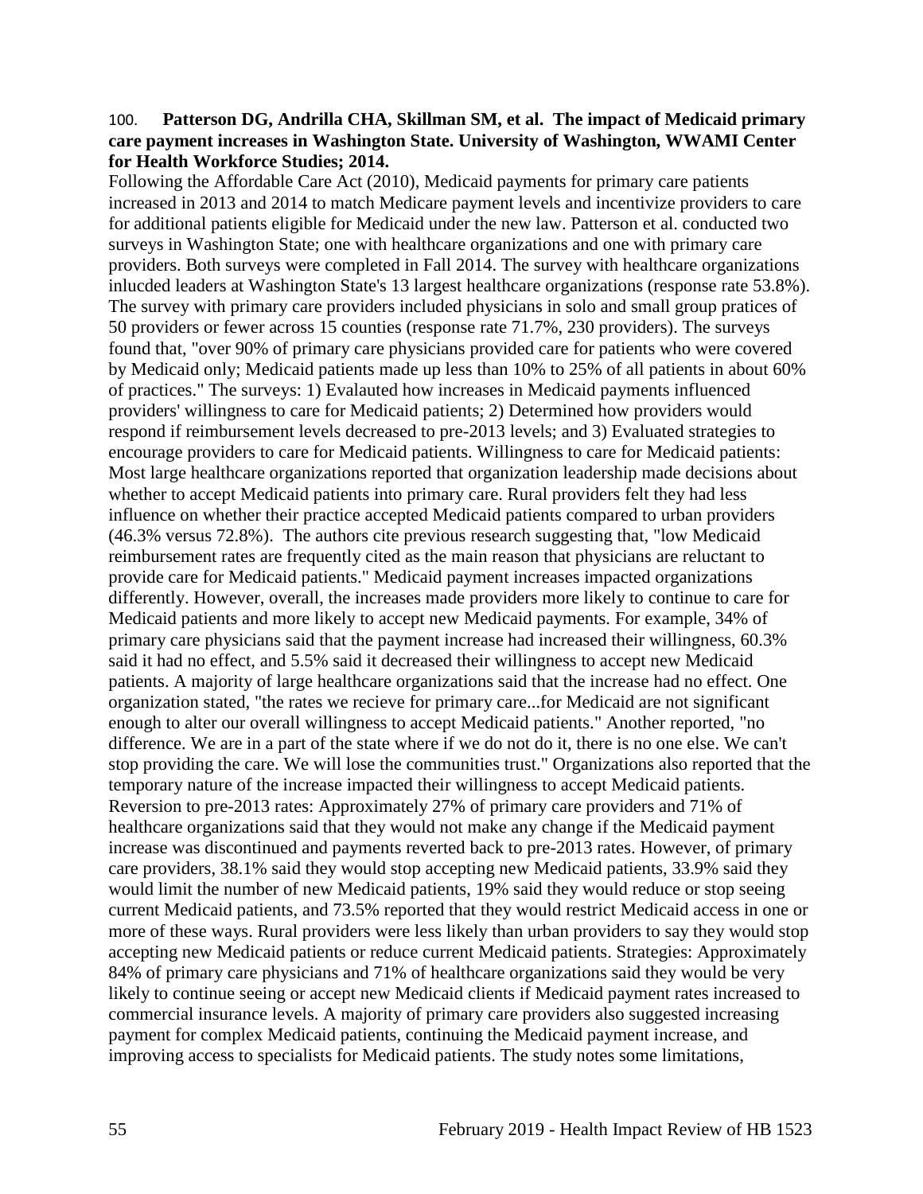100. **Patterson DG, Andrilla CHA, Skillman SM, et al. The impact of Medicaid primary care payment increases in Washington State. University of Washington, WWAMI Center for Health Workforce Studies; 2014.**

Following the Affordable Care Act (2010), Medicaid payments for primary care patients increased in 2013 and 2014 to match Medicare payment levels and incentivize providers to care for additional patients eligible for Medicaid under the new law. Patterson et al. conducted two surveys in Washington State; one with healthcare organizations and one with primary care providers. Both surveys were completed in Fall 2014. The survey with healthcare organizations inlucded leaders at Washington State's 13 largest healthcare organizations (response rate 53.8%). The survey with primary care providers included physicians in solo and small group pratices of 50 providers or fewer across 15 counties (response rate 71.7%, 230 providers). The surveys found that, "over 90% of primary care physicians provided care for patients who were covered by Medicaid only; Medicaid patients made up less than 10% to 25% of all patients in about 60% of practices." The surveys: 1) Evalauted how increases in Medicaid payments influenced providers' willingness to care for Medicaid patients; 2) Determined how providers would respond if reimbursement levels decreased to pre-2013 levels; and 3) Evaluated strategies to encourage providers to care for Medicaid patients. Willingness to care for Medicaid patients: Most large healthcare organizations reported that organization leadership made decisions about whether to accept Medicaid patients into primary care. Rural providers felt they had less influence on whether their practice accepted Medicaid patients compared to urban providers (46.3% versus 72.8%). The authors cite previous research suggesting that, "low Medicaid reimbursement rates are frequently cited as the main reason that physicians are reluctant to provide care for Medicaid patients." Medicaid payment increases impacted organizations differently. However, overall, the increases made providers more likely to continue to care for Medicaid patients and more likely to accept new Medicaid payments. For example, 34% of primary care physicians said that the payment increase had increased their willingness, 60.3% said it had no effect, and 5.5% said it decreased their willingness to accept new Medicaid patients. A majority of large healthcare organizations said that the increase had no effect. One organization stated, "the rates we recieve for primary care...for Medicaid are not significant enough to alter our overall willingness to accept Medicaid patients." Another reported, "no difference. We are in a part of the state where if we do not do it, there is no one else. We can't stop providing the care. We will lose the communities trust." Organizations also reported that the temporary nature of the increase impacted their willingness to accept Medicaid patients. Reversion to pre-2013 rates: Approximately 27% of primary care providers and 71% of healthcare organizations said that they would not make any change if the Medicaid payment increase was discontinued and payments reverted back to pre-2013 rates. However, of primary care providers, 38.1% said they would stop accepting new Medicaid patients, 33.9% said they would limit the number of new Medicaid patients, 19% said they would reduce or stop seeing current Medicaid patients, and 73.5% reported that they would restrict Medicaid access in one or more of these ways. Rural providers were less likely than urban providers to say they would stop accepting new Medicaid patients or reduce current Medicaid patients. Strategies: Approximately 84% of primary care physicians and 71% of healthcare organizations said they would be very likely to continue seeing or accept new Medicaid clients if Medicaid payment rates increased to commercial insurance levels. A majority of primary care providers also suggested increasing payment for complex Medicaid patients, continuing the Medicaid payment increase, and improving access to specialists for Medicaid patients. The study notes some limitations,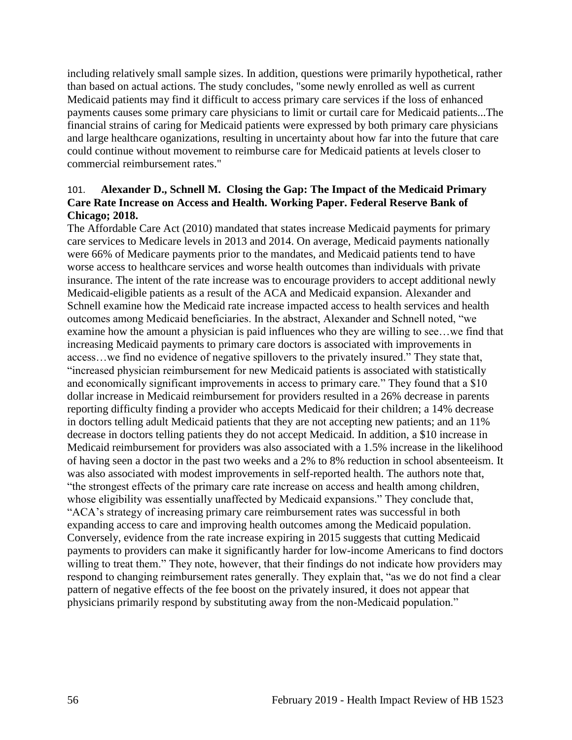including relatively small sample sizes. In addition, questions were primarily hypothetical, rather than based on actual actions. The study concludes, "some newly enrolled as well as current Medicaid patients may find it difficult to access primary care services if the loss of enhanced payments causes some primary care physicians to limit or curtail care for Medicaid patients...The financial strains of caring for Medicaid patients were expressed by both primary care physicians and large healthcare oganizations, resulting in uncertainty about how far into the future that care could continue without movement to reimburse care for Medicaid patients at levels closer to commercial reimbursement rates."

101. **Alexander D., Schnell M. Closing the Gap: The Impact of the Medicaid Primary Care Rate Increase on Access and Health. Working Paper. Federal Reserve Bank of Chicago; 2018.**

The Affordable Care Act (2010) mandated that states increase Medicaid payments for primary care services to Medicare levels in 2013 and 2014. On average, Medicaid payments nationally were 66% of Medicare payments prior to the mandates, and Medicaid patients tend to have worse access to healthcare services and worse health outcomes than individuals with private insurance. The intent of the rate increase was to encourage providers to accept additional newly Medicaid-eligible patients as a result of the ACA and Medicaid expansion. Alexander and Schnell examine how the Medicaid rate increase impacted access to health services and health outcomes among Medicaid beneficiaries. In the abstract, Alexander and Schnell noted, "we examine how the amount a physician is paid influences who they are willing to see…we find that increasing Medicaid payments to primary care doctors is associated with improvements in access…we find no evidence of negative spillovers to the privately insured." They state that, "increased physician reimbursement for new Medicaid patients is associated with statistically and economically significant improvements in access to primary care." They found that a $10 dollar increase in Medicaid reimbursement for providers resulted in a 26% decrease in parents reporting difficulty finding a provider who accepts Medicaid for their children; a 14% decrease in doctors telling adult Medicaid patients that they are not accepting new patients; and an 11% decrease in doctors telling patients they do not accept Medicaid. In addition, a $10 increase in Medicaid reimbursement for providers was also associated with a 1.5% increase in the likelihood of having seen a doctor in the past two weeks and a 2% to 8% reduction in school absenteeism. It was also associated with modest improvements in self-reported health. The authors note that, "the strongest effects of the primary care rate increase on access and health among children, whose eligibility was essentially unaffected by Medicaid expansions." They conclude that, "ACA's strategy of increasing primary care reimbursement rates was successful in both expanding access to care and improving health outcomes among the Medicaid population. Conversely, evidence from the rate increase expiring in 2015 suggests that cutting Medicaid payments to providers can make it significantly harder for low-income Americans to find doctors willing to treat them." They note, however, that their findings do not indicate how providers may respond to changing reimbursement rates generally. They explain that, "as we do not find a clear pattern of negative effects of the fee boost on the privately insured, it does not appear that physicians primarily respond by substituting away from the non-Medicaid population."